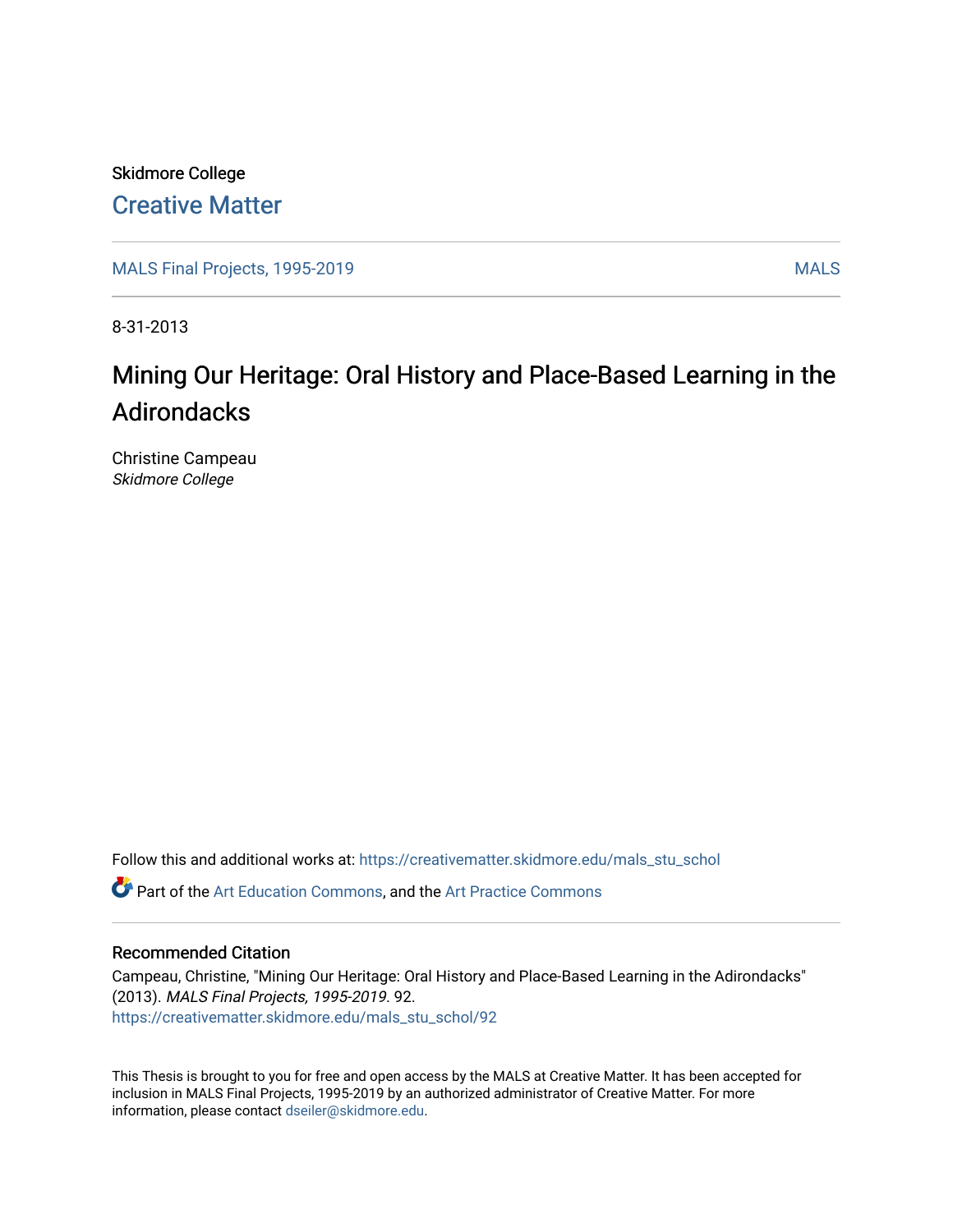Skidmore College

Creative Matter

MALS Final Projects, 1995-2019

MALS

8-31-2013

# Mining Our Heritage: Oral History and Place-Based Learning in the Adirondacks

Christine Campeau
*Skidmore College*

Follow this and additional works at: https://creativematter.skidmore.edu/mals_stu_schol

Part of the Art Education Commons, and the Art Practice Commons

## Recommended Citation

Campeau, Christine, "Mining Our Heritage: Oral History and Place-Based Learning in the Adirondacks" (2013). *MALS Final Projects, 1995-2019*. 92.
https://creativematter.skidmore.edu/mals_stu_schol/92

This Thesis is brought to you for free and open access by the MALS at Creative Matter. It has been accepted for inclusion in MALS Final Projects, 1995-2019 by an authorized administrator of Creative Matter. For more information, please contact dseiler@skidmore.edu.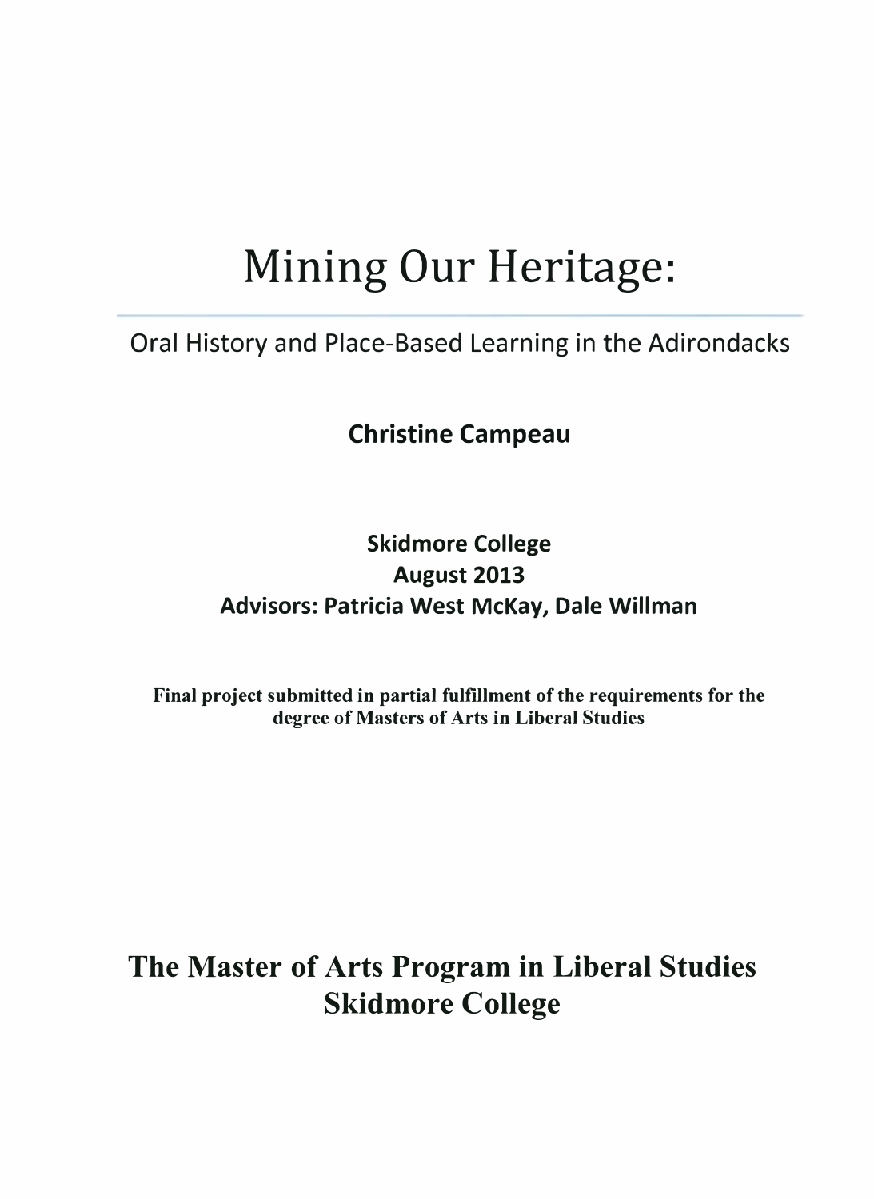# Mining Our Heritage:

Oral History and Place-Based Learning in the Adirondacks

**Christine Campeau**

**Skidmore College**
**August 2013**
**Advisors: Patricia West McKay, Dale Willman**

**Final project submitted in partial fulfillment of the requirements for the degree of Masters of Arts in Liberal Studies**

**The Master of Arts Program in Liberal Studies**
**Skidmore College**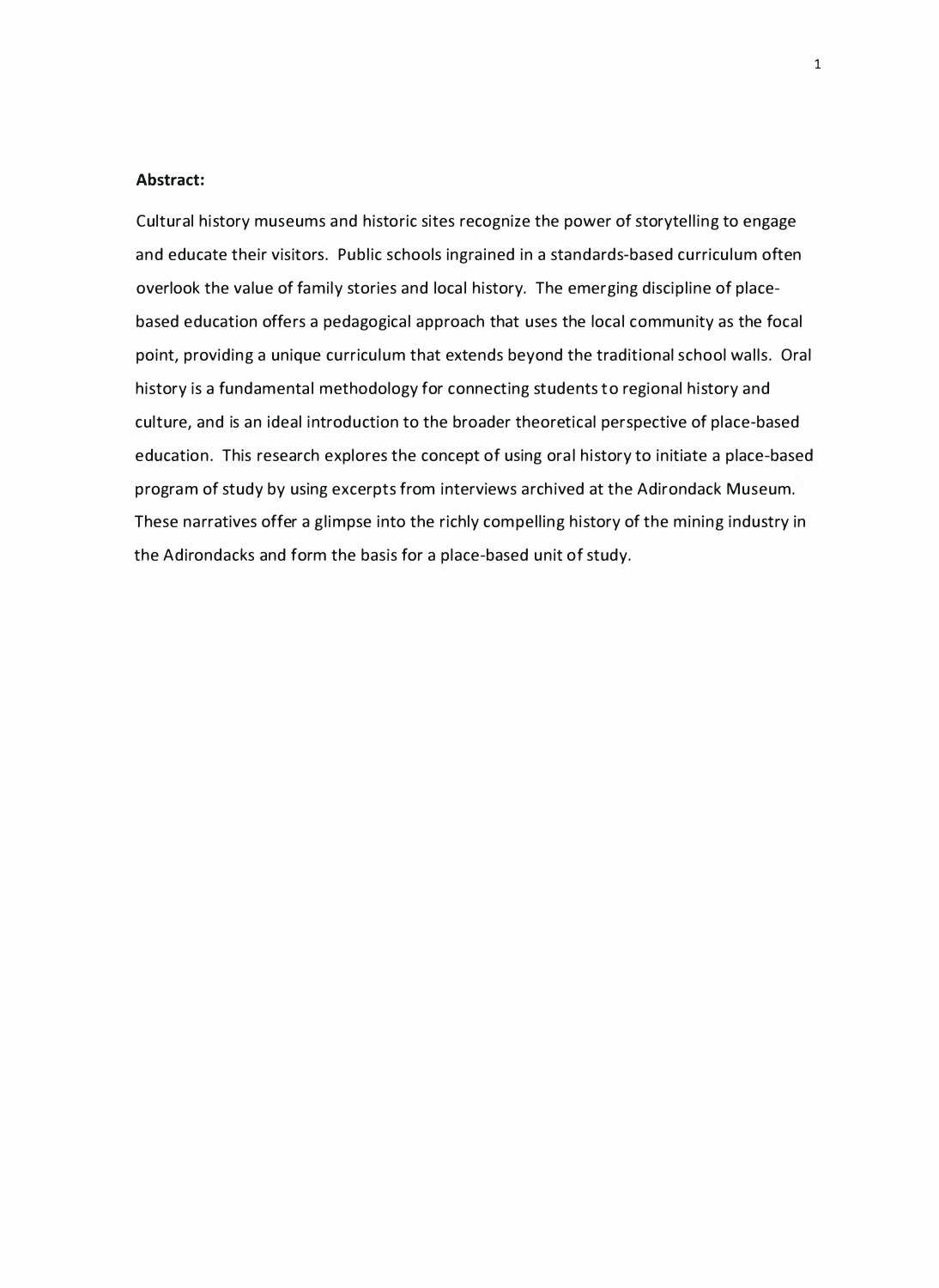**Abstract:**

Cultural history museums and historic sites recognize the power of storytelling to engage and educate their visitors. Public schools ingrained in a standards-based curriculum often overlook the value of family stories and local history. The emerging discipline of place-based education offers a pedagogical approach that uses the local community as the focal point, providing a unique curriculum that extends beyond the traditional school walls. Oral history is a fundamental methodology for connecting students to regional history and culture, and is an ideal introduction to the broader theoretical perspective of place-based education. This research explores the concept of using oral history to initiate a place-based program of study by using excerpts from interviews archived at the Adirondack Museum. These narratives offer a glimpse into the richly compelling history of the mining industry in the Adirondacks and form the basis for a place-based unit of study.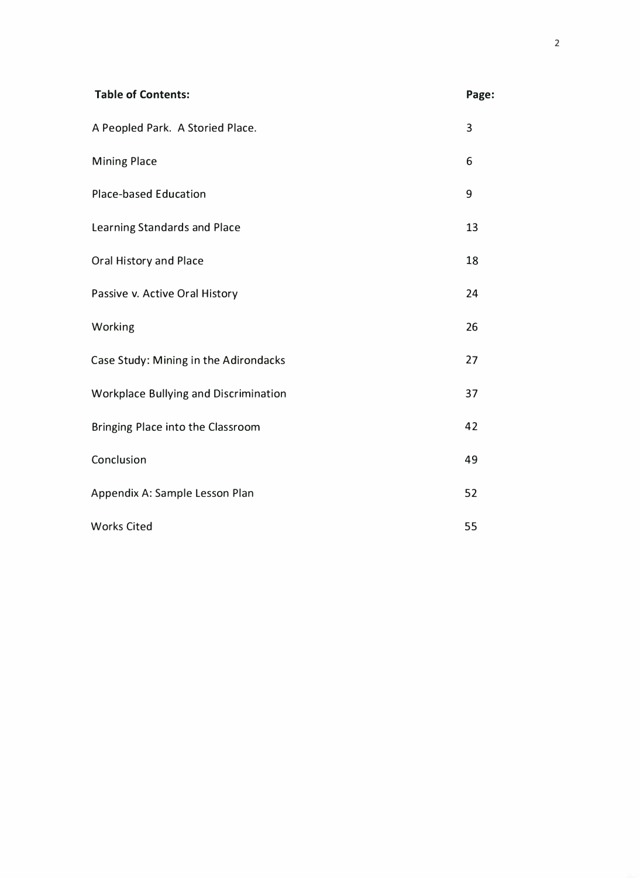| **Table of Contents:** | **Page:** |
|---|---|
| A Peopled Park. A Storied Place. | 3 |
| Mining Place | 6 |
| Place-based Education | 9 |
| Learning Standards and Place | 13 |
| Oral History and Place | 18 |
| Passive v. Active Oral History | 24 |
| Working | 26 |
| Case Study: Mining in the Adirondacks | 27 |
| Workplace Bullying and Discrimination | 37 |
| Bringing Place into the Classroom | 42 |
| Conclusion | 49 |
| Appendix A: Sample Lesson Plan | 52 |
| Works Cited | 55 |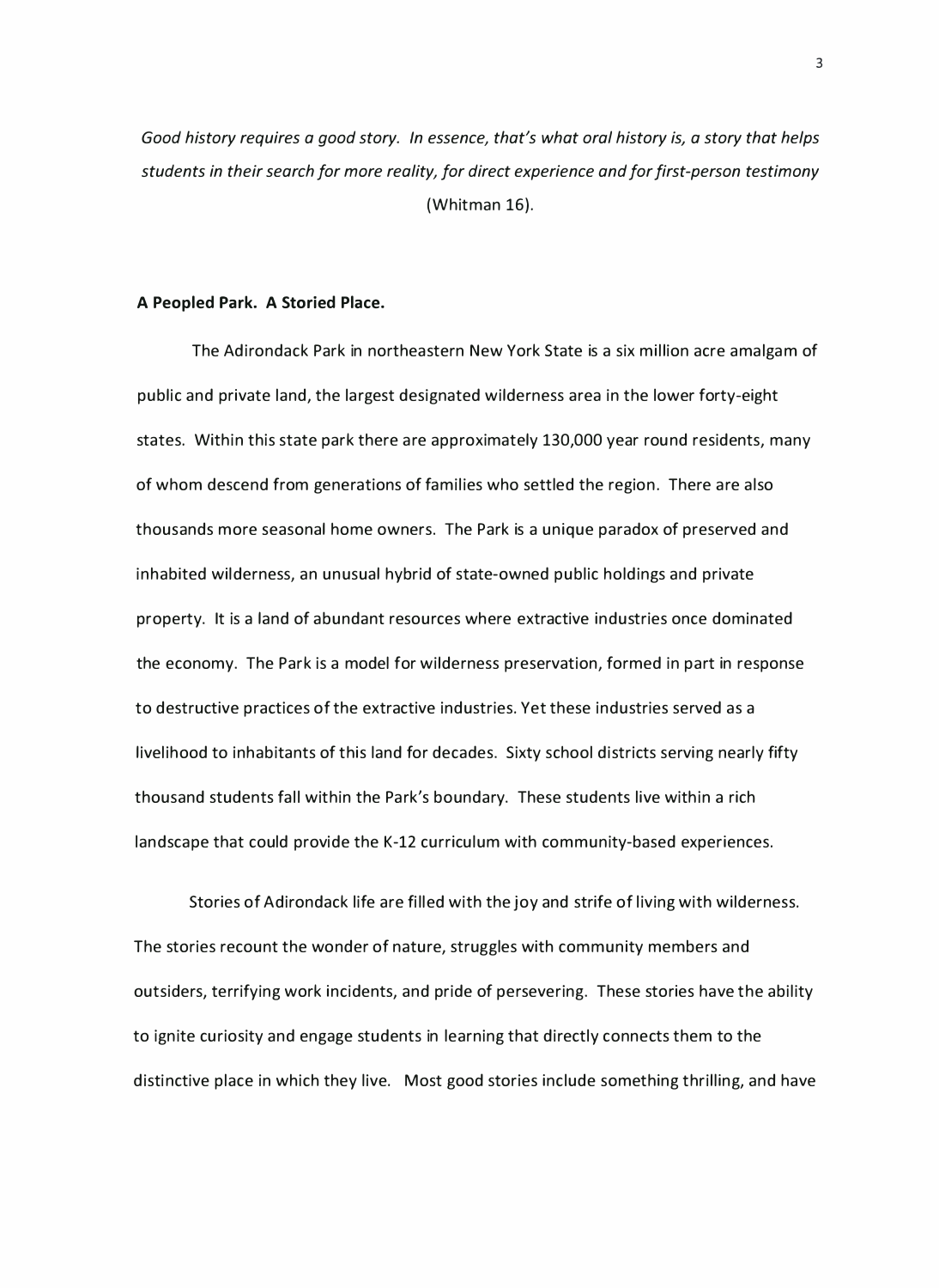*Good history requires a good story. In essence, that's what oral history is, a story that helps students in their search for more reality, for direct experience and for first-person testimony* (Whitman 16).

**A Peopled Park. A Storied Place.**

The Adirondack Park in northeastern New York State is a six million acre amalgam of public and private land, the largest designated wilderness area in the lower forty-eight states. Within this state park there are approximately 130,000 year round residents, many of whom descend from generations of families who settled the region. There are also thousands more seasonal home owners. The Park is a unique paradox of preserved and inhabited wilderness, an unusual hybrid of state-owned public holdings and private property. It is a land of abundant resources where extractive industries once dominated the economy. The Park is a model for wilderness preservation, formed in part in response to destructive practices of the extractive industries. Yet these industries served as a livelihood to inhabitants of this land for decades. Sixty school districts serving nearly fifty thousand students fall within the Park's boundary. These students live within a rich landscape that could provide the K-12 curriculum with community-based experiences.

Stories of Adirondack life are filled with the joy and strife of living with wilderness. The stories recount the wonder of nature, struggles with community members and outsiders, terrifying work incidents, and pride of persevering. These stories have the ability to ignite curiosity and engage students in learning that directly connects them to the distinctive place in which they live. Most good stories include something thrilling, and have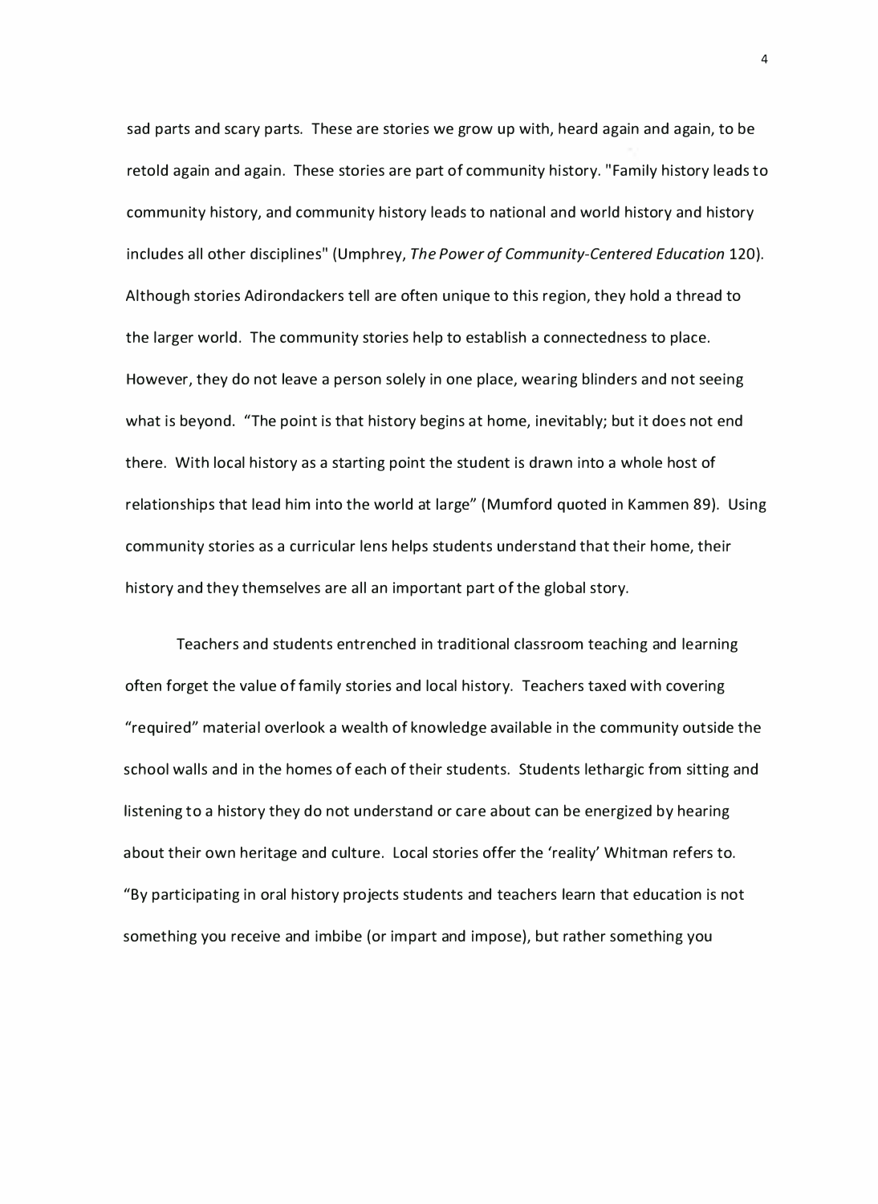sad parts and scary parts. These are stories we grow up with, heard again and again, to be retold again and again. These stories are part of community history. "Family history leads to community history, and community history leads to national and world history and history includes all other disciplines" (Umphrey, *The Power of Community-Centered Education* 120). Although stories Adirondackers tell are often unique to this region, they hold a thread to the larger world. The community stories help to establish a connectedness to place. However, they do not leave a person solely in one place, wearing blinders and not seeing what is beyond. "The point is that history begins at home, inevitably; but it does not end there. With local history as a starting point the student is drawn into a whole host of relationships that lead him into the world at large" (Mumford quoted in Kammen 89). Using community stories as a curricular lens helps students understand that their home, their history and they themselves are all an important part of the global story.

Teachers and students entrenched in traditional classroom teaching and learning often forget the value of family stories and local history. Teachers taxed with covering "required" material overlook a wealth of knowledge available in the community outside the school walls and in the homes of each of their students. Students lethargic from sitting and listening to a history they do not understand or care about can be energized by hearing about their own heritage and culture. Local stories offer the 'reality' Whitman refers to. "By participating in oral history projects students and teachers learn that education is not something you receive and imbibe (or impart and impose), but rather something you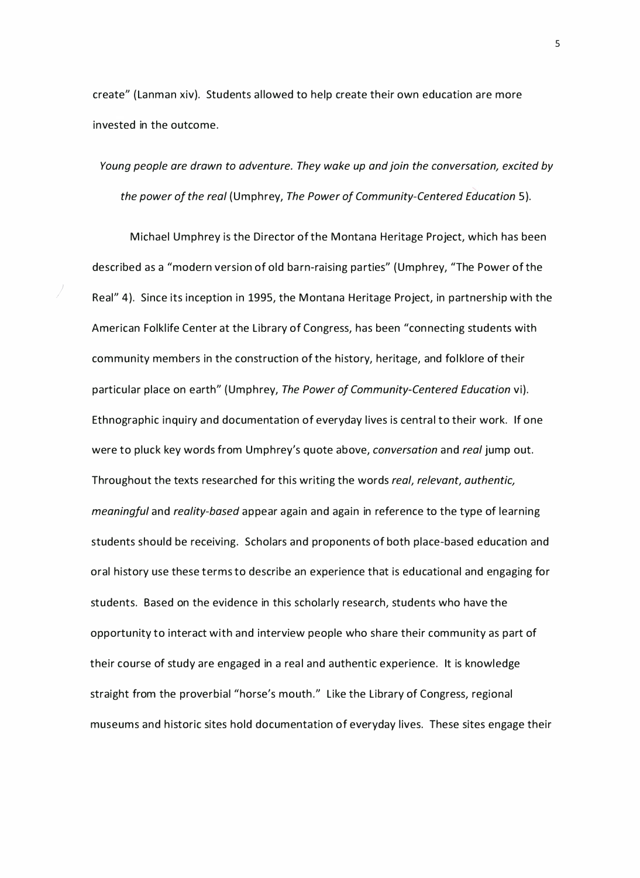create" (Lanman xiv). Students allowed to help create their own education are more invested in the outcome.

*Young people are drawn to adventure. They wake up and join the conversation, excited by the power of the real* (Umphrey, *The Power of Community-Centered Education* 5).

Michael Umphrey is the Director of the Montana Heritage Project, which has been described as a "modern version of old barn-raising parties" (Umphrey, "The Power of the Real" 4). Since its inception in 1995, the Montana Heritage Project, in partnership with the American Folklife Center at the Library of Congress, has been "connecting students with community members in the construction of the history, heritage, and folklore of their particular place on earth" (Umphrey, *The Power of Community-Centered Education* vi). Ethnographic inquiry and documentation of everyday lives is central to their work. If one were to pluck key words from Umphrey's quote above, *conversation* and *real* jump out. Throughout the texts researched for this writing the words *real*, *relevant*, *authentic, meaningful* and *reality-based* appear again and again in reference to the type of learning students should be receiving. Scholars and proponents of both place-based education and oral history use these terms to describe an experience that is educational and engaging for students. Based on the evidence in this scholarly research, students who have the opportunity to interact with and interview people who share their community as part of their course of study are engaged in a real and authentic experience. It is knowledge straight from the proverbial "horse's mouth." Like the Library of Congress, regional museums and historic sites hold documentation of everyday lives. These sites engage their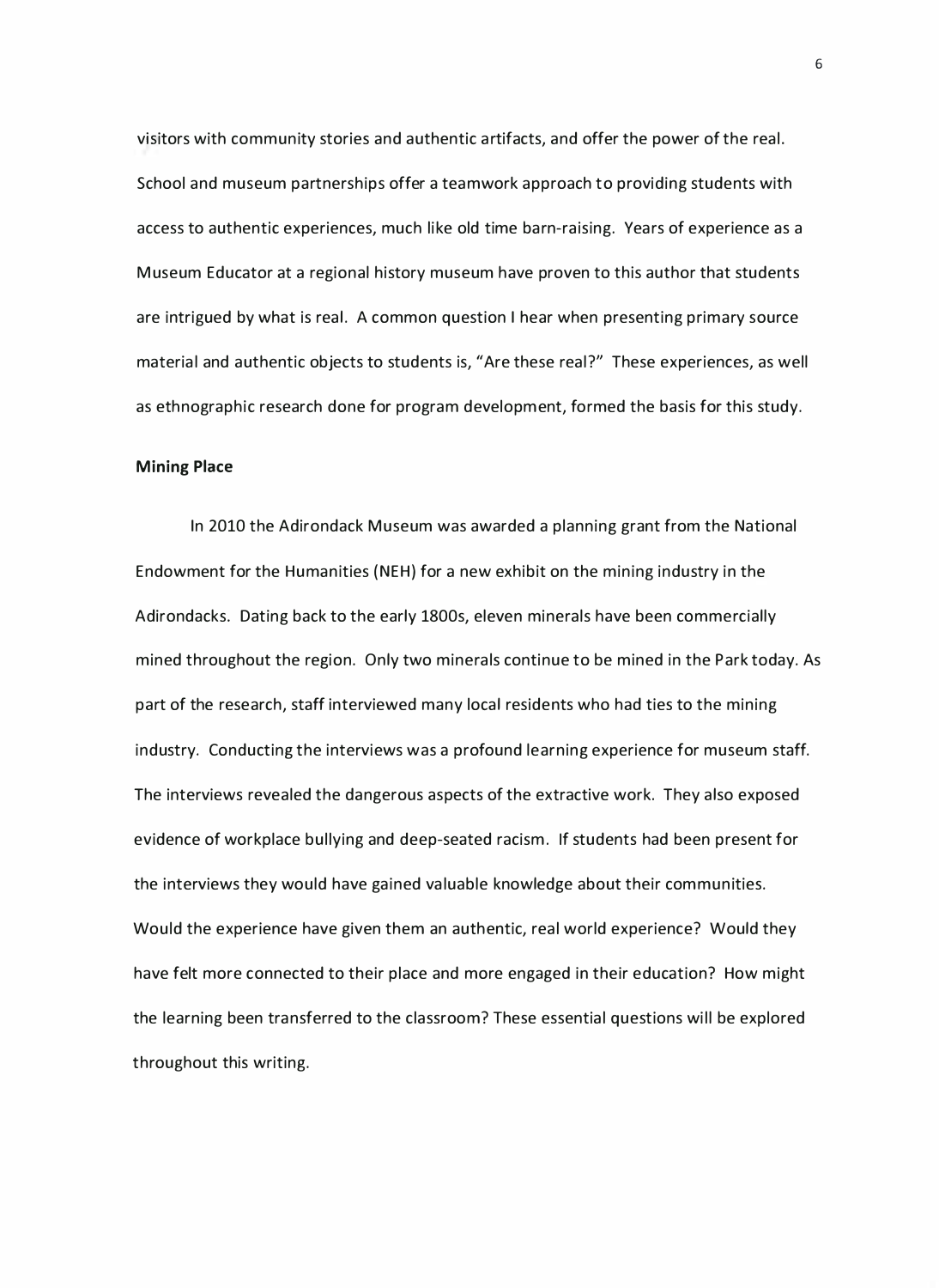visitors with community stories and authentic artifacts, and offer the power of the real. School and museum partnerships offer a teamwork approach to providing students with access to authentic experiences, much like old time barn-raising. Years of experience as a Museum Educator at a regional history museum have proven to this author that students are intrigued by what is real. A common question I hear when presenting primary source material and authentic objects to students is, "Are these real?" These experiences, as well as ethnographic research done for program development, formed the basis for this study.

**Mining Place**

In 2010 the Adirondack Museum was awarded a planning grant from the National Endowment for the Humanities (NEH) for a new exhibit on the mining industry in the Adirondacks. Dating back to the early 1800s, eleven minerals have been commercially mined throughout the region. Only two minerals continue to be mined in the Park today. As part of the research, staff interviewed many local residents who had ties to the mining industry. Conducting the interviews was a profound learning experience for museum staff. The interviews revealed the dangerous aspects of the extractive work. They also exposed evidence of workplace bullying and deep-seated racism. If students had been present for the interviews they would have gained valuable knowledge about their communities. Would the experience have given them an authentic, real world experience? Would they have felt more connected to their place and more engaged in their education? How might the learning been transferred to the classroom? These essential questions will be explored throughout this writing.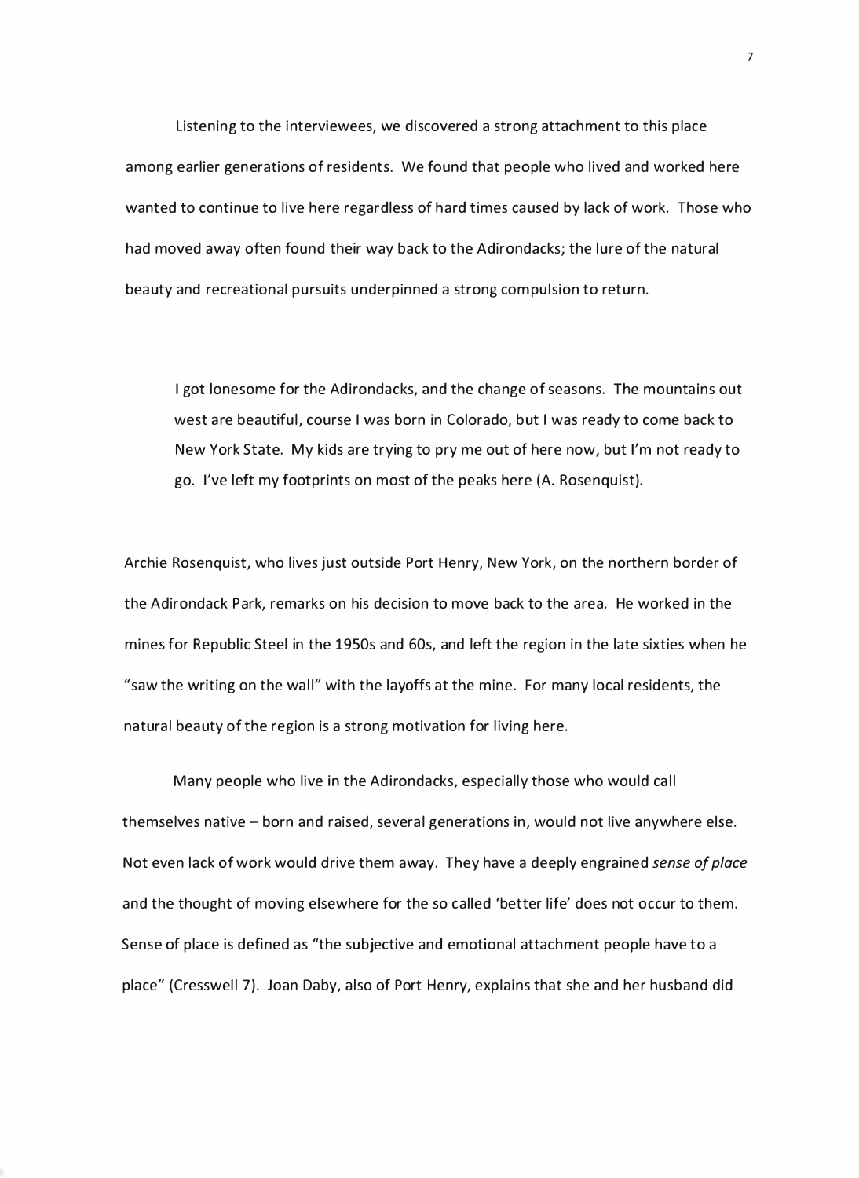Listening to the interviewees, we discovered a strong attachment to this place among earlier generations of residents. We found that people who lived and worked here wanted to continue to live here regardless of hard times caused by lack of work. Those who had moved away often found their way back to the Adirondacks; the lure of the natural beauty and recreational pursuits underpinned a strong compulsion to return.

> I got lonesome for the Adirondacks, and the change of seasons. The mountains out west are beautiful, course I was born in Colorado, but I was ready to come back to New York State. My kids are trying to pry me out of here now, but I'm not ready to go. I've left my footprints on most of the peaks here (A. Rosenquist).

Archie Rosenquist, who lives just outside Port Henry, New York, on the northern border of the Adirondack Park, remarks on his decision to move back to the area. He worked in the mines for Republic Steel in the 1950s and 60s, and left the region in the late sixties when he "saw the writing on the wall" with the layoffs at the mine. For many local residents, the natural beauty of the region is a strong motivation for living here.

Many people who live in the Adirondacks, especially those who would call themselves native – born and raised, several generations in, would not live anywhere else. Not even lack of work would drive them away. They have a deeply engrained *sense of place* and the thought of moving elsewhere for the so called 'better life' does not occur to them. Sense of place is defined as "the subjective and emotional attachment people have to a place" (Cresswell 7). Joan Daby, also of Port Henry, explains that she and her husband did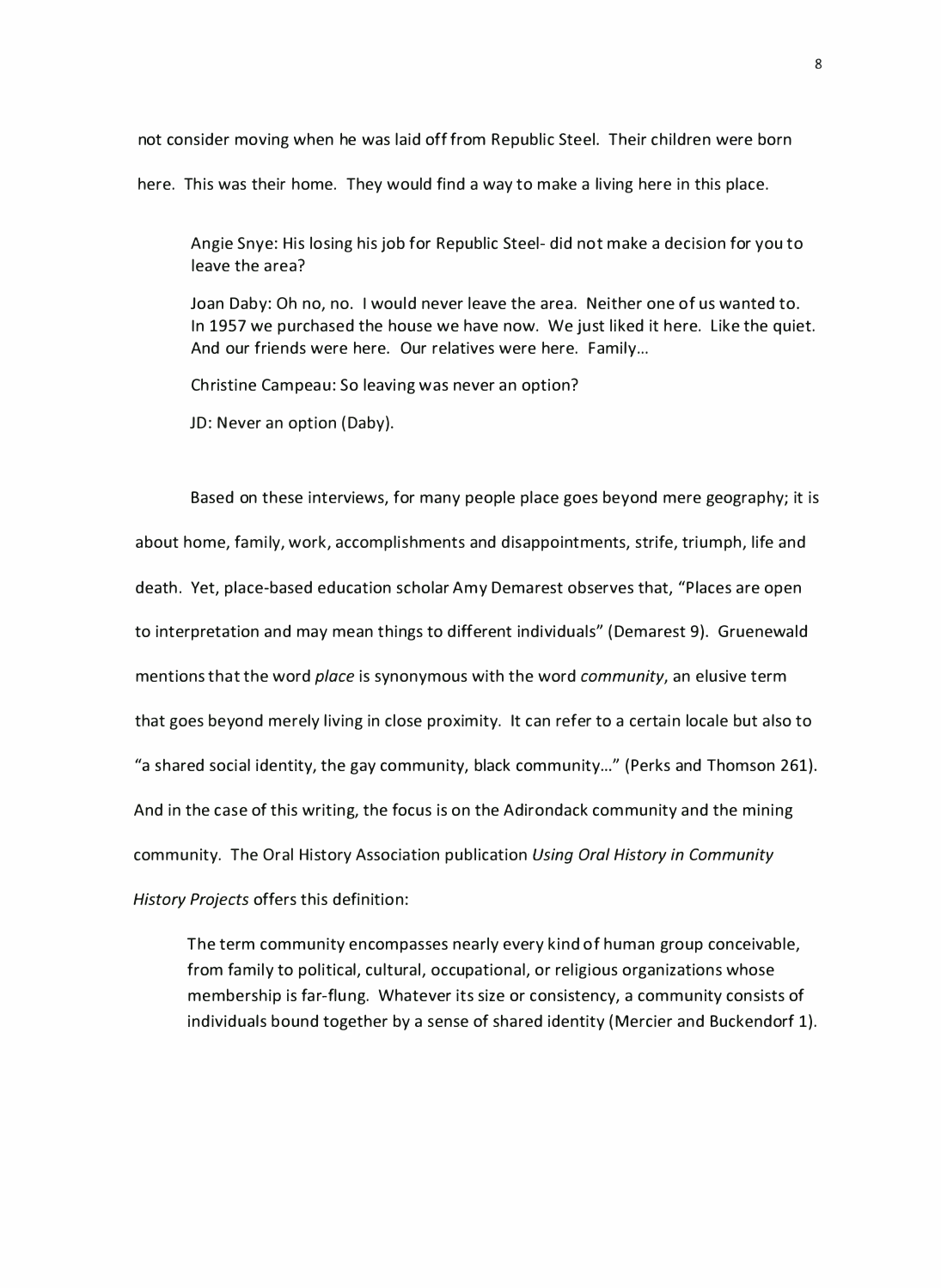not consider moving when he was laid off from Republic Steel. Their children were born here. This was their home. They would find a way to make a living here in this place.

> Angie Snye: His losing his job for Republic Steel- did not make a decision for you to leave the area?
>
> Joan Daby: Oh no, no. I would never leave the area. Neither one of us wanted to. In 1957 we purchased the house we have now. We just liked it here. Like the quiet. And our friends were here. Our relatives were here. Family…
>
> Christine Campeau: So leaving was never an option?
>
> JD: Never an option (Daby).

Based on these interviews, for many people place goes beyond mere geography; it is about home, family, work, accomplishments and disappointments, strife, triumph, life and death. Yet, place-based education scholar Amy Demarest observes that, "Places are open to interpretation and may mean things to different individuals" (Demarest 9). Gruenewald mentions that the word *place* is synonymous with the word *community*, an elusive term that goes beyond merely living in close proximity. It can refer to a certain locale but also to "a shared social identity, the gay community, black community…" (Perks and Thomson 261). And in the case of this writing, the focus is on the Adirondack community and the mining community. The Oral History Association publication *Using Oral History in Community History Projects* offers this definition:

> The term community encompasses nearly every kind of human group conceivable, from family to political, cultural, occupational, or religious organizations whose membership is far-flung. Whatever its size or consistency, a community consists of individuals bound together by a sense of shared identity (Mercier and Buckendorf 1).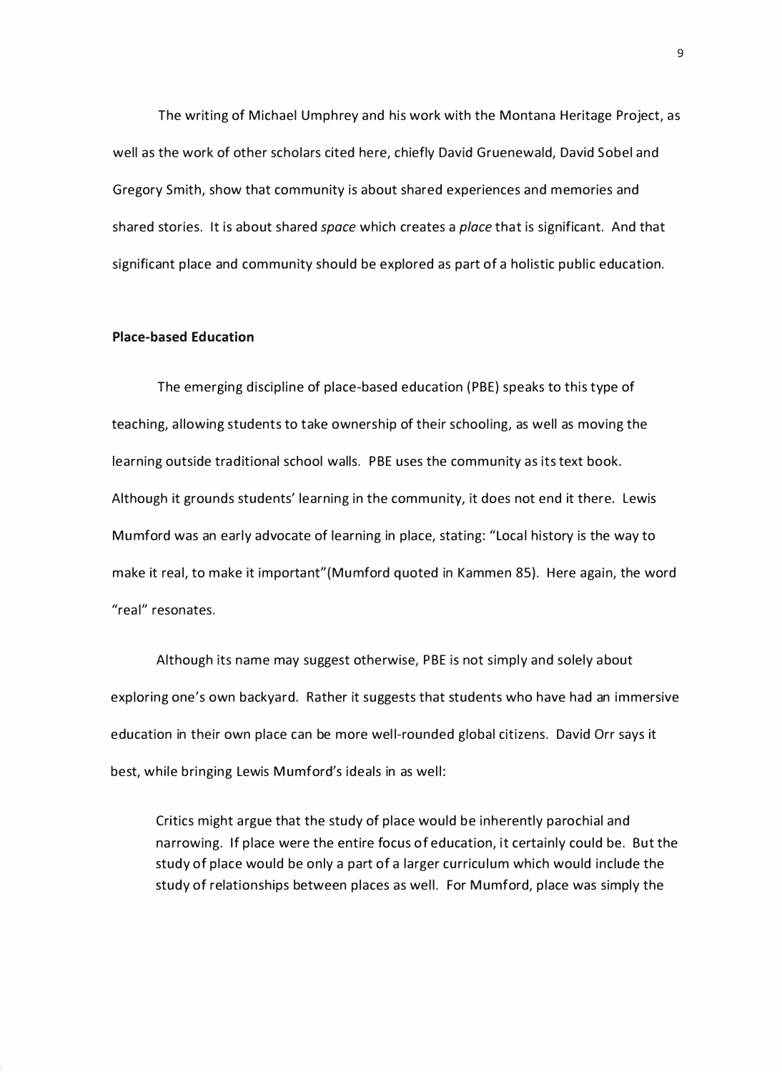The writing of Michael Umphrey and his work with the Montana Heritage Project, as well as the work of other scholars cited here, chiefly David Gruenewald, David Sobel and Gregory Smith, show that community is about shared experiences and memories and shared stories. It is about shared *space* which creates a *place* that is significant. And that significant place and community should be explored as part of a holistic public education.

**Place-based Education**

The emerging discipline of place-based education (PBE) speaks to this type of teaching, allowing students to take ownership of their schooling, as well as moving the learning outside traditional school walls. PBE uses the community as its text book. Although it grounds students' learning in the community, it does not end it there. Lewis Mumford was an early advocate of learning in place, stating: "Local history is the way to make it real, to make it important"(Mumford quoted in Kammen 85). Here again, the word "real" resonates.

Although its name may suggest otherwise, PBE is not simply and solely about exploring one's own backyard. Rather it suggests that students who have had an immersive education in their own place can be more well-rounded global citizens. David Orr says it best, while bringing Lewis Mumford's ideals in as well:

> Critics might argue that the study of place would be inherently parochial and narrowing. If place were the entire focus of education, it certainly could be. But the study of place would be only a part of a larger curriculum which would include the study of relationships between places as well. For Mumford, place was simply the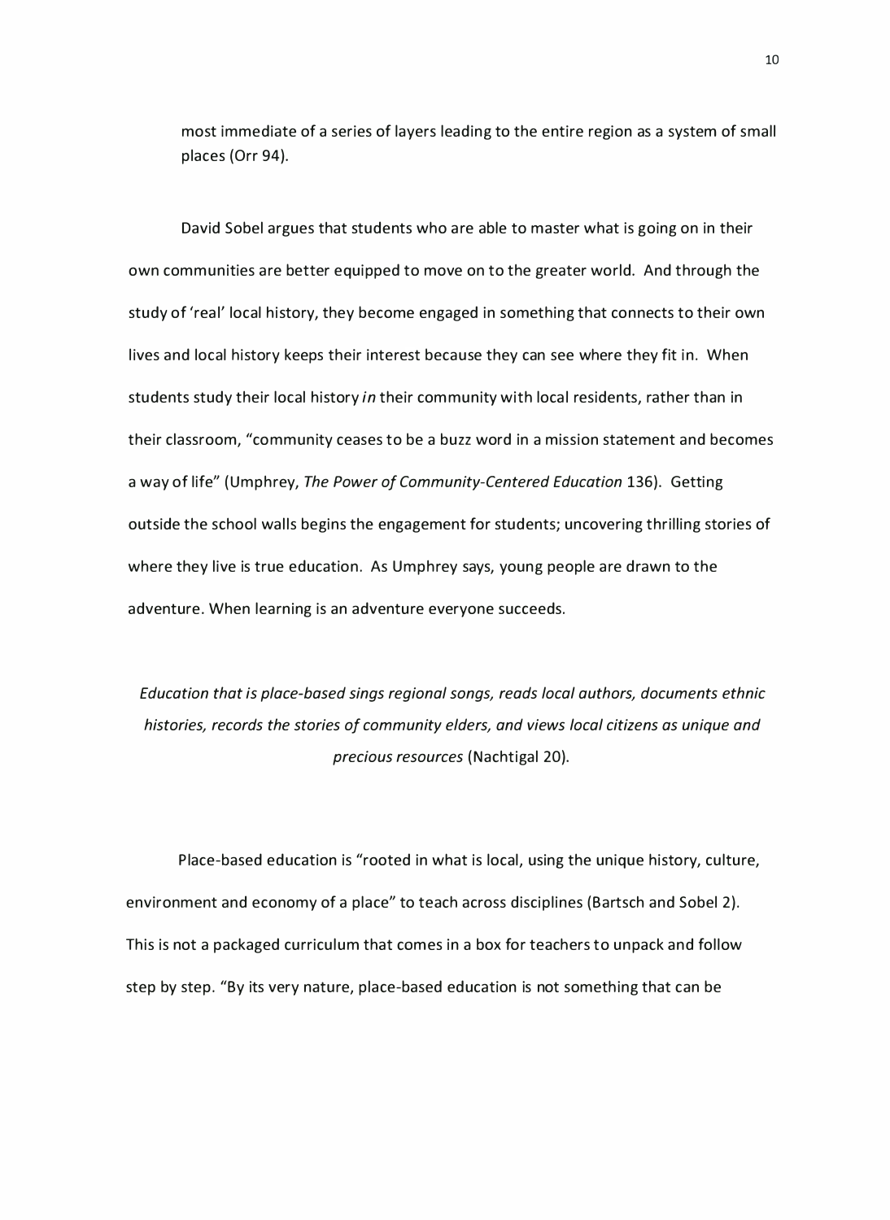most immediate of a series of layers leading to the entire region as a system of small places (Orr 94).

David Sobel argues that students who are able to master what is going on in their own communities are better equipped to move on to the greater world. And through the study of 'real' local history, they become engaged in something that connects to their own lives and local history keeps their interest because they can see where they fit in. When students study their local history *in* their community with local residents, rather than in their classroom, "community ceases to be a buzz word in a mission statement and becomes a way of life" (Umphrey, *The Power of Community-Centered Education* 136). Getting outside the school walls begins the engagement for students; uncovering thrilling stories of where they live is true education. As Umphrey says, young people are drawn to the adventure. When learning is an adventure everyone succeeds.

*Education that is place-based sings regional songs, reads local authors, documents ethnic histories, records the stories of community elders, and views local citizens as unique and precious resources* (Nachtigal 20).

Place-based education is "rooted in what is local, using the unique history, culture, environment and economy of a place" to teach across disciplines (Bartsch and Sobel 2). This is not a packaged curriculum that comes in a box for teachers to unpack and follow step by step. "By its very nature, place-based education is not something that can be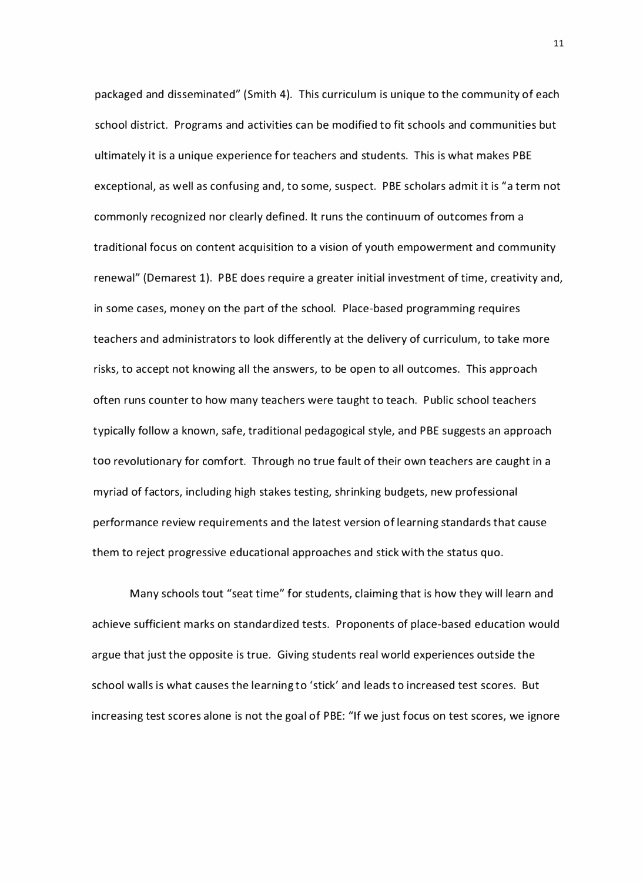packaged and disseminated" (Smith 4). This curriculum is unique to the community of each school district. Programs and activities can be modified to fit schools and communities but ultimately it is a unique experience for teachers and students. This is what makes PBE exceptional, as well as confusing and, to some, suspect. PBE scholars admit it is "a term not commonly recognized nor clearly defined. It runs the continuum of outcomes from a traditional focus on content acquisition to a vision of youth empowerment and community renewal" (Demarest 1). PBE does require a greater initial investment of time, creativity and, in some cases, money on the part of the school. Place-based programming requires teachers and administrators to look differently at the delivery of curriculum, to take more risks, to accept not knowing all the answers, to be open to all outcomes. This approach often runs counter to how many teachers were taught to teach. Public school teachers typically follow a known, safe, traditional pedagogical style, and PBE suggests an approach too revolutionary for comfort. Through no true fault of their own teachers are caught in a myriad of factors, including high stakes testing, shrinking budgets, new professional performance review requirements and the latest version of learning standards that cause them to reject progressive educational approaches and stick with the status quo.

Many schools tout "seat time" for students, claiming that is how they will learn and achieve sufficient marks on standardized tests. Proponents of place-based education would argue that just the opposite is true. Giving students real world experiences outside the school walls is what causes the learning to 'stick' and leads to increased test scores. But increasing test scores alone is not the goal of PBE: "If we just focus on test scores, we ignore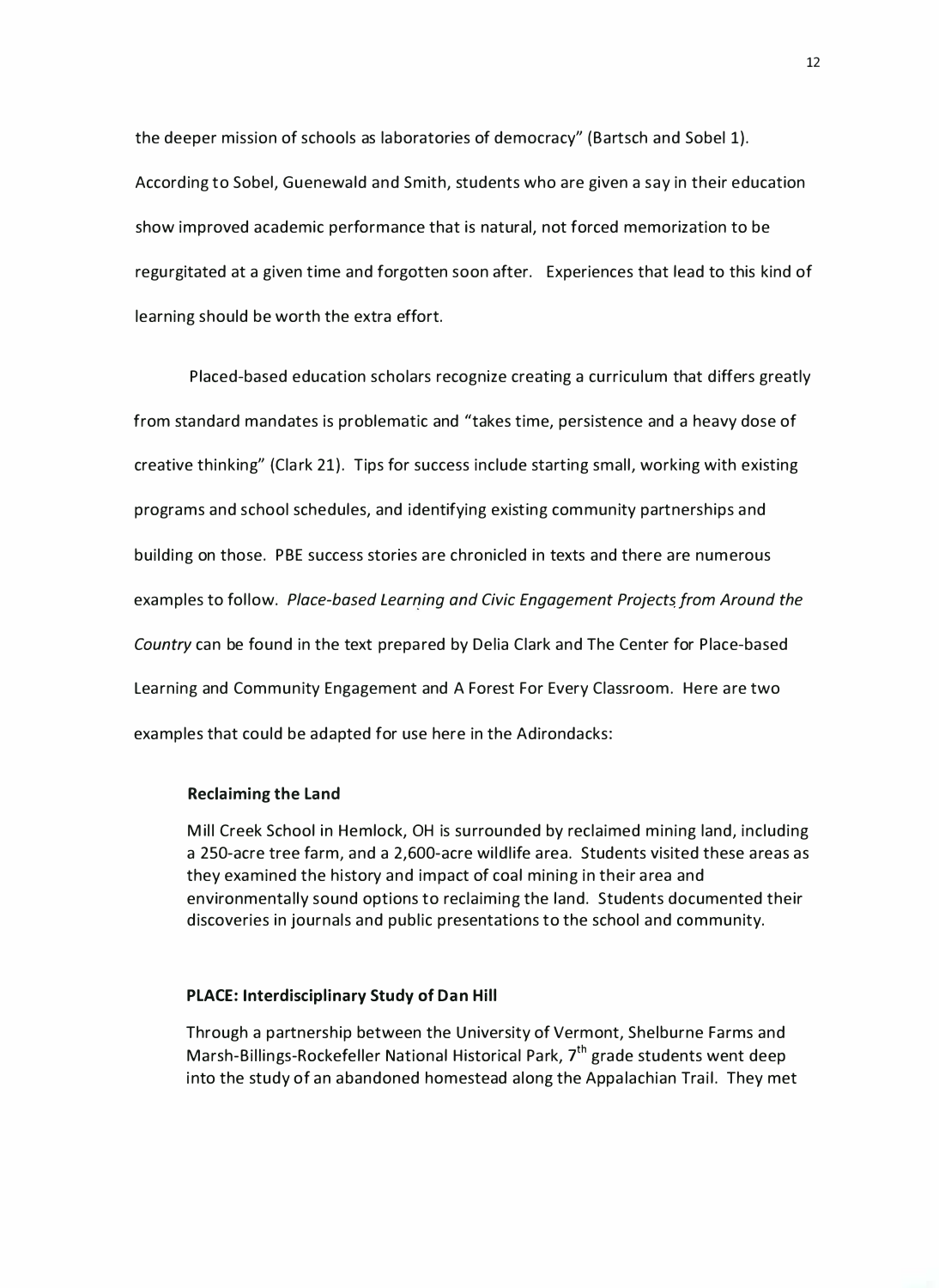the deeper mission of schools as laboratories of democracy" (Bartsch and Sobel 1). According to Sobel, Guenewald and Smith, students who are given a say in their education show improved academic performance that is natural, not forced memorization to be regurgitated at a given time and forgotten soon after. Experiences that lead to this kind of learning should be worth the extra effort.

Placed-based education scholars recognize creating a curriculum that differs greatly from standard mandates is problematic and "takes time, persistence and a heavy dose of creative thinking" (Clark 21). Tips for success include starting small, working with existing programs and school schedules, and identifying existing community partnerships and building on those. PBE success stories are chronicled in texts and there are numerous examples to follow. *Place-based Learning and Civic Engagement Projects from Around the Country* can be found in the text prepared by Delia Clark and The Center for Place-based Learning and Community Engagement and A Forest For Every Classroom. Here are two examples that could be adapted for use here in the Adirondacks:

**Reclaiming the Land**

Mill Creek School in Hemlock, OH is surrounded by reclaimed mining land, including a 250-acre tree farm, and a 2,600-acre wildlife area. Students visited these areas as they examined the history and impact of coal mining in their area and environmentally sound options to reclaiming the land. Students documented their discoveries in journals and public presentations to the school and community.

**PLACE: Interdisciplinary Study of Dan Hill**

Through a partnership between the University of Vermont, Shelburne Farms and Marsh-Billings-Rockefeller National Historical Park, 7th grade students went deep into the study of an abandoned homestead along the Appalachian Trail. They met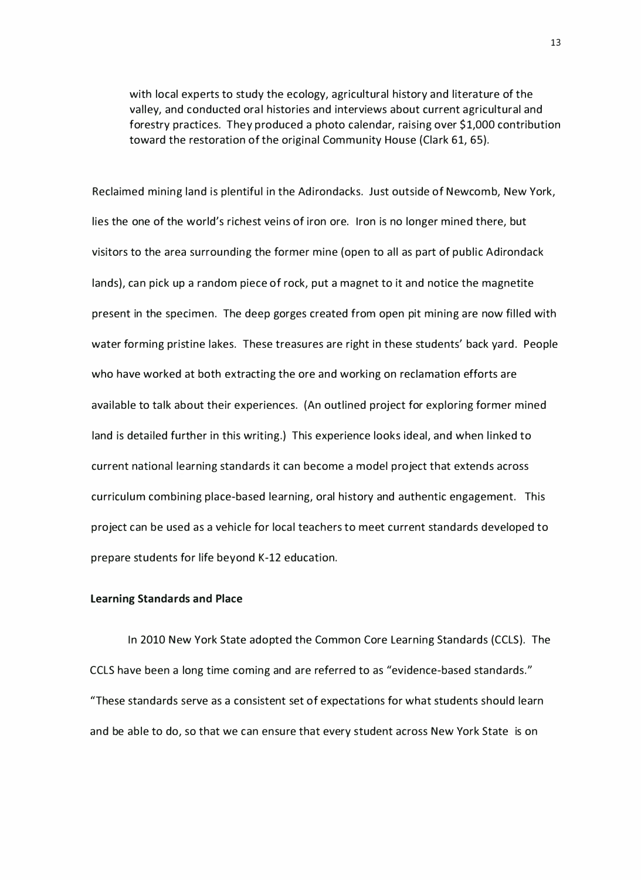> with local experts to study the ecology, agricultural history and literature of the valley, and conducted oral histories and interviews about current agricultural and forestry practices. They produced a photo calendar, raising over $1,000 contribution toward the restoration of the original Community House (Clark 61, 65).

Reclaimed mining land is plentiful in the Adirondacks. Just outside of Newcomb, New York, lies the one of the world's richest veins of iron ore. Iron is no longer mined there, but visitors to the area surrounding the former mine (open to all as part of public Adirondack lands), can pick up a random piece of rock, put a magnet to it and notice the magnetite present in the specimen. The deep gorges created from open pit mining are now filled with water forming pristine lakes. These treasures are right in these students' back yard. People who have worked at both extracting the ore and working on reclamation efforts are available to talk about their experiences. (An outlined project for exploring former mined land is detailed further in this writing.) This experience looks ideal, and when linked to current national learning standards it can become a model project that extends across curriculum combining place-based learning, oral history and authentic engagement. This project can be used as a vehicle for local teachers to meet current standards developed to prepare students for life beyond K-12 education.

**Learning Standards and Place**

In 2010 New York State adopted the Common Core Learning Standards (CCLS). The CCLS have been a long time coming and are referred to as "evidence-based standards." "These standards serve as a consistent set of expectations for what students should learn and be able to do, so that we can ensure that every student across New York State is on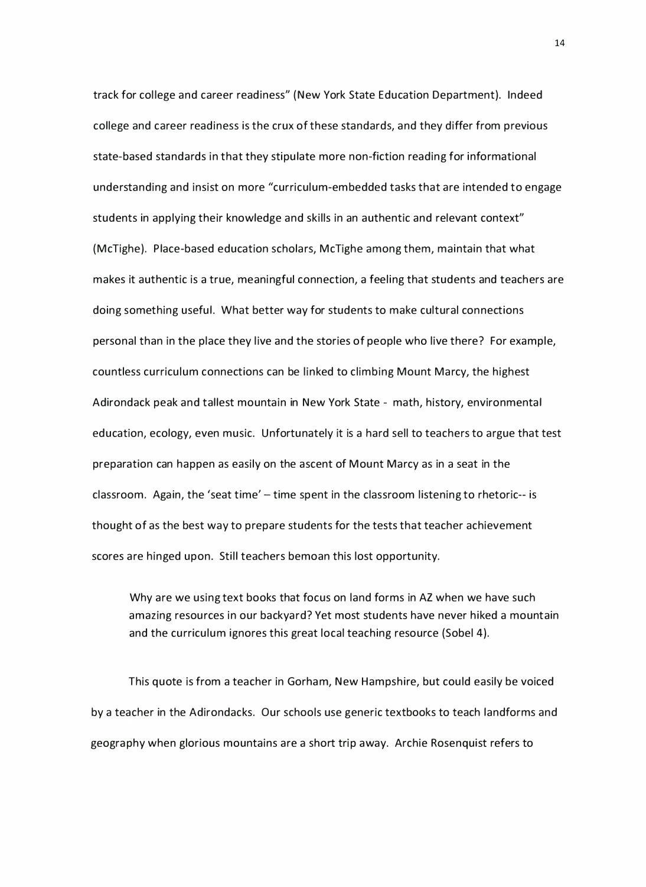track for college and career readiness" (New York State Education Department). Indeed college and career readiness is the crux of these standards, and they differ from previous state-based standards in that they stipulate more non-fiction reading for informational understanding and insist on more "curriculum-embedded tasks that are intended to engage students in applying their knowledge and skills in an authentic and relevant context" (McTighe). Place-based education scholars, McTighe among them, maintain that what makes it authentic is a true, meaningful connection, a feeling that students and teachers are doing something useful. What better way for students to make cultural connections personal than in the place they live and the stories of people who live there? For example, countless curriculum connections can be linked to climbing Mount Marcy, the highest Adirondack peak and tallest mountain in New York State - math, history, environmental education, ecology, even music. Unfortunately it is a hard sell to teachers to argue that test preparation can happen as easily on the ascent of Mount Marcy as in a seat in the classroom. Again, the 'seat time' – time spent in the classroom listening to rhetoric-- is thought of as the best way to prepare students for the tests that teacher achievement scores are hinged upon. Still teachers bemoan this lost opportunity.

> Why are we using text books that focus on land forms in AZ when we have such amazing resources in our backyard? Yet most students have never hiked a mountain and the curriculum ignores this great local teaching resource (Sobel 4).

This quote is from a teacher in Gorham, New Hampshire, but could easily be voiced by a teacher in the Adirondacks. Our schools use generic textbooks to teach landforms and geography when glorious mountains are a short trip away. Archie Rosenquist refers to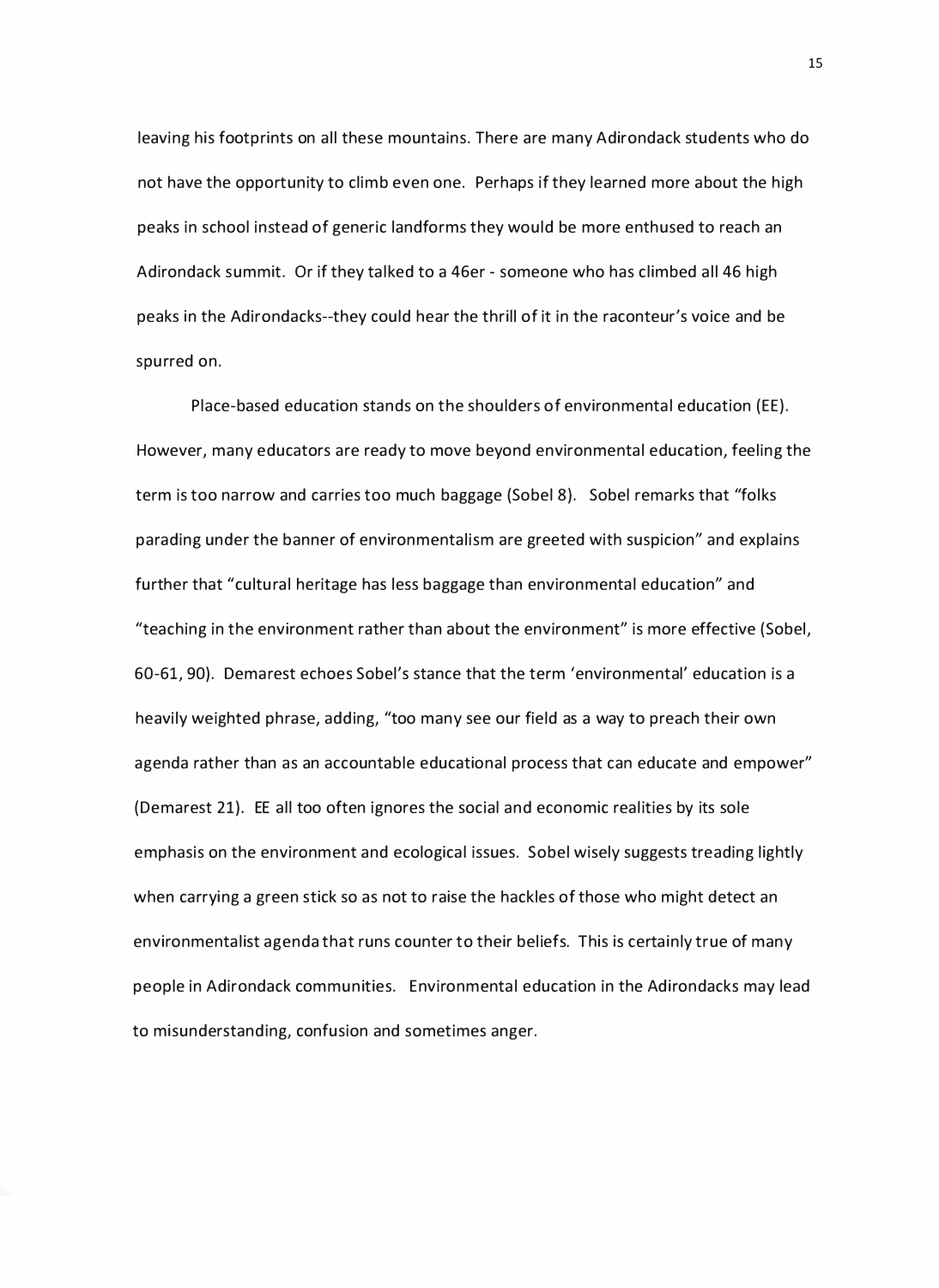leaving his footprints on all these mountains. There are many Adirondack students who do not have the opportunity to climb even one. Perhaps if they learned more about the high peaks in school instead of generic landforms they would be more enthused to reach an Adirondack summit. Or if they talked to a 46er - someone who has climbed all 46 high peaks in the Adirondacks--they could hear the thrill of it in the raconteur's voice and be spurred on.

Place-based education stands on the shoulders of environmental education (EE). However, many educators are ready to move beyond environmental education, feeling the term is too narrow and carries too much baggage (Sobel 8). Sobel remarks that "folks parading under the banner of environmentalism are greeted with suspicion" and explains further that "cultural heritage has less baggage than environmental education" and "teaching in the environment rather than about the environment" is more effective (Sobel, 60-61, 90). Demarest echoes Sobel's stance that the term 'environmental' education is a heavily weighted phrase, adding, "too many see our field as a way to preach their own agenda rather than as an accountable educational process that can educate and empower" (Demarest 21). EE all too often ignores the social and economic realities by its sole emphasis on the environment and ecological issues. Sobel wisely suggests treading lightly when carrying a green stick so as not to raise the hackles of those who might detect an environmentalist agenda that runs counter to their beliefs. This is certainly true of many people in Adirondack communities. Environmental education in the Adirondacks may lead to misunderstanding, confusion and sometimes anger.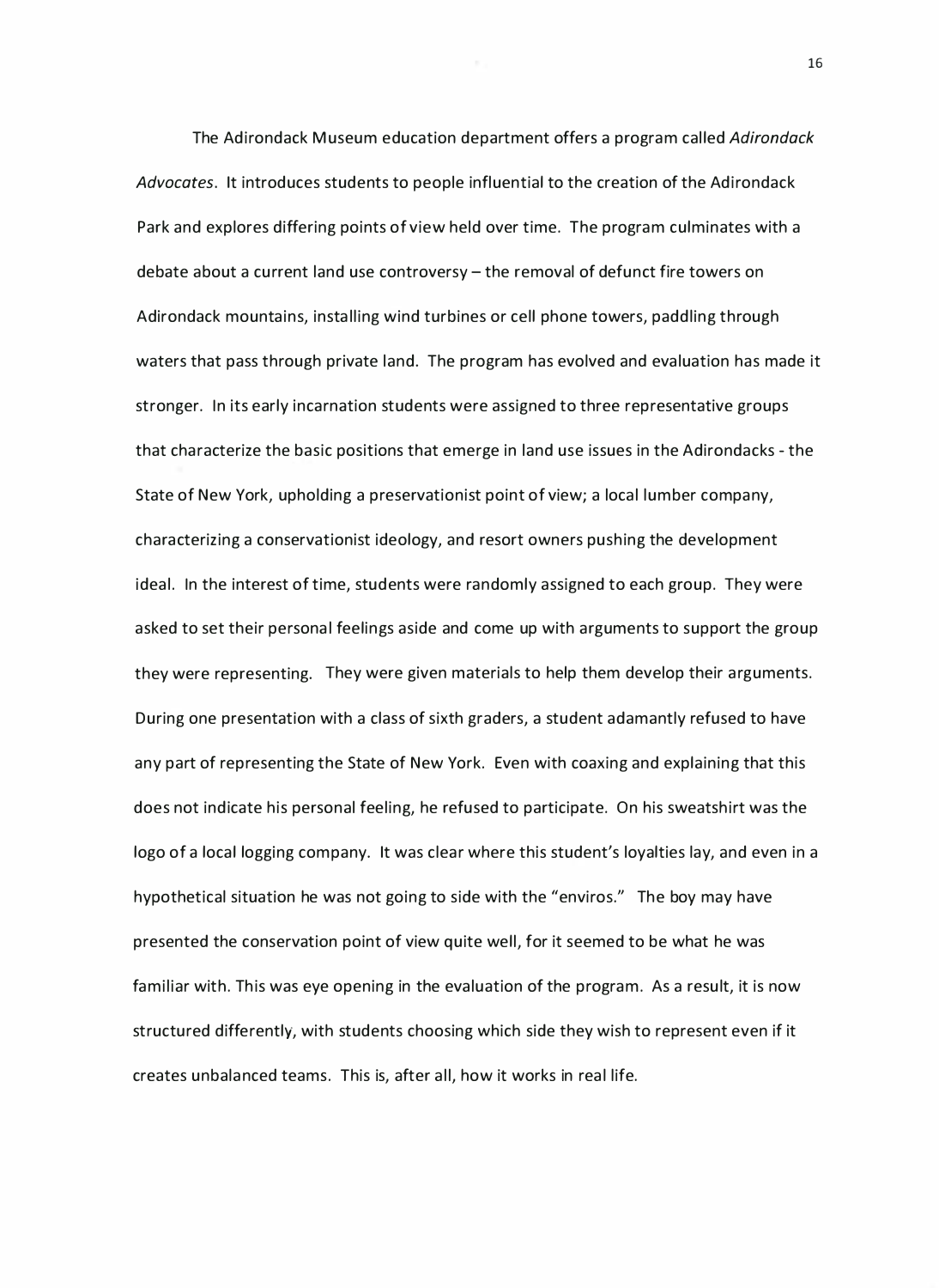The Adirondack Museum education department offers a program called *Adirondack Advocates*. It introduces students to people influential to the creation of the Adirondack Park and explores differing points of view held over time. The program culminates with a debate about a current land use controversy – the removal of defunct fire towers on Adirondack mountains, installing wind turbines or cell phone towers, paddling through waters that pass through private land. The program has evolved and evaluation has made it stronger. In its early incarnation students were assigned to three representative groups that characterize the basic positions that emerge in land use issues in the Adirondacks - the State of New York, upholding a preservationist point of view; a local lumber company, characterizing a conservationist ideology, and resort owners pushing the development ideal. In the interest of time, students were randomly assigned to each group. They were asked to set their personal feelings aside and come up with arguments to support the group they were representing. They were given materials to help them develop their arguments. During one presentation with a class of sixth graders, a student adamantly refused to have any part of representing the State of New York. Even with coaxing and explaining that this does not indicate his personal feeling, he refused to participate. On his sweatshirt was the logo of a local logging company. It was clear where this student's loyalties lay, and even in a hypothetical situation he was not going to side with the "enviros." The boy may have presented the conservation point of view quite well, for it seemed to be what he was familiar with. This was eye opening in the evaluation of the program. As a result, it is now structured differently, with students choosing which side they wish to represent even if it creates unbalanced teams. This is, after all, how it works in real life.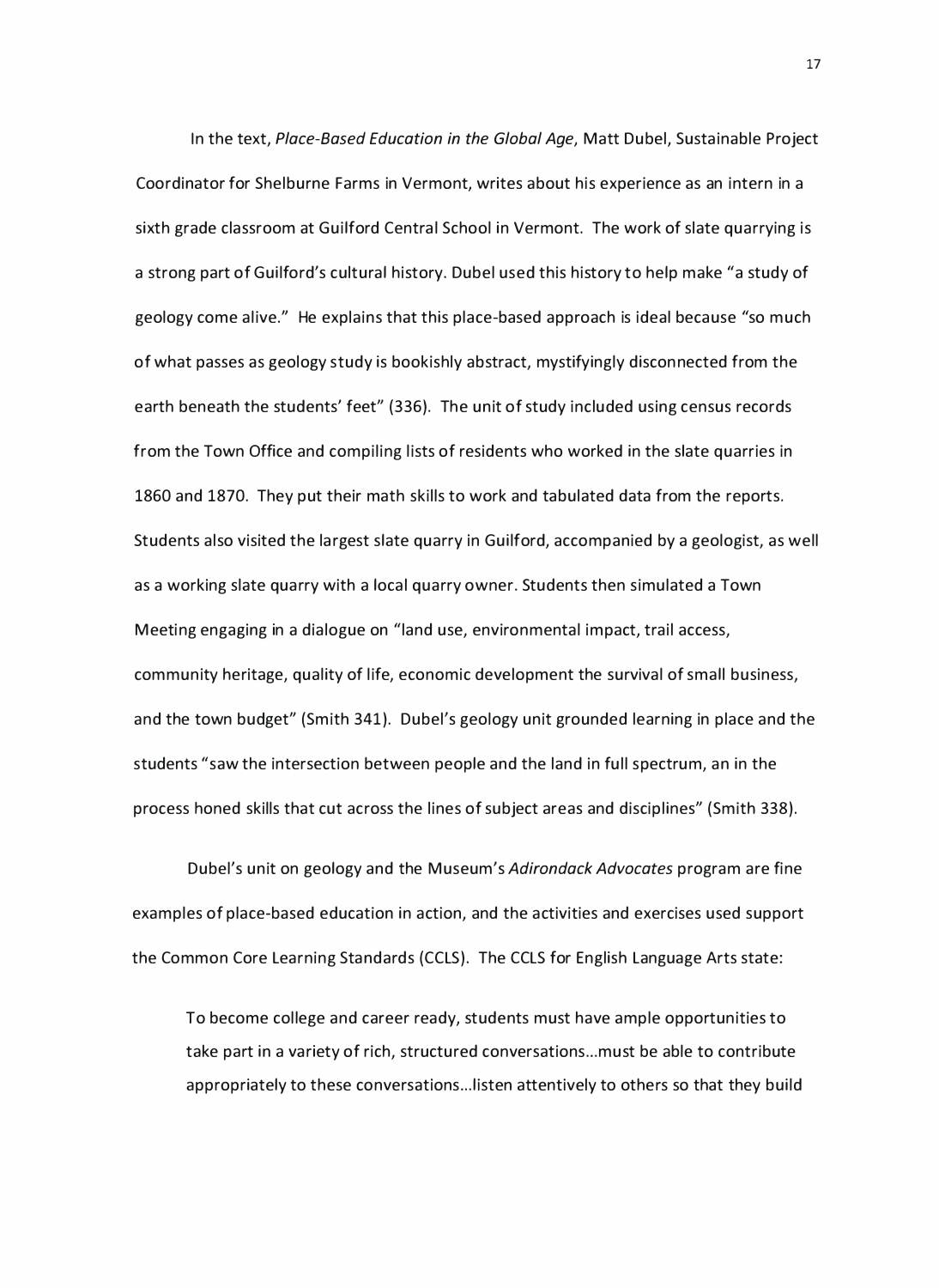In the text, *Place-Based Education in the Global Age*, Matt Dubel, Sustainable Project Coordinator for Shelburne Farms in Vermont, writes about his experience as an intern in a sixth grade classroom at Guilford Central School in Vermont. The work of slate quarrying is a strong part of Guilford's cultural history. Dubel used this history to help make "a study of geology come alive." He explains that this place-based approach is ideal because "so much of what passes as geology study is bookishly abstract, mystifyingly disconnected from the earth beneath the students' feet" (336). The unit of study included using census records from the Town Office and compiling lists of residents who worked in the slate quarries in 1860 and 1870. They put their math skills to work and tabulated data from the reports. Students also visited the largest slate quarry in Guilford, accompanied by a geologist, as well as a working slate quarry with a local quarry owner. Students then simulated a Town Meeting engaging in a dialogue on "land use, environmental impact, trail access, community heritage, quality of life, economic development the survival of small business, and the town budget" (Smith 341). Dubel's geology unit grounded learning in place and the students "saw the intersection between people and the land in full spectrum, an in the process honed skills that cut across the lines of subject areas and disciplines" (Smith 338).

Dubel's unit on geology and the Museum's *Adirondack Advocates* program are fine examples of place-based education in action, and the activities and exercises used support the Common Core Learning Standards (CCLS). The CCLS for English Language Arts state:

> To become college and career ready, students must have ample opportunities to take part in a variety of rich, structured conversations…must be able to contribute appropriately to these conversations…listen attentively to others so that they build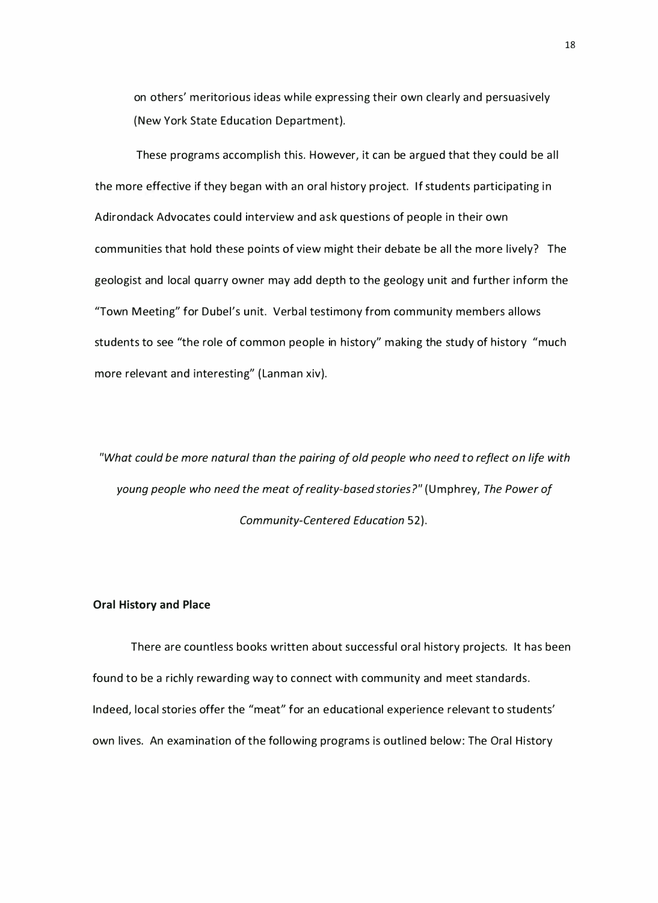on others' meritorious ideas while expressing their own clearly and persuasively (New York State Education Department).

These programs accomplish this. However, it can be argued that they could be all the more effective if they began with an oral history project. If students participating in Adirondack Advocates could interview and ask questions of people in their own communities that hold these points of view might their debate be all the more lively? The geologist and local quarry owner may add depth to the geology unit and further inform the "Town Meeting" for Dubel's unit. Verbal testimony from community members allows students to see "the role of common people in history" making the study of history "much more relevant and interesting" (Lanman xiv).

*"What could be more natural than the pairing of old people who need to reflect on life with young people who need the meat of reality-based stories?"* (Umphrey, *The Power of Community-Centered Education* 52).

**Oral History and Place**

There are countless books written about successful oral history projects. It has been found to be a richly rewarding way to connect with community and meet standards. Indeed, local stories offer the "meat" for an educational experience relevant to students' own lives. An examination of the following programs is outlined below: The Oral History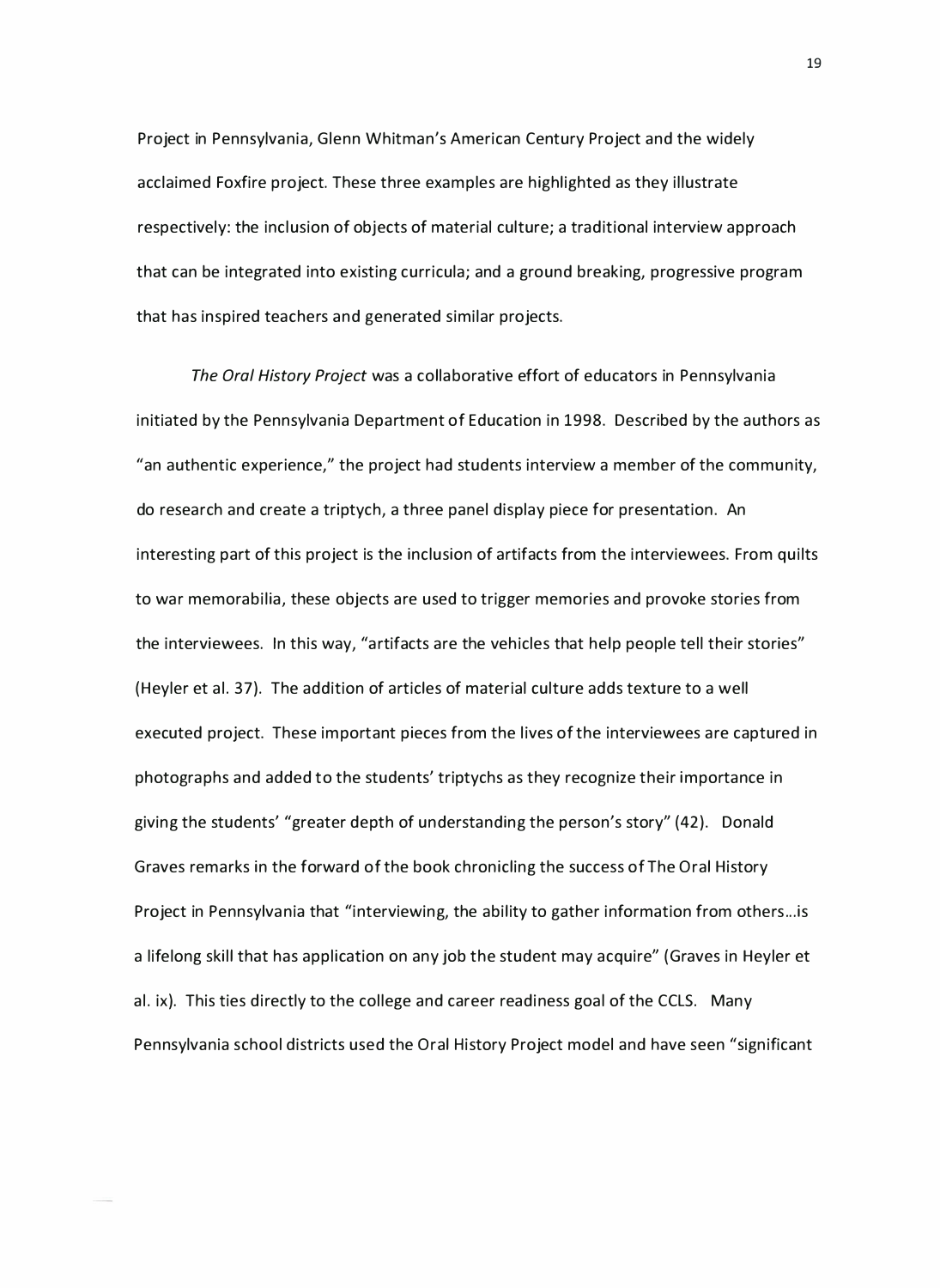Project in Pennsylvania, Glenn Whitman's American Century Project and the widely acclaimed Foxfire project. These three examples are highlighted as they illustrate respectively: the inclusion of objects of material culture; a traditional interview approach that can be integrated into existing curricula; and a ground breaking, progressive program that has inspired teachers and generated similar projects.

*The Oral History Project* was a collaborative effort of educators in Pennsylvania initiated by the Pennsylvania Department of Education in 1998. Described by the authors as "an authentic experience," the project had students interview a member of the community, do research and create a triptych, a three panel display piece for presentation. An interesting part of this project is the inclusion of artifacts from the interviewees. From quilts to war memorabilia, these objects are used to trigger memories and provoke stories from the interviewees. In this way, "artifacts are the vehicles that help people tell their stories" (Heyler et al. 37). The addition of articles of material culture adds texture to a well executed project. These important pieces from the lives of the interviewees are captured in photographs and added to the students' triptychs as they recognize their importance in giving the students' "greater depth of understanding the person's story" (42). Donald Graves remarks in the forward of the book chronicling the success of The Oral History Project in Pennsylvania that "interviewing, the ability to gather information from others…is a lifelong skill that has application on any job the student may acquire" (Graves in Heyler et al. ix). This ties directly to the college and career readiness goal of the CCLS. Many Pennsylvania school districts used the Oral History Project model and have seen "significant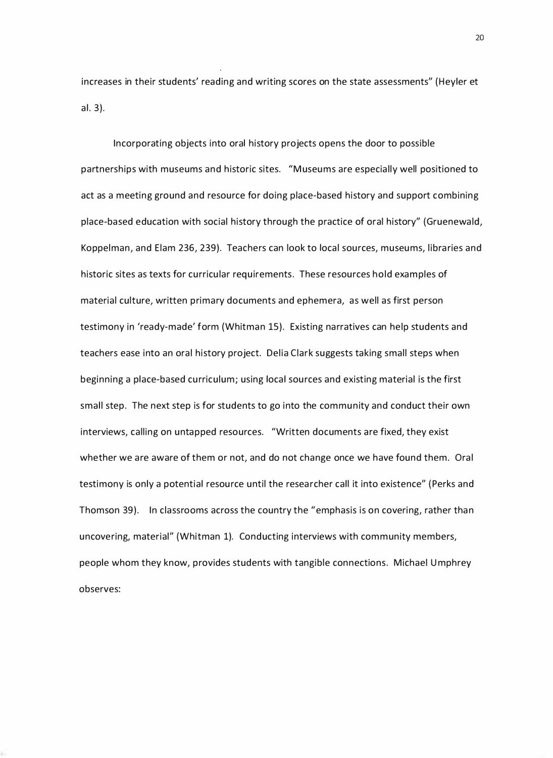increases in their students' reading and writing scores on the state assessments" (Heyler et al. 3).

Incorporating objects into oral history projects opens the door to possible partnerships with museums and historic sites. "Museums are especially well positioned to act as a meeting ground and resource for doing place-based history and support combining place-based education with social history through the practice of oral history" (Gruenewald, Koppelman, and Elam 236, 239). Teachers can look to local sources, museums, libraries and historic sites as texts for curricular requirements. These resources hold examples of material culture, written primary documents and ephemera, as well as first person testimony in 'ready-made' form (Whitman 15). Existing narratives can help students and teachers ease into an oral history project. Delia Clark suggests taking small steps when beginning a place-based curriculum; using local sources and existing material is the first small step. The next step is for students to go into the community and conduct their own interviews, calling on untapped resources. "Written documents are fixed, they exist whether we are aware of them or not, and do not change once we have found them. Oral testimony is only a potential resource until the researcher call it into existence" (Perks and Thomson 39). In classrooms across the country the "emphasis is on covering, rather than uncovering, material" (Whitman 1). Conducting interviews with community members, people whom they know, provides students with tangible connections. Michael Umphrey observes: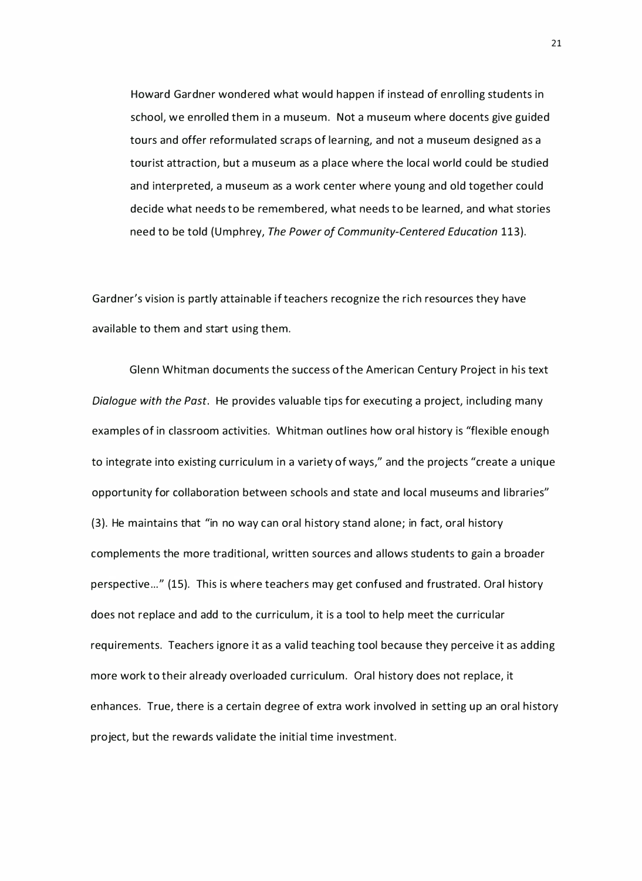> Howard Gardner wondered what would happen if instead of enrolling students in school, we enrolled them in a museum. Not a museum where docents give guided tours and offer reformulated scraps of learning, and not a museum designed as a tourist attraction, but a museum as a place where the local world could be studied and interpreted, a museum as a work center where young and old together could decide what needs to be remembered, what needs to be learned, and what stories need to be told (Umphrey, *The Power of Community-Centered Education* 113).

Gardner's vision is partly attainable if teachers recognize the rich resources they have available to them and start using them.

Glenn Whitman documents the success of the American Century Project in his text *Dialogue with the Past*. He provides valuable tips for executing a project, including many examples of in classroom activities. Whitman outlines how oral history is "flexible enough to integrate into existing curriculum in a variety of ways," and the projects "create a unique opportunity for collaboration between schools and state and local museums and libraries" (3). He maintains that "in no way can oral history stand alone; in fact, oral history complements the more traditional, written sources and allows students to gain a broader perspective…" (15). This is where teachers may get confused and frustrated. Oral history does not replace and add to the curriculum, it is a tool to help meet the curricular requirements. Teachers ignore it as a valid teaching tool because they perceive it as adding more work to their already overloaded curriculum. Oral history does not replace, it enhances. True, there is a certain degree of extra work involved in setting up an oral history project, but the rewards validate the initial time investment.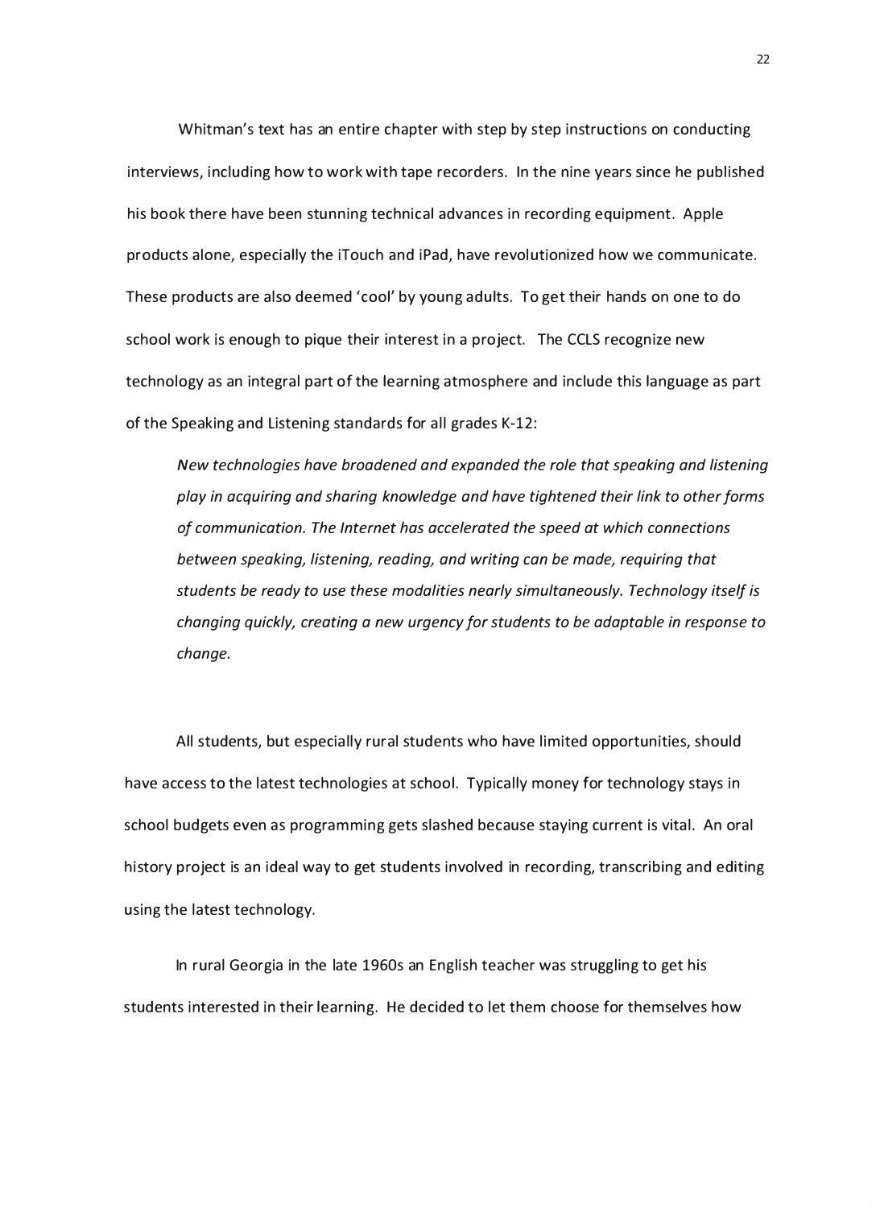Whitman's text has an entire chapter with step by step instructions on conducting interviews, including how to work with tape recorders. In the nine years since he published his book there have been stunning technical advances in recording equipment. Apple products alone, especially the iTouch and iPad, have revolutionized how we communicate. These products are also deemed 'cool' by young adults. To get their hands on one to do school work is enough to pique their interest in a project. The CCLS recognize new technology as an integral part of the learning atmosphere and include this language as part of the Speaking and Listening standards for all grades K-12:

> *New technologies have broadened and expanded the role that speaking and listening play in acquiring and sharing knowledge and have tightened their link to other forms of communication. The Internet has accelerated the speed at which connections between speaking, listening, reading, and writing can be made, requiring that students be ready to use these modalities nearly simultaneously. Technology itself is changing quickly, creating a new urgency for students to be adaptable in response to change.*

All students, but especially rural students who have limited opportunities, should have access to the latest technologies at school. Typically money for technology stays in school budgets even as programming gets slashed because staying current is vital. An oral history project is an ideal way to get students involved in recording, transcribing and editing using the latest technology.

In rural Georgia in the late 1960s an English teacher was struggling to get his students interested in their learning. He decided to let them choose for themselves how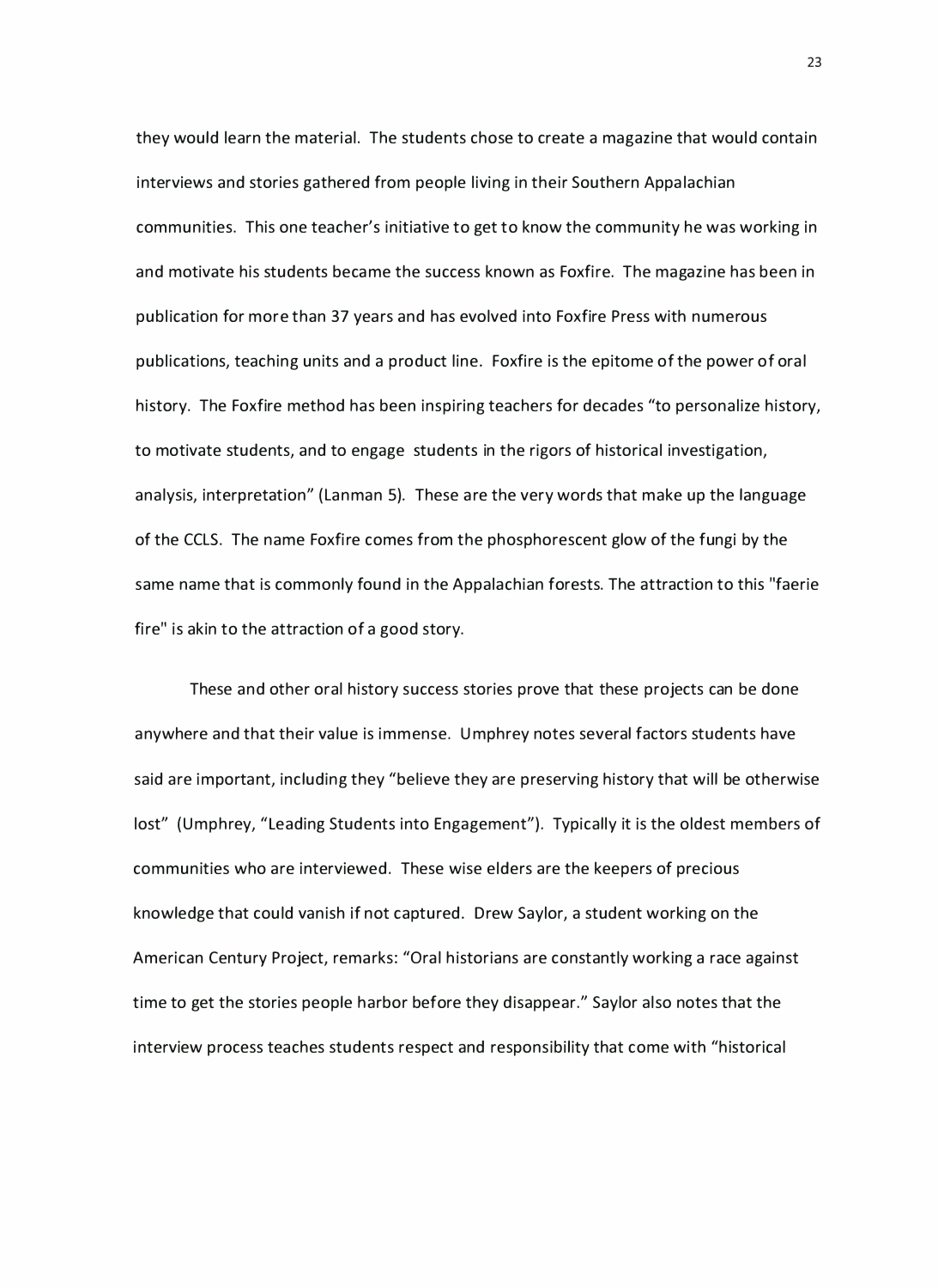they would learn the material. The students chose to create a magazine that would contain interviews and stories gathered from people living in their Southern Appalachian communities. This one teacher's initiative to get to know the community he was working in and motivate his students became the success known as Foxfire. The magazine has been in publication for more than 37 years and has evolved into Foxfire Press with numerous publications, teaching units and a product line. Foxfire is the epitome of the power of oral history. The Foxfire method has been inspiring teachers for decades "to personalize history, to motivate students, and to engage students in the rigors of historical investigation, analysis, interpretation" (Lanman 5). These are the very words that make up the language of the CCLS. The name Foxfire comes from the phosphorescent glow of the fungi by the same name that is commonly found in the Appalachian forests. The attraction to this "faerie fire" is akin to the attraction of a good story.

These and other oral history success stories prove that these projects can be done anywhere and that their value is immense. Umphrey notes several factors students have said are important, including they "believe they are preserving history that will be otherwise lost" (Umphrey, "Leading Students into Engagement"). Typically it is the oldest members of communities who are interviewed. These wise elders are the keepers of precious knowledge that could vanish if not captured. Drew Saylor, a student working on the American Century Project, remarks: "Oral historians are constantly working a race against time to get the stories people harbor before they disappear." Saylor also notes that the interview process teaches students respect and responsibility that come with "historical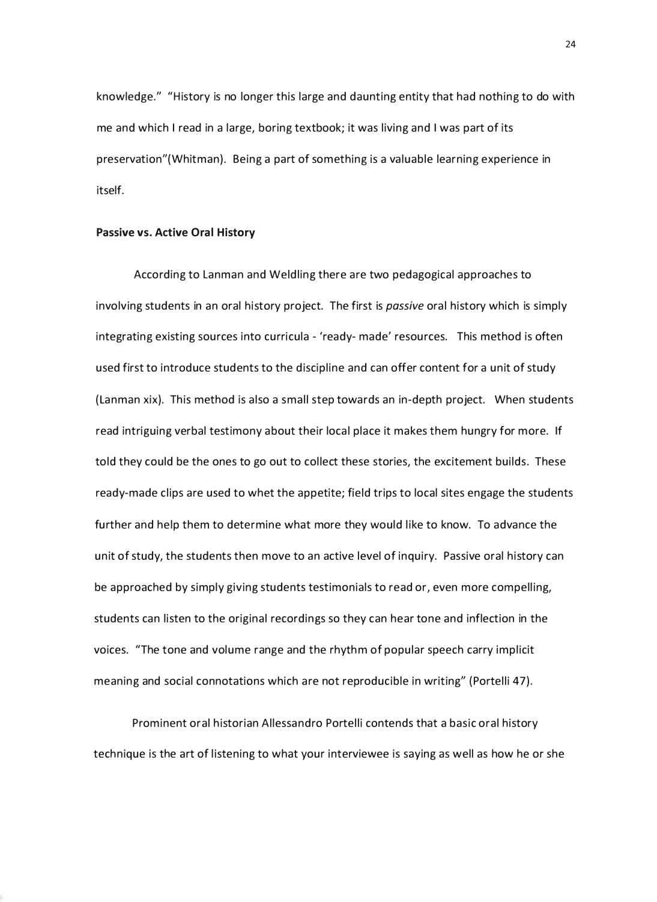knowledge." "History is no longer this large and daunting entity that had nothing to do with me and which I read in a large, boring textbook; it was living and I was part of its preservation"(Whitman). Being a part of something is a valuable learning experience in itself.

**Passive vs. Active Oral History**

According to Lanman and Weldling there are two pedagogical approaches to involving students in an oral history project. The first is *passive* oral history which is simply integrating existing sources into curricula - 'ready- made' resources. This method is often used first to introduce students to the discipline and can offer content for a unit of study (Lanman xix). This method is also a small step towards an in-depth project. When students read intriguing verbal testimony about their local place it makes them hungry for more. If told they could be the ones to go out to collect these stories, the excitement builds. These ready-made clips are used to whet the appetite; field trips to local sites engage the students further and help them to determine what more they would like to know. To advance the unit of study, the students then move to an active level of inquiry. Passive oral history can be approached by simply giving students testimonials to read or, even more compelling, students can listen to the original recordings so they can hear tone and inflection in the voices. "The tone and volume range and the rhythm of popular speech carry implicit meaning and social connotations which are not reproducible in writing" (Portelli 47).

Prominent oral historian Allessandro Portelli contends that a basic oral history technique is the art of listening to what your interviewee is saying as well as how he or she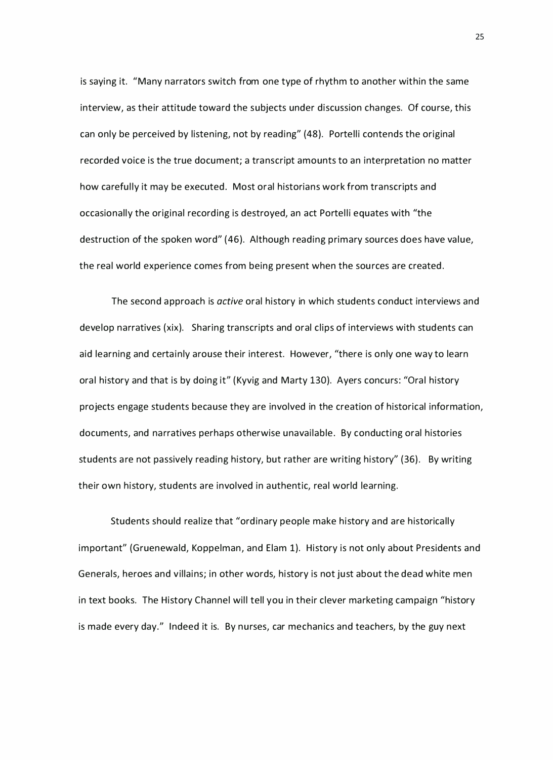is saying it. "Many narrators switch from one type of rhythm to another within the same interview, as their attitude toward the subjects under discussion changes. Of course, this can only be perceived by listening, not by reading" (48). Portelli contends the original recorded voice is the true document; a transcript amounts to an interpretation no matter how carefully it may be executed. Most oral historians work from transcripts and occasionally the original recording is destroyed, an act Portelli equates with "the destruction of the spoken word" (46). Although reading primary sources does have value, the real world experience comes from being present when the sources are created.

The second approach is *active* oral history in which students conduct interviews and develop narratives (xix). Sharing transcripts and oral clips of interviews with students can aid learning and certainly arouse their interest. However, "there is only one way to learn oral history and that is by doing it" (Kyvig and Marty 130). Ayers concurs: "Oral history projects engage students because they are involved in the creation of historical information, documents, and narratives perhaps otherwise unavailable. By conducting oral histories students are not passively reading history, but rather are writing history" (36). By writing their own history, students are involved in authentic, real world learning.

Students should realize that "ordinary people make history and are historically important" (Gruenewald, Koppelman, and Elam 1). History is not only about Presidents and Generals, heroes and villains; in other words, history is not just about the dead white men in text books. The History Channel will tell you in their clever marketing campaign "history is made every day." Indeed it is. By nurses, car mechanics and teachers, by the guy next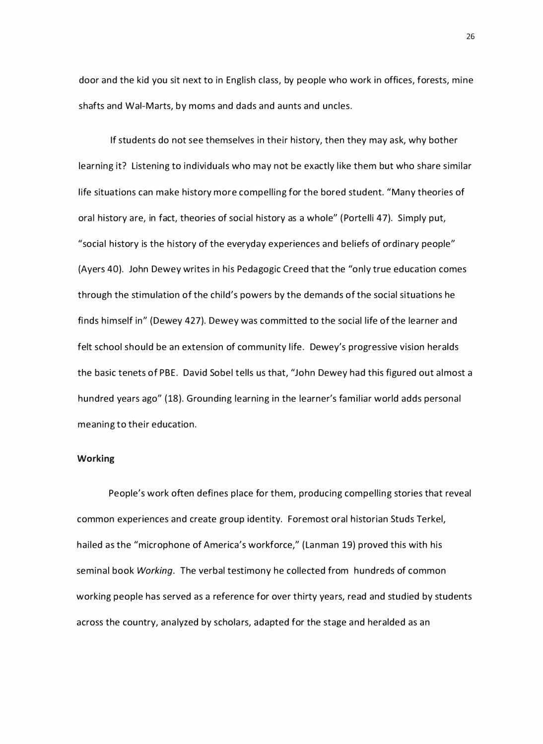door and the kid you sit next to in English class, by people who work in offices, forests, mine shafts and Wal-Marts, by moms and dads and aunts and uncles.

If students do not see themselves in their history, then they may ask, why bother learning it? Listening to individuals who may not be exactly like them but who share similar life situations can make history more compelling for the bored student. "Many theories of oral history are, in fact, theories of social history as a whole" (Portelli 47). Simply put, "social history is the history of the everyday experiences and beliefs of ordinary people" (Ayers 40). John Dewey writes in his Pedagogic Creed that the "only true education comes through the stimulation of the child's powers by the demands of the social situations he finds himself in" (Dewey 427). Dewey was committed to the social life of the learner and felt school should be an extension of community life. Dewey's progressive vision heralds the basic tenets of PBE. David Sobel tells us that, "John Dewey had this figured out almost a hundred years ago" (18). Grounding learning in the learner's familiar world adds personal meaning to their education.

**Working**

People's work often defines place for them, producing compelling stories that reveal common experiences and create group identity. Foremost oral historian Studs Terkel, hailed as the "microphone of America's workforce," (Lanman 19) proved this with his seminal book *Working*. The verbal testimony he collected from hundreds of common working people has served as a reference for over thirty years, read and studied by students across the country, analyzed by scholars, adapted for the stage and heralded as an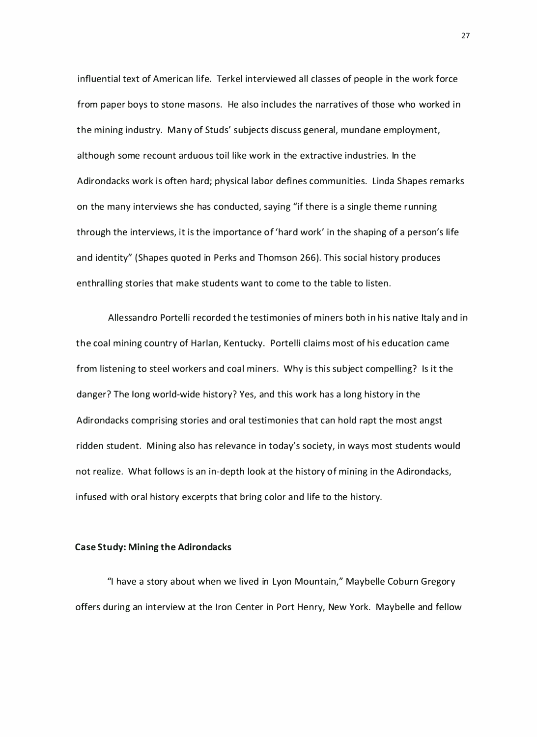influential text of American life. Terkel interviewed all classes of people in the work force from paper boys to stone masons. He also includes the narratives of those who worked in the mining industry. Many of Studs' subjects discuss general, mundane employment, although some recount arduous toil like work in the extractive industries. In the Adirondacks work is often hard; physical labor defines communities. Linda Shapes remarks on the many interviews she has conducted, saying "if there is a single theme running through the interviews, it is the importance of 'hard work' in the shaping of a person's life and identity" (Shapes quoted in Perks and Thomson 266). This social history produces enthralling stories that make students want to come to the table to listen.

Allessandro Portelli recorded the testimonies of miners both in his native Italy and in the coal mining country of Harlan, Kentucky. Portelli claims most of his education came from listening to steel workers and coal miners. Why is this subject compelling? Is it the danger? The long world-wide history? Yes, and this work has a long history in the Adirondacks comprising stories and oral testimonies that can hold rapt the most angst ridden student. Mining also has relevance in today's society, in ways most students would not realize. What follows is an in-depth look at the history of mining in the Adirondacks, infused with oral history excerpts that bring color and life to the history.

**Case Study: Mining the Adirondacks**

"I have a story about when we lived in Lyon Mountain," Maybelle Coburn Gregory offers during an interview at the Iron Center in Port Henry, New York. Maybelle and fellow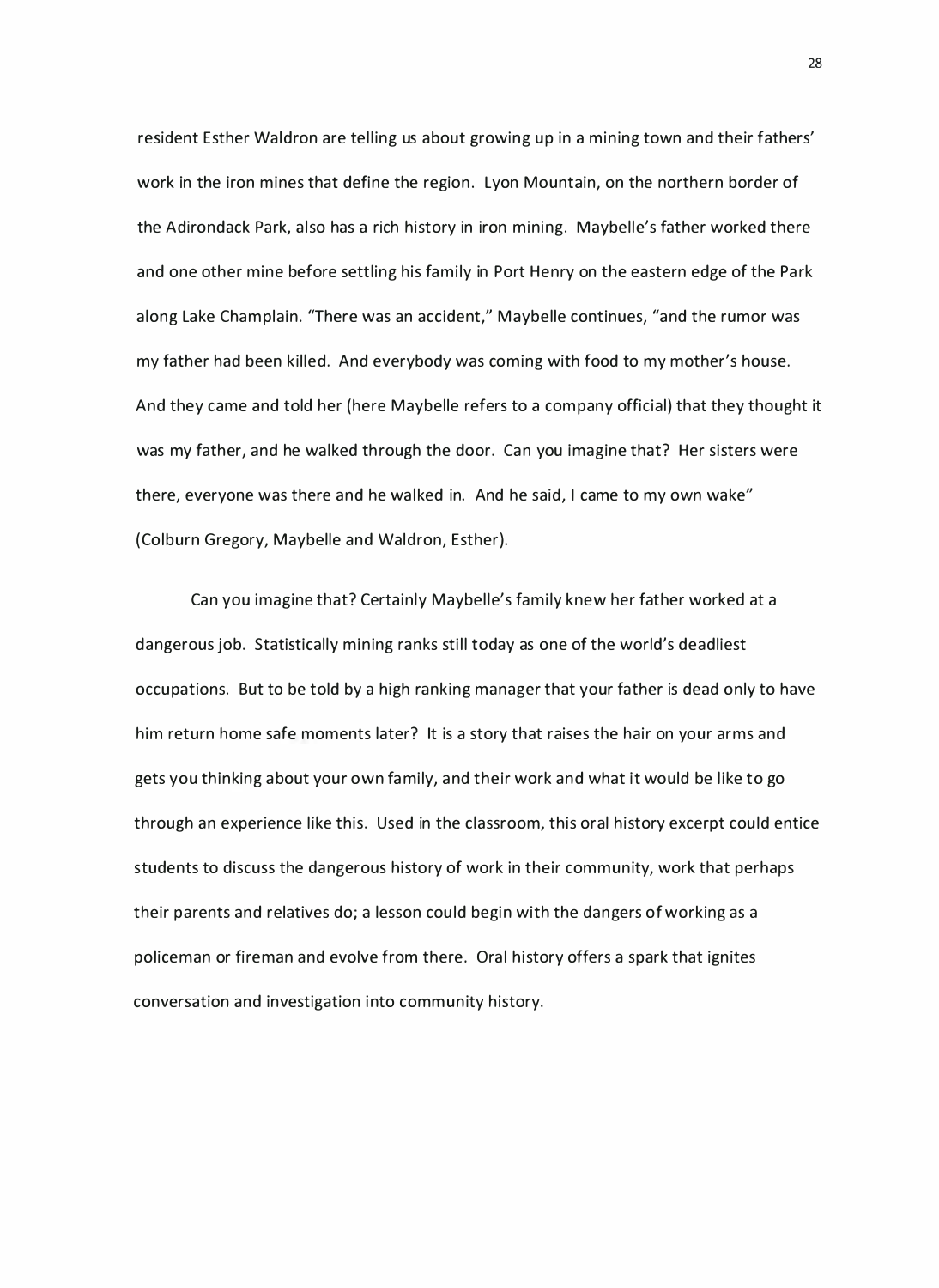resident Esther Waldron are telling us about growing up in a mining town and their fathers' work in the iron mines that define the region. Lyon Mountain, on the northern border of the Adirondack Park, also has a rich history in iron mining. Maybelle's father worked there and one other mine before settling his family in Port Henry on the eastern edge of the Park along Lake Champlain. "There was an accident," Maybelle continues, "and the rumor was my father had been killed. And everybody was coming with food to my mother's house. And they came and told her (here Maybelle refers to a company official) that they thought it was my father, and he walked through the door. Can you imagine that? Her sisters were there, everyone was there and he walked in. And he said, I came to my own wake" (Colburn Gregory, Maybelle and Waldron, Esther).

Can you imagine that? Certainly Maybelle's family knew her father worked at a dangerous job. Statistically mining ranks still today as one of the world's deadliest occupations. But to be told by a high ranking manager that your father is dead only to have him return home safe moments later? It is a story that raises the hair on your arms and gets you thinking about your own family, and their work and what it would be like to go through an experience like this. Used in the classroom, this oral history excerpt could entice students to discuss the dangerous history of work in their community, work that perhaps their parents and relatives do; a lesson could begin with the dangers of working as a policeman or fireman and evolve from there. Oral history offers a spark that ignites conversation and investigation into community history.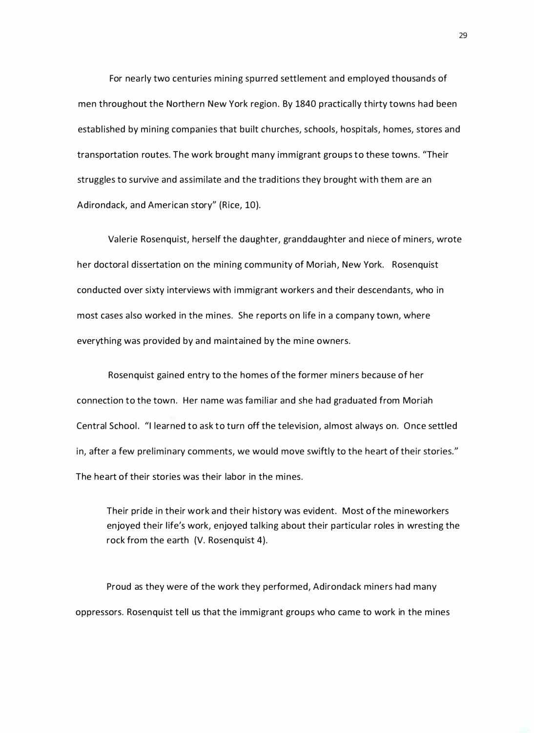For nearly two centuries mining spurred settlement and employed thousands of men throughout the Northern New York region. By 1840 practically thirty towns had been established by mining companies that built churches, schools, hospitals, homes, stores and transportation routes. The work brought many immigrant groups to these towns. "Their struggles to survive and assimilate and the traditions they brought with them are an Adirondack, and American story" (Rice, 10).

Valerie Rosenquist, herself the daughter, granddaughter and niece of miners, wrote her doctoral dissertation on the mining community of Moriah, New York. Rosenquist conducted over sixty interviews with immigrant workers and their descendants, who in most cases also worked in the mines. She reports on life in a company town, where everything was provided by and maintained by the mine owners.

Rosenquist gained entry to the homes of the former miners because of her connection to the town. Her name was familiar and she had graduated from Moriah Central School. "I learned to ask to turn off the television, almost always on. Once settled in, after a few preliminary comments, we would move swiftly to the heart of their stories." The heart of their stories was their labor in the mines.

> Their pride in their work and their history was evident. Most of the mineworkers enjoyed their life's work, enjoyed talking about their particular roles in wresting the rock from the earth (V. Rosenquist 4).

Proud as they were of the work they performed, Adirondack miners had many oppressors. Rosenquist tell us that the immigrant groups who came to work in the mines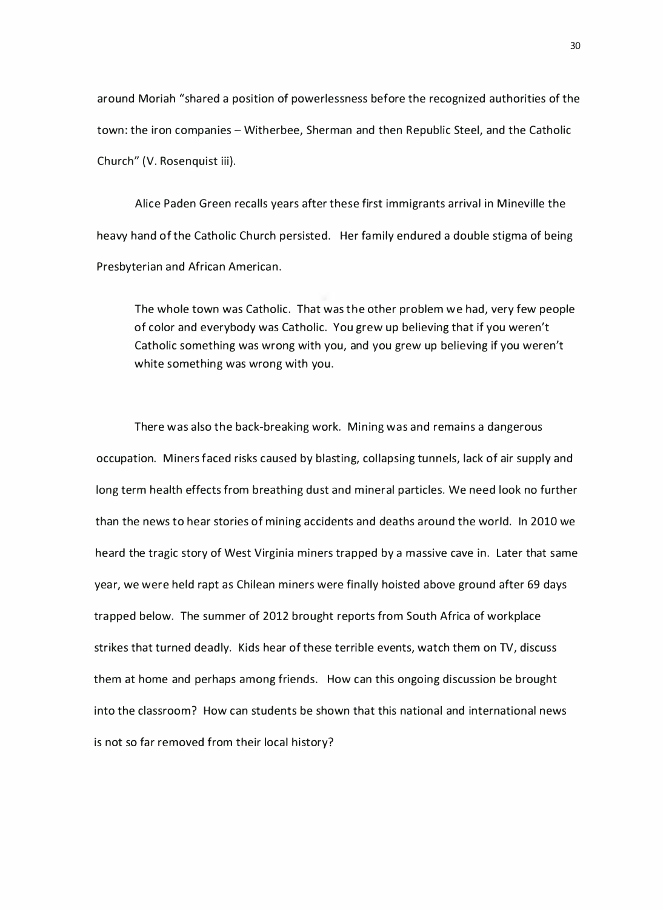around Moriah "shared a position of powerlessness before the recognized authorities of the town: the iron companies – Witherbee, Sherman and then Republic Steel, and the Catholic Church" (V. Rosenquist iii).

Alice Paden Green recalls years after these first immigrants arrival in Mineville the heavy hand of the Catholic Church persisted. Her family endured a double stigma of being Presbyterian and African American.

> The whole town was Catholic. That was the other problem we had, very few people of color and everybody was Catholic. You grew up believing that if you weren't Catholic something was wrong with you, and you grew up believing if you weren't white something was wrong with you.

There was also the back-breaking work. Mining was and remains a dangerous occupation. Miners faced risks caused by blasting, collapsing tunnels, lack of air supply and long term health effects from breathing dust and mineral particles. We need look no further than the news to hear stories of mining accidents and deaths around the world. In 2010 we heard the tragic story of West Virginia miners trapped by a massive cave in. Later that same year, we were held rapt as Chilean miners were finally hoisted above ground after 69 days trapped below. The summer of 2012 brought reports from South Africa of workplace strikes that turned deadly. Kids hear of these terrible events, watch them on TV, discuss them at home and perhaps among friends. How can this ongoing discussion be brought into the classroom? How can students be shown that this national and international news is not so far removed from their local history?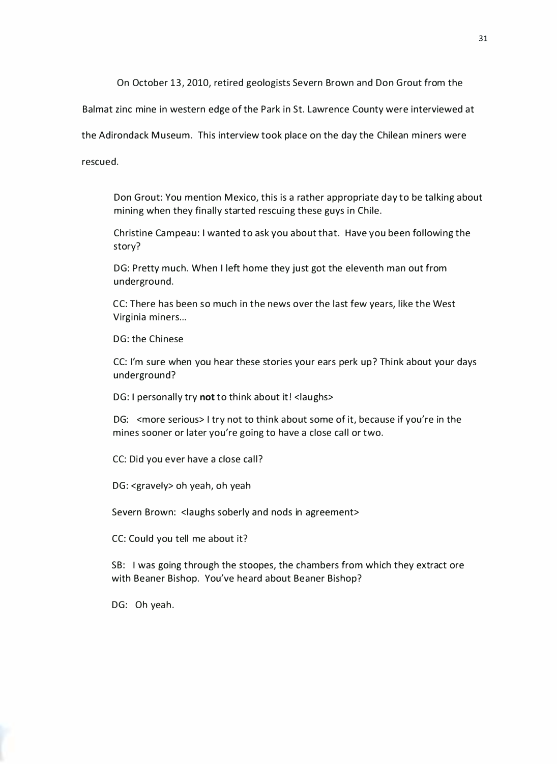On October 13, 2010, retired geologists Severn Brown and Don Grout from the Balmat zinc mine in western edge of the Park in St. Lawrence County were interviewed at the Adirondack Museum. This interview took place on the day the Chilean miners were rescued.

> Don Grout: You mention Mexico, this is a rather appropriate day to be talking about mining when they finally started rescuing these guys in Chile.
>
> Christine Campeau: I wanted to ask you about that. Have you been following the story?
>
> DG: Pretty much. When I left home they just got the eleventh man out from underground.
>
> CC: There has been so much in the news over the last few years, like the West Virginia miners...
>
> DG: the Chinese
>
> CC: I'm sure when you hear these stories your ears perk up? Think about your days underground?
>
> DG: I personally try **not** to think about it! <laughs>
>
> DG: <more serious> I try not to think about some of it, because if you're in the mines sooner or later you're going to have a close call or two.
>
> CC: Did you ever have a close call?
>
> DG: <gravely> oh yeah, oh yeah
>
> Severn Brown: <laughs soberly and nods in agreement>
>
> CC: Could you tell me about it?
>
> SB: I was going through the stoopes, the chambers from which they extract ore with Beaner Bishop. You've heard about Beaner Bishop?
>
> DG: Oh yeah.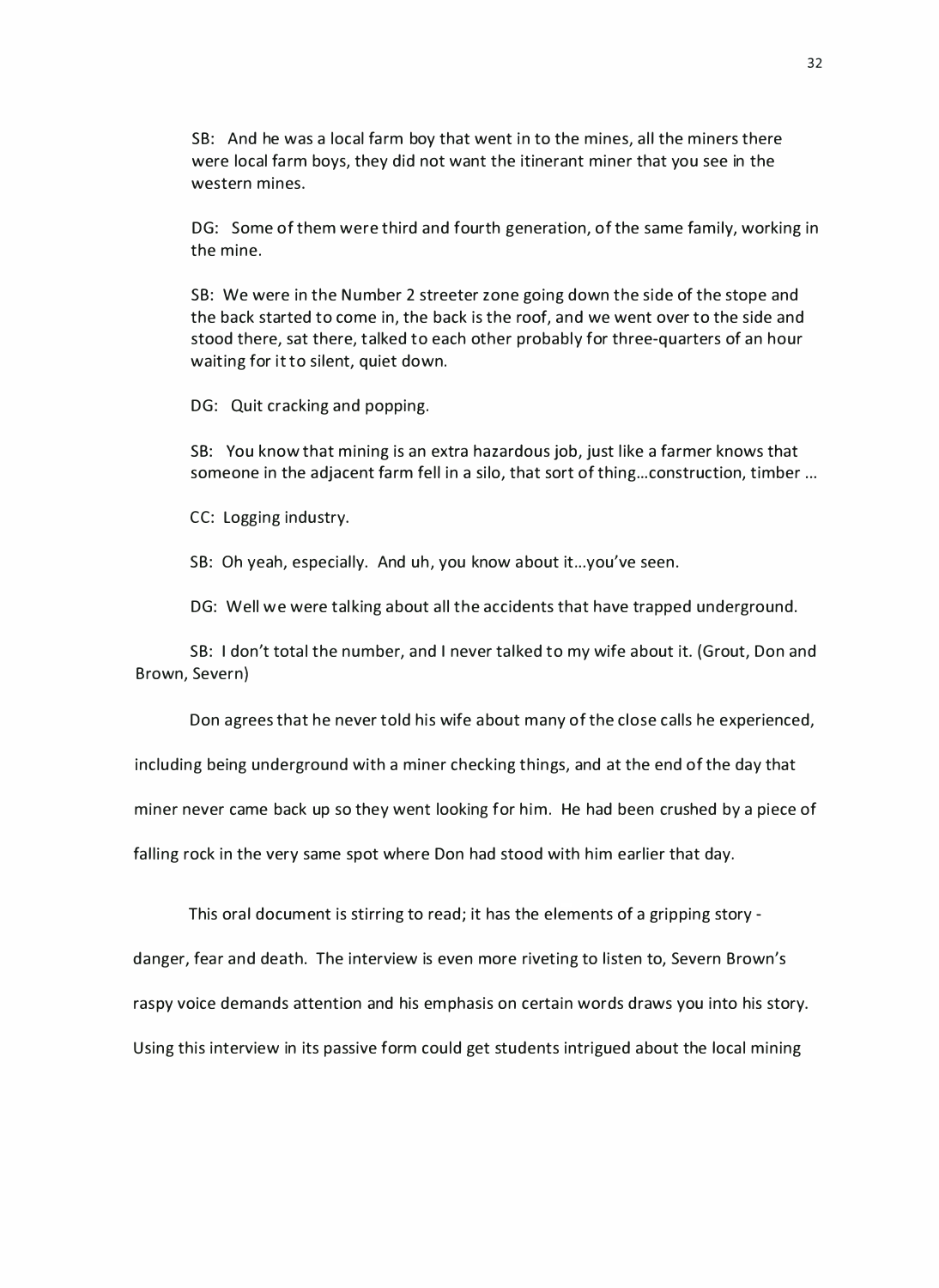SB: And he was a local farm boy that went in to the mines, all the miners there were local farm boys, they did not want the itinerant miner that you see in the western mines.

DG: Some of them were third and fourth generation, of the same family, working in the mine.

SB: We were in the Number 2 streeter zone going down the side of the stope and the back started to come in, the back is the roof, and we went over to the side and stood there, sat there, talked to each other probably for three-quarters of an hour waiting for it to silent, quiet down.

DG: Quit cracking and popping.

SB: You know that mining is an extra hazardous job, just like a farmer knows that someone in the adjacent farm fell in a silo, that sort of thing…construction, timber …

CC: Logging industry.

SB: Oh yeah, especially. And uh, you know about it…you've seen.

DG: Well we were talking about all the accidents that have trapped underground.

SB: I don't total the number, and I never talked to my wife about it. (Grout, Don and Brown, Severn)

Don agrees that he never told his wife about many of the close calls he experienced, including being underground with a miner checking things, and at the end of the day that miner never came back up so they went looking for him. He had been crushed by a piece of falling rock in the very same spot where Don had stood with him earlier that day.

This oral document is stirring to read; it has the elements of a gripping story - danger, fear and death. The interview is even more riveting to listen to, Severn Brown's raspy voice demands attention and his emphasis on certain words draws you into his story. Using this interview in its passive form could get students intrigued about the local mining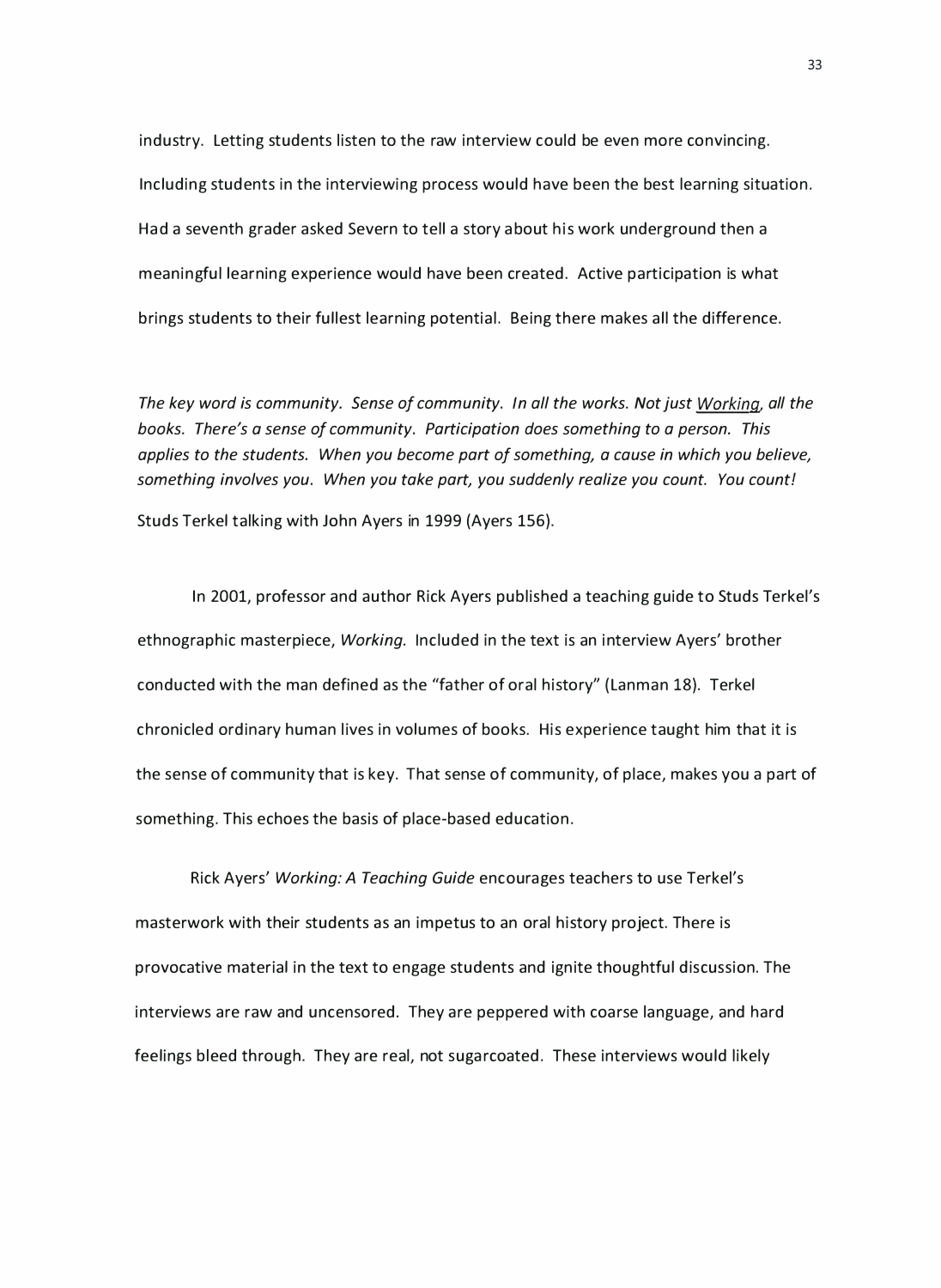industry. Letting students listen to the raw interview could be even more convincing. Including students in the interviewing process would have been the best learning situation. Had a seventh grader asked Severn to tell a story about his work underground then a meaningful learning experience would have been created. Active participation is what brings students to their fullest learning potential. Being there makes all the difference.

*The key word is community. Sense of community. In all the works. Not just Working, all the books. There's a sense of community. Participation does something to a person. This applies to the students. When you become part of something, a cause in which you believe, something involves you. When you take part, you suddenly realize you count. You count!*

Studs Terkel talking with John Ayers in 1999 (Ayers 156).

In 2001, professor and author Rick Ayers published a teaching guide to Studs Terkel's ethnographic masterpiece, *Working.* Included in the text is an interview Ayers' brother conducted with the man defined as the "father of oral history" (Lanman 18). Terkel chronicled ordinary human lives in volumes of books. His experience taught him that it is the sense of community that is key. That sense of community, of place, makes you a part of something. This echoes the basis of place-based education.

Rick Ayers' *Working: A Teaching Guide* encourages teachers to use Terkel's masterwork with their students as an impetus to an oral history project. There is provocative material in the text to engage students and ignite thoughtful discussion. The interviews are raw and uncensored. They are peppered with coarse language, and hard feelings bleed through. They are real, not sugarcoated. These interviews would likely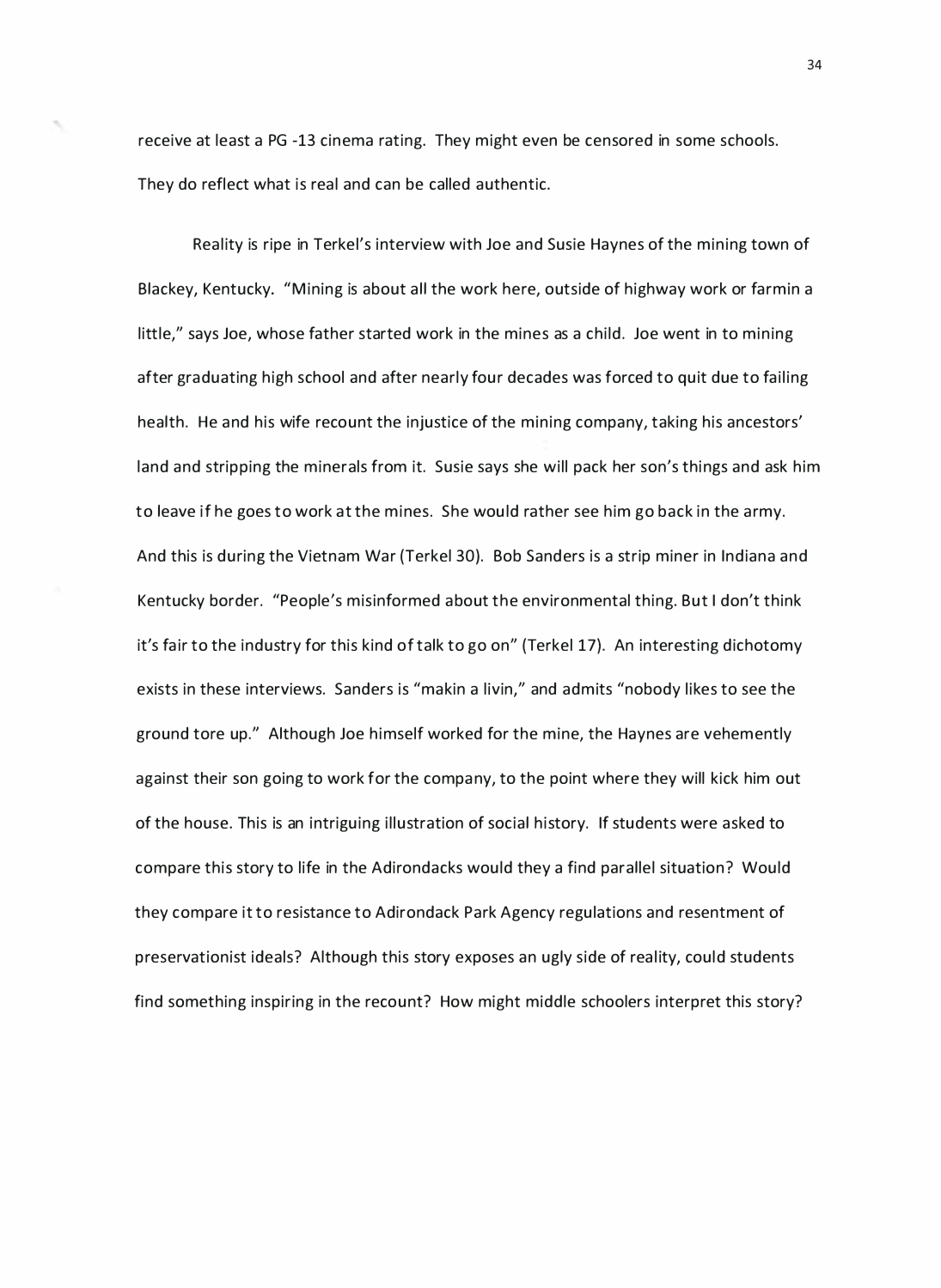receive at least a PG -13 cinema rating. They might even be censored in some schools. They do reflect what is real and can be called authentic.

Reality is ripe in Terkel's interview with Joe and Susie Haynes of the mining town of Blackey, Kentucky. "Mining is about all the work here, outside of highway work or farmin a little," says Joe, whose father started work in the mines as a child. Joe went in to mining after graduating high school and after nearly four decades was forced to quit due to failing health. He and his wife recount the injustice of the mining company, taking his ancestors' land and stripping the minerals from it. Susie says she will pack her son's things and ask him to leave if he goes to work at the mines. She would rather see him go back in the army. And this is during the Vietnam War (Terkel 30). Bob Sanders is a strip miner in Indiana and Kentucky border. "People's misinformed about the environmental thing. But I don't think it's fair to the industry for this kind of talk to go on" (Terkel 17). An interesting dichotomy exists in these interviews. Sanders is "makin a livin," and admits "nobody likes to see the ground tore up." Although Joe himself worked for the mine, the Haynes are vehemently against their son going to work for the company, to the point where they will kick him out of the house. This is an intriguing illustration of social history. If students were asked to compare this story to life in the Adirondacks would they a find parallel situation? Would they compare it to resistance to Adirondack Park Agency regulations and resentment of preservationist ideals? Although this story exposes an ugly side of reality, could students find something inspiring in the recount? How might middle schoolers interpret this story?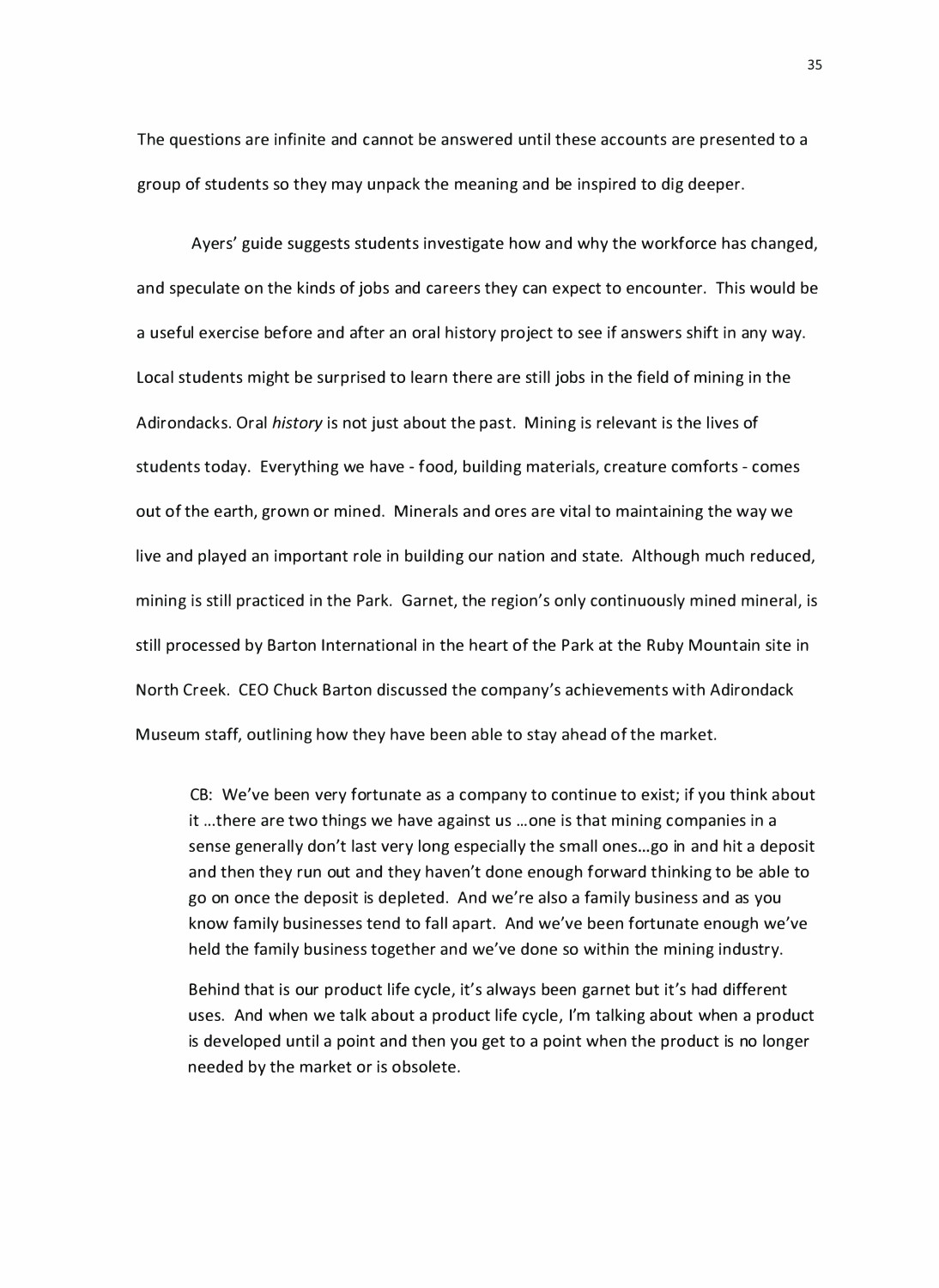The questions are infinite and cannot be answered until these accounts are presented to a group of students so they may unpack the meaning and be inspired to dig deeper.

Ayers' guide suggests students investigate how and why the workforce has changed, and speculate on the kinds of jobs and careers they can expect to encounter. This would be a useful exercise before and after an oral history project to see if answers shift in any way. Local students might be surprised to learn there are still jobs in the field of mining in the Adirondacks. Oral *history* is not just about the past. Mining is relevant is the lives of students today. Everything we have - food, building materials, creature comforts - comes out of the earth, grown or mined. Minerals and ores are vital to maintaining the way we live and played an important role in building our nation and state. Although much reduced, mining is still practiced in the Park. Garnet, the region's only continuously mined mineral, is still processed by Barton International in the heart of the Park at the Ruby Mountain site in North Creek. CEO Chuck Barton discussed the company's achievements with Adirondack Museum staff, outlining how they have been able to stay ahead of the market.

> CB: We've been very fortunate as a company to continue to exist; if you think about it …there are two things we have against us …one is that mining companies in a sense generally don't last very long especially the small ones…go in and hit a deposit and then they run out and they haven't done enough forward thinking to be able to go on once the deposit is depleted. And we're also a family business and as you know family businesses tend to fall apart. And we've been fortunate enough we've held the family business together and we've done so within the mining industry.
>
> Behind that is our product life cycle, it's always been garnet but it's had different uses. And when we talk about a product life cycle, I'm talking about when a product is developed until a point and then you get to a point when the product is no longer needed by the market or is obsolete.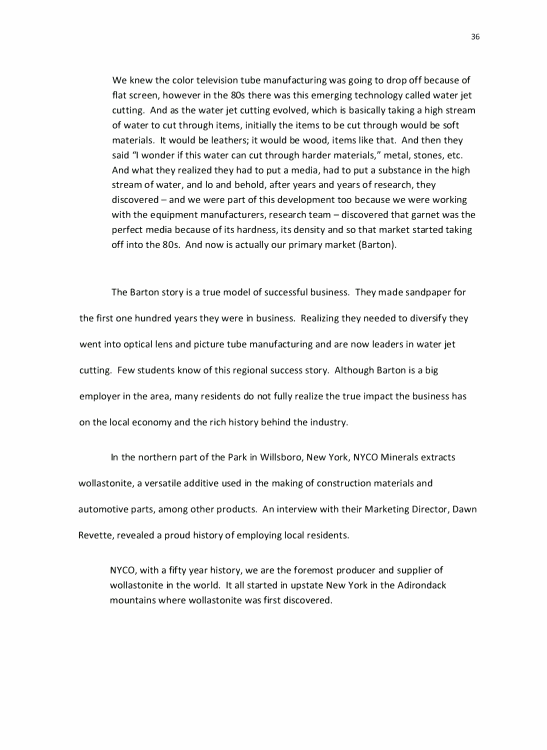> We knew the color television tube manufacturing was going to drop off because of flat screen, however in the 80s there was this emerging technology called water jet cutting. And as the water jet cutting evolved, which is basically taking a high stream of water to cut through items, initially the items to be cut through would be soft materials. It would be leathers; it would be wood, items like that. And then they said "I wonder if this water can cut through harder materials," metal, stones, etc. And what they realized they had to put a media, had to put a substance in the high stream of water, and lo and behold, after years and years of research, they discovered – and we were part of this development too because we were working with the equipment manufacturers, research team – discovered that garnet was the perfect media because of its hardness, its density and so that market started taking off into the 80s. And now is actually our primary market (Barton).

The Barton story is a true model of successful business. They made sandpaper for the first one hundred years they were in business. Realizing they needed to diversify they went into optical lens and picture tube manufacturing and are now leaders in water jet cutting. Few students know of this regional success story. Although Barton is a big employer in the area, many residents do not fully realize the true impact the business has on the local economy and the rich history behind the industry.

In the northern part of the Park in Willsboro, New York, NYCO Minerals extracts wollastonite, a versatile additive used in the making of construction materials and automotive parts, among other products. An interview with their Marketing Director, Dawn Revette, revealed a proud history of employing local residents.

> NYCO, with a fifty year history, we are the foremost producer and supplier of wollastonite in the world. It all started in upstate New York in the Adirondack mountains where wollastonite was first discovered.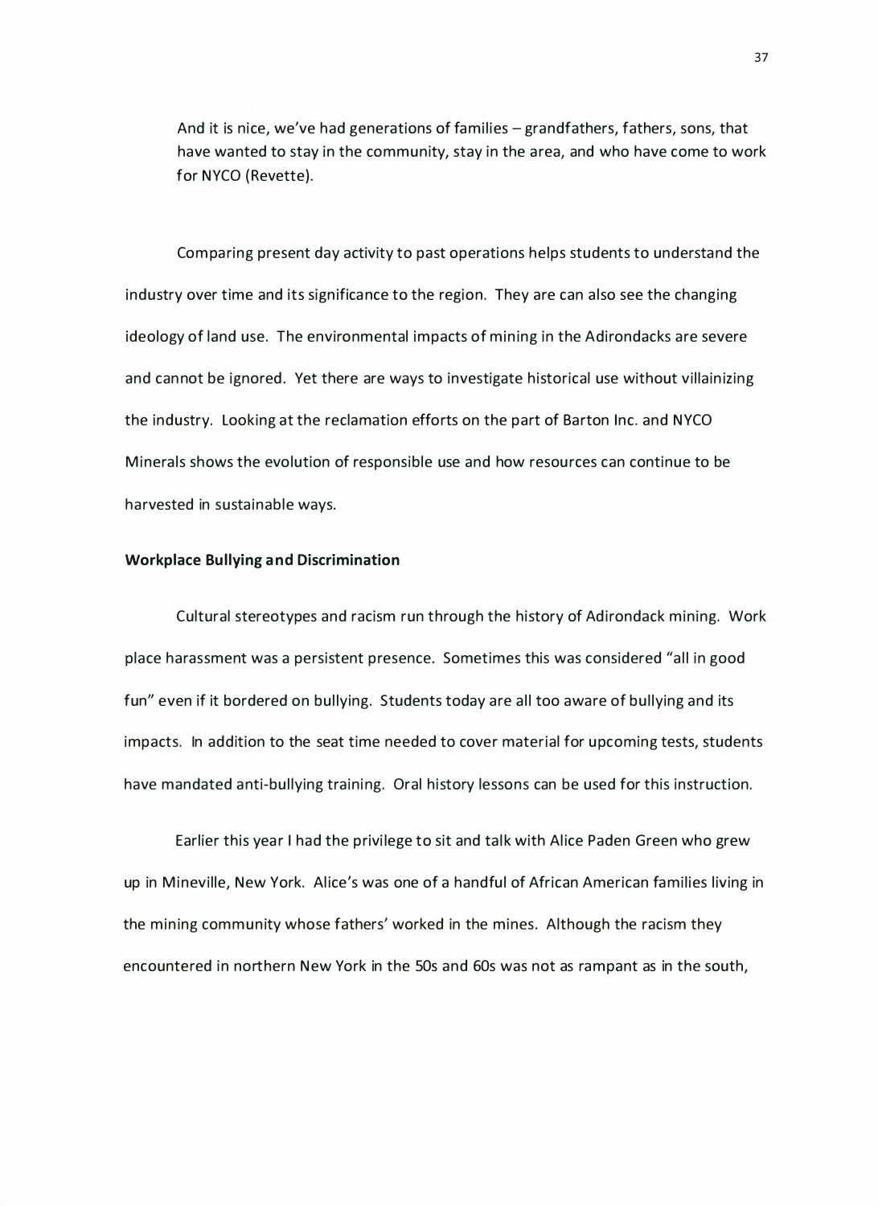> And it is nice, we've had generations of families – grandfathers, fathers, sons, that have wanted to stay in the community, stay in the area, and who have come to work for NYCO (Revette).

Comparing present day activity to past operations helps students to understand the industry over time and its significance to the region. They are can also see the changing ideology of land use. The environmental impacts of mining in the Adirondacks are severe and cannot be ignored. Yet there are ways to investigate historical use without villainizing the industry. Looking at the reclamation efforts on the part of Barton Inc. and NYCO Minerals shows the evolution of responsible use and how resources can continue to be harvested in sustainable ways.

**Workplace Bullying and Discrimination**

Cultural stereotypes and racism run through the history of Adirondack mining. Work place harassment was a persistent presence. Sometimes this was considered "all in good fun" even if it bordered on bullying. Students today are all too aware of bullying and its impacts. In addition to the seat time needed to cover material for upcoming tests, students have mandated anti-bullying training. Oral history lessons can be used for this instruction.

Earlier this year I had the privilege to sit and talk with Alice Paden Green who grew up in Mineville, New York. Alice's was one of a handful of African American families living in the mining community whose fathers' worked in the mines. Although the racism they encountered in northern New York in the 50s and 60s was not as rampant as in the south,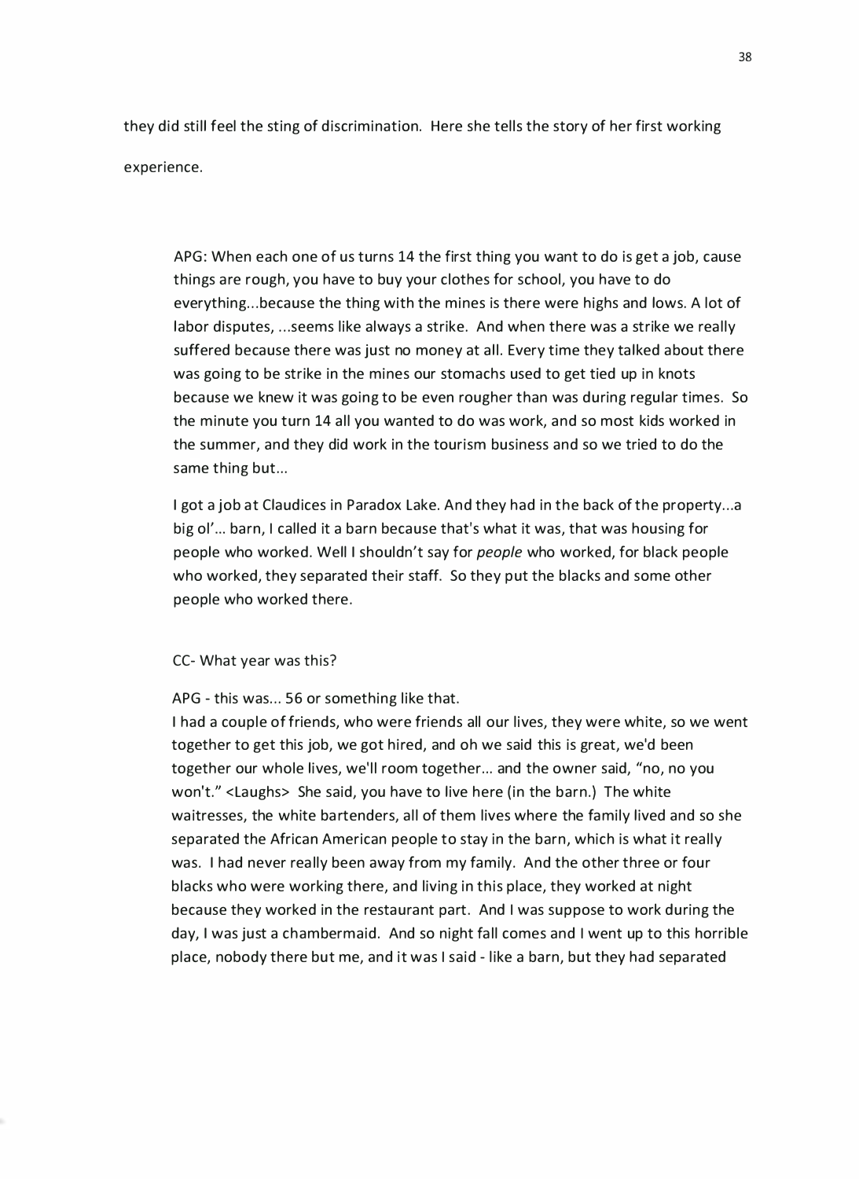they did still feel the sting of discrimination. Here she tells the story of her first working experience.

> APG: When each one of us turns 14 the first thing you want to do is get a job, cause things are rough, you have to buy your clothes for school, you have to do everything...because the thing with the mines is there were highs and lows. A lot of labor disputes, ...seems like always a strike. And when there was a strike we really suffered because there was just no money at all. Every time they talked about there was going to be strike in the mines our stomachs used to get tied up in knots because we knew it was going to be even rougher than was during regular times. So the minute you turn 14 all you wanted to do was work, and so most kids worked in the summer, and they did work in the tourism business and so we tried to do the same thing but...
>
> I got a job at Claudices in Paradox Lake. And they had in the back of the property...a big ol'... barn, I called it a barn because that's what it was, that was housing for people who worked. Well I shouldn't say for *people* who worked, for black people who worked, they separated their staff. So they put the blacks and some other people who worked there.
>
> CC- What year was this?
>
> APG - this was... 56 or something like that.
> I had a couple of friends, who were friends all our lives, they were white, so we went together to get this job, we got hired, and oh we said this is great, we'd been together our whole lives, we'll room together... and the owner said, "no, no you won't." <Laughs> She said, you have to live here (in the barn.) The white waitresses, the white bartenders, all of them lives where the family lived and so she separated the African American people to stay in the barn, which is what it really was. I had never really been away from my family. And the other three or four blacks who were working there, and living in this place, they worked at night because they worked in the restaurant part. And I was suppose to work during the day, I was just a chambermaid. And so night fall comes and I went up to this horrible place, nobody there but me, and it was I said - like a barn, but they had separated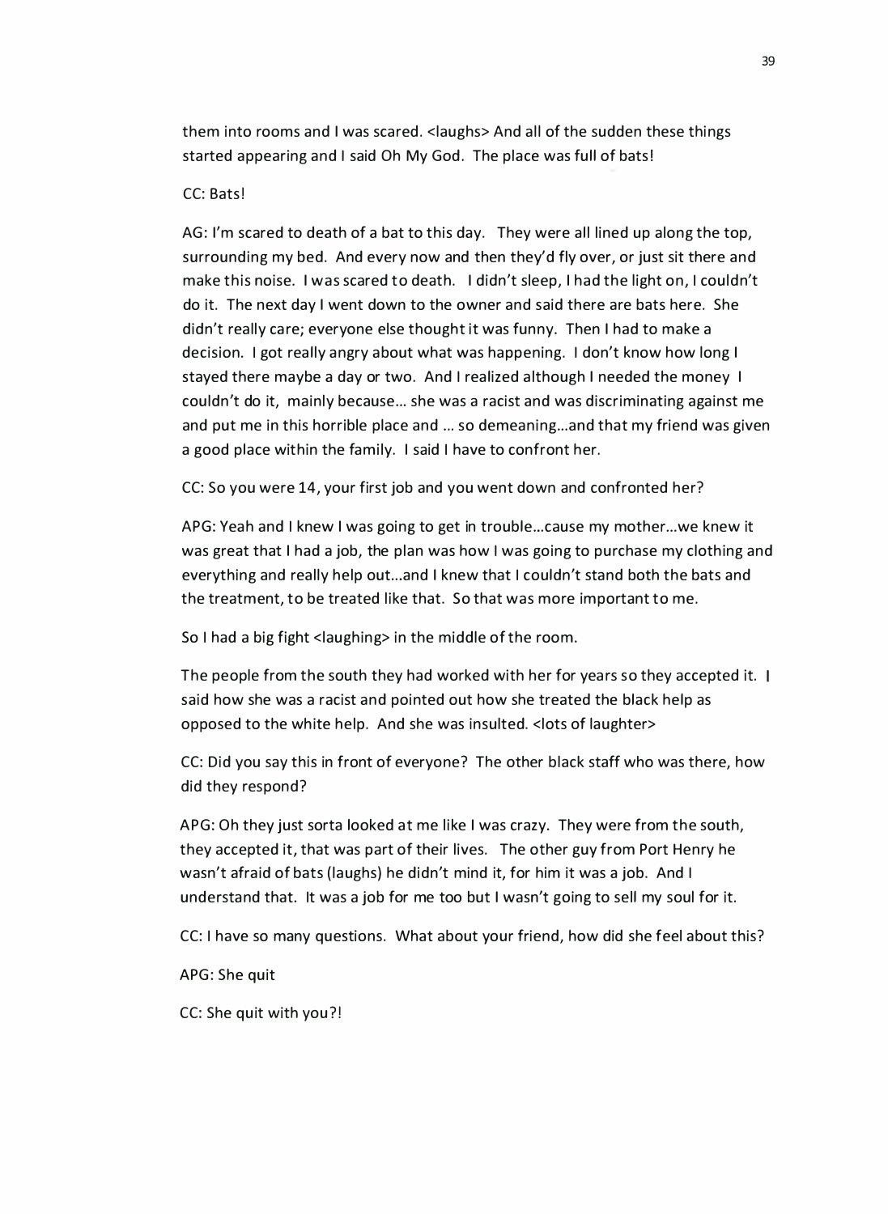them into rooms and I was scared. <laughs> And all of the sudden these things started appearing and I said Oh My God. The place was full of bats!

CC: Bats!

AG: I'm scared to death of a bat to this day. They were all lined up along the top, surrounding my bed. And every now and then they'd fly over, or just sit there and make this noise. I was scared to death. I didn't sleep, I had the light on, I couldn't do it. The next day I went down to the owner and said there are bats here. She didn't really care; everyone else thought it was funny. Then I had to make a decision. I got really angry about what was happening. I don't know how long I stayed there maybe a day or two. And I realized although I needed the money I couldn't do it, mainly because… she was a racist and was discriminating against me and put me in this horrible place and … so demeaning…and that my friend was given a good place within the family. I said I have to confront her.

CC: So you were 14, your first job and you went down and confronted her?

APG: Yeah and I knew I was going to get in trouble…cause my mother…we knew it was great that I had a job, the plan was how I was going to purchase my clothing and everything and really help out…and I knew that I couldn't stand both the bats and the treatment, to be treated like that. So that was more important to me.

So I had a big fight <laughing> in the middle of the room.

The people from the south they had worked with her for years so they accepted it. I said how she was a racist and pointed out how she treated the black help as opposed to the white help. And she was insulted. <lots of laughter>

CC: Did you say this in front of everyone? The other black staff who was there, how did they respond?

APG: Oh they just sorta looked at me like I was crazy. They were from the south, they accepted it, that was part of their lives. The other guy from Port Henry he wasn't afraid of bats (laughs) he didn't mind it, for him it was a job. And I understand that. It was a job for me too but I wasn't going to sell my soul for it.

CC: I have so many questions. What about your friend, how did she feel about this?

APG: She quit

CC: She quit with you?!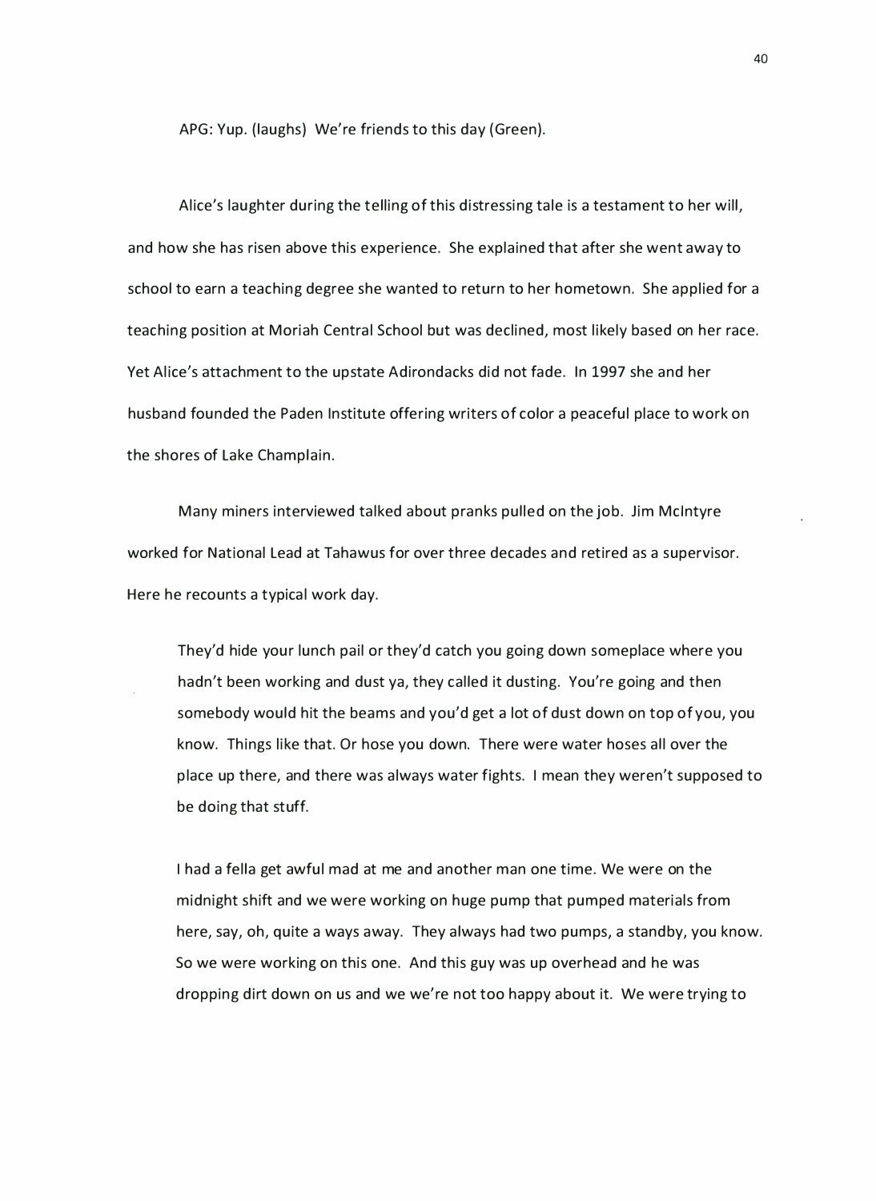APG: Yup. (laughs) We're friends to this day (Green).

Alice's laughter during the telling of this distressing tale is a testament to her will, and how she has risen above this experience. She explained that after she went away to school to earn a teaching degree she wanted to return to her hometown. She applied for a teaching position at Moriah Central School but was declined, most likely based on her race. Yet Alice's attachment to the upstate Adirondacks did not fade. In 1997 she and her husband founded the Paden Institute offering writers of color a peaceful place to work on the shores of Lake Champlain.

Many miners interviewed talked about pranks pulled on the job. Jim McIntyre worked for National Lead at Tahawus for over three decades and retired as a supervisor. Here he recounts a typical work day.

> They'd hide your lunch pail or they'd catch you going down someplace where you hadn't been working and dust ya, they called it dusting. You're going and then somebody would hit the beams and you'd get a lot of dust down on top of you, you know. Things like that. Or hose you down. There were water hoses all over the place up there, and there was always water fights. I mean they weren't supposed to be doing that stuff.
>
> I had a fella get awful mad at me and another man one time. We were on the midnight shift and we were working on huge pump that pumped materials from here, say, oh, quite a ways away. They always had two pumps, a standby, you know. So we were working on this one. And this guy was up overhead and he was dropping dirt down on us and we we're not too happy about it. We were trying to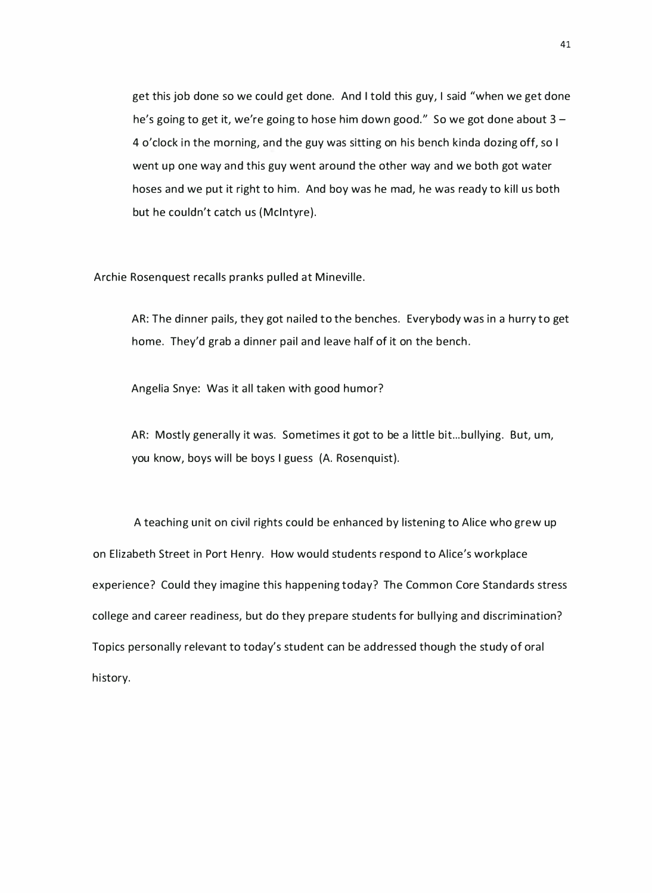> get this job done so we could get done. And I told this guy, I said "when we get done he's going to get it, we're going to hose him down good." So we got done about 3 – 4 o'clock in the morning, and the guy was sitting on his bench kinda dozing off, so I went up one way and this guy went around the other way and we both got water hoses and we put it right to him. And boy was he mad, he was ready to kill us both but he couldn't catch us (McIntyre).

Archie Rosenquest recalls pranks pulled at Mineville.

> AR: The dinner pails, they got nailed to the benches. Everybody was in a hurry to get home. They'd grab a dinner pail and leave half of it on the bench.
>
> Angelia Snye: Was it all taken with good humor?
>
> AR: Mostly generally it was. Sometimes it got to be a little bit…bullying. But, um, you know, boys will be boys I guess (A. Rosenquist).

A teaching unit on civil rights could be enhanced by listening to Alice who grew up on Elizabeth Street in Port Henry. How would students respond to Alice's workplace experience? Could they imagine this happening today? The Common Core Standards stress college and career readiness, but do they prepare students for bullying and discrimination? Topics personally relevant to today's student can be addressed though the study of oral history.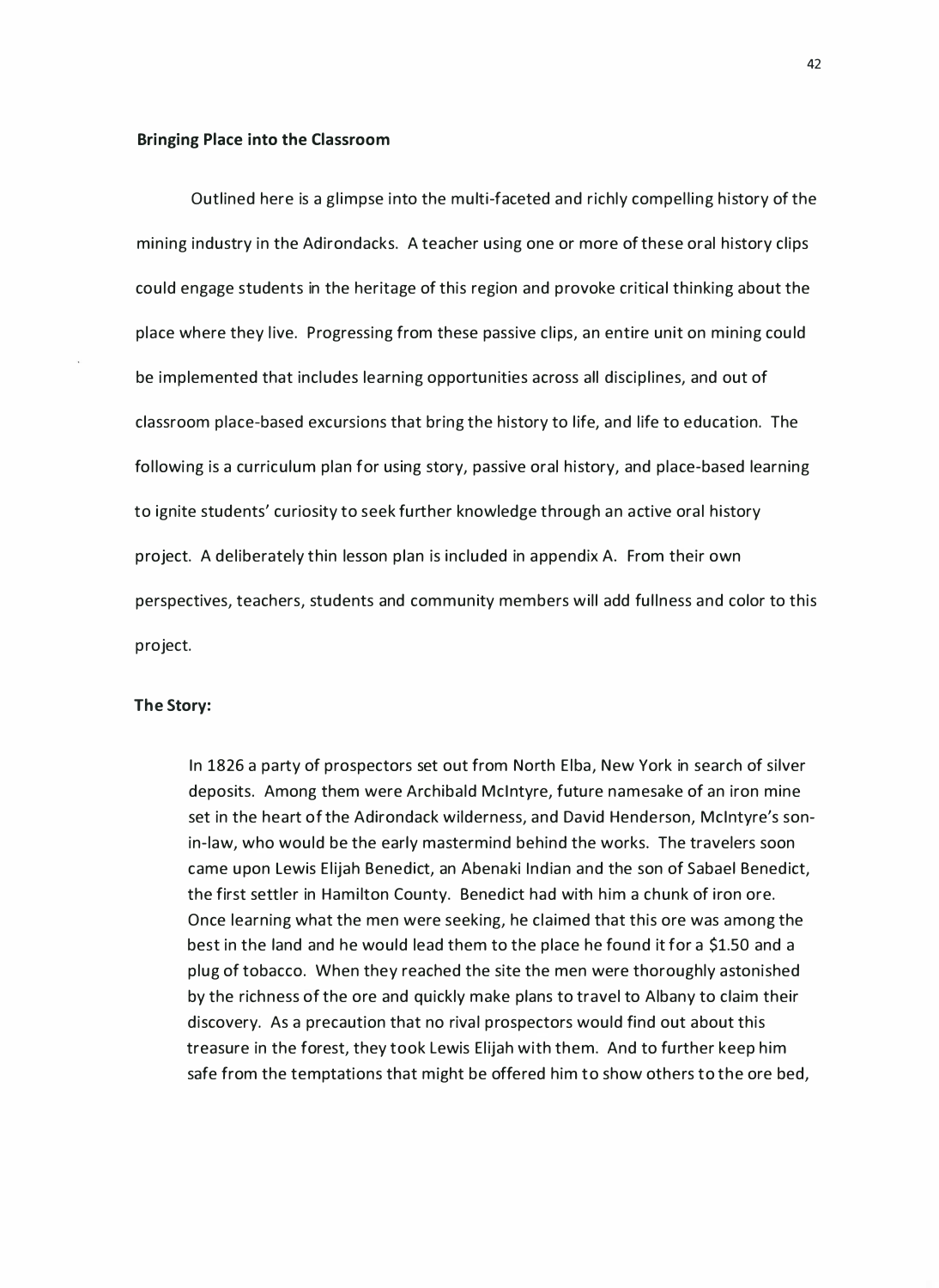**Bringing Place into the Classroom**

Outlined here is a glimpse into the multi-faceted and richly compelling history of the mining industry in the Adirondacks. A teacher using one or more of these oral history clips could engage students in the heritage of this region and provoke critical thinking about the place where they live. Progressing from these passive clips, an entire unit on mining could be implemented that includes learning opportunities across all disciplines, and out of classroom place-based excursions that bring the history to life, and life to education. The following is a curriculum plan for using story, passive oral history, and place-based learning to ignite students' curiosity to seek further knowledge through an active oral history project. A deliberately thin lesson plan is included in appendix A. From their own perspectives, teachers, students and community members will add fullness and color to this project.

**The Story:**

> In 1826 a party of prospectors set out from North Elba, New York in search of silver deposits. Among them were Archibald McIntyre, future namesake of an iron mine set in the heart of the Adirondack wilderness, and David Henderson, McIntyre's son-in-law, who would be the early mastermind behind the works. The travelers soon came upon Lewis Elijah Benedict, an Abenaki Indian and the son of Sabael Benedict, the first settler in Hamilton County. Benedict had with him a chunk of iron ore. Once learning what the men were seeking, he claimed that this ore was among the best in the land and he would lead them to the place he found it for a $1.50 and a plug of tobacco. When they reached the site the men were thoroughly astonished by the richness of the ore and quickly make plans to travel to Albany to claim their discovery. As a precaution that no rival prospectors would find out about this treasure in the forest, they took Lewis Elijah with them. And to further keep him safe from the temptations that might be offered him to show others to the ore bed,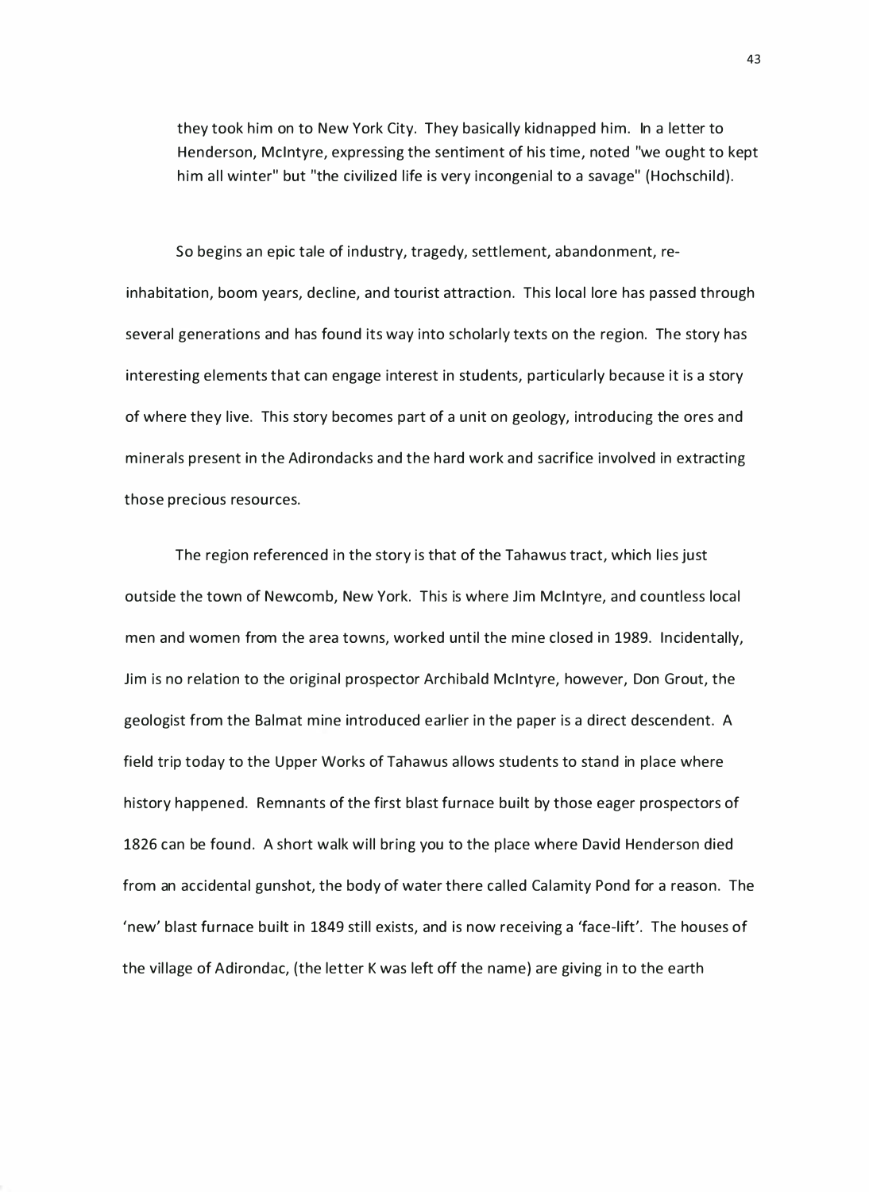> they took him on to New York City. They basically kidnapped him. In a letter to Henderson, McIntyre, expressing the sentiment of his time, noted "we ought to kept him all winter" but "the civilized life is very incongenial to a savage" (Hochschild).

So begins an epic tale of industry, tragedy, settlement, abandonment, re-inhabitation, boom years, decline, and tourist attraction. This local lore has passed through several generations and has found its way into scholarly texts on the region. The story has interesting elements that can engage interest in students, particularly because it is a story of where they live. This story becomes part of a unit on geology, introducing the ores and minerals present in the Adirondacks and the hard work and sacrifice involved in extracting those precious resources.

The region referenced in the story is that of the Tahawus tract, which lies just outside the town of Newcomb, New York. This is where Jim McIntyre, and countless local men and women from the area towns, worked until the mine closed in 1989. Incidentally, Jim is no relation to the original prospector Archibald McIntyre, however, Don Grout, the geologist from the Balmat mine introduced earlier in the paper is a direct descendent. A field trip today to the Upper Works of Tahawus allows students to stand in place where history happened. Remnants of the first blast furnace built by those eager prospectors of 1826 can be found. A short walk will bring you to the place where David Henderson died from an accidental gunshot, the body of water there called Calamity Pond for a reason. The 'new' blast furnace built in 1849 still exists, and is now receiving a 'face-lift'. The houses of the village of Adirondac, (the letter K was left off the name) are giving in to the earth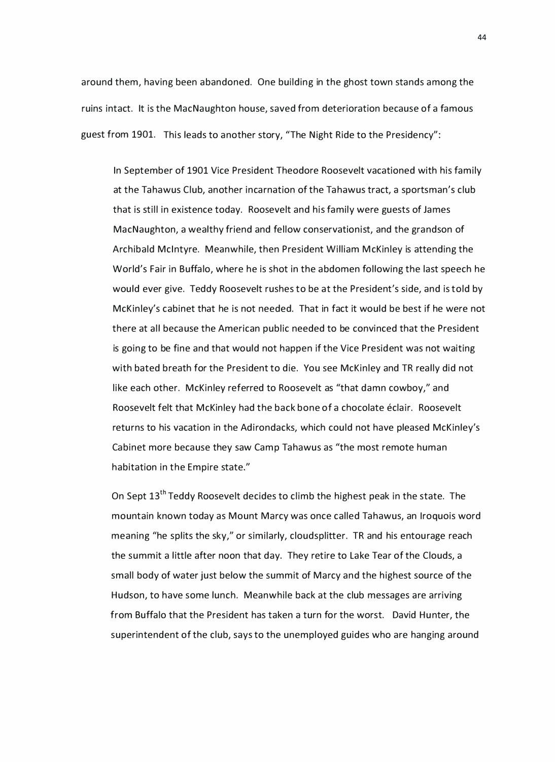around them, having been abandoned. One building in the ghost town stands among the ruins intact. It is the MacNaughton house, saved from deterioration because of a famous guest from 1901. This leads to another story, "The Night Ride to the Presidency":

> In September of 1901 Vice President Theodore Roosevelt vacationed with his family at the Tahawus Club, another incarnation of the Tahawus tract, a sportsman's club that is still in existence today. Roosevelt and his family were guests of James MacNaughton, a wealthy friend and fellow conservationist, and the grandson of Archibald McIntyre. Meanwhile, then President William McKinley is attending the World's Fair in Buffalo, where he is shot in the abdomen following the last speech he would ever give. Teddy Roosevelt rushes to be at the President's side, and is told by McKinley's cabinet that he is not needed. That in fact it would be best if he were not there at all because the American public needed to be convinced that the President is going to be fine and that would not happen if the Vice President was not waiting with bated breath for the President to die. You see McKinley and TR really did not like each other. McKinley referred to Roosevelt as "that damn cowboy," and Roosevelt felt that McKinley had the back bone of a chocolate éclair. Roosevelt returns to his vacation in the Adirondacks, which could not have pleased McKinley's Cabinet more because they saw Camp Tahawus as "the most remote human habitation in the Empire state."
>
> On Sept 13th Teddy Roosevelt decides to climb the highest peak in the state. The mountain known today as Mount Marcy was once called Tahawus, an Iroquois word meaning "he splits the sky," or similarly, cloudsplitter. TR and his entourage reach the summit a little after noon that day. They retire to Lake Tear of the Clouds, a small body of water just below the summit of Marcy and the highest source of the Hudson, to have some lunch. Meanwhile back at the club messages are arriving from Buffalo that the President has taken a turn for the worst. David Hunter, the superintendent of the club, says to the unemployed guides who are hanging around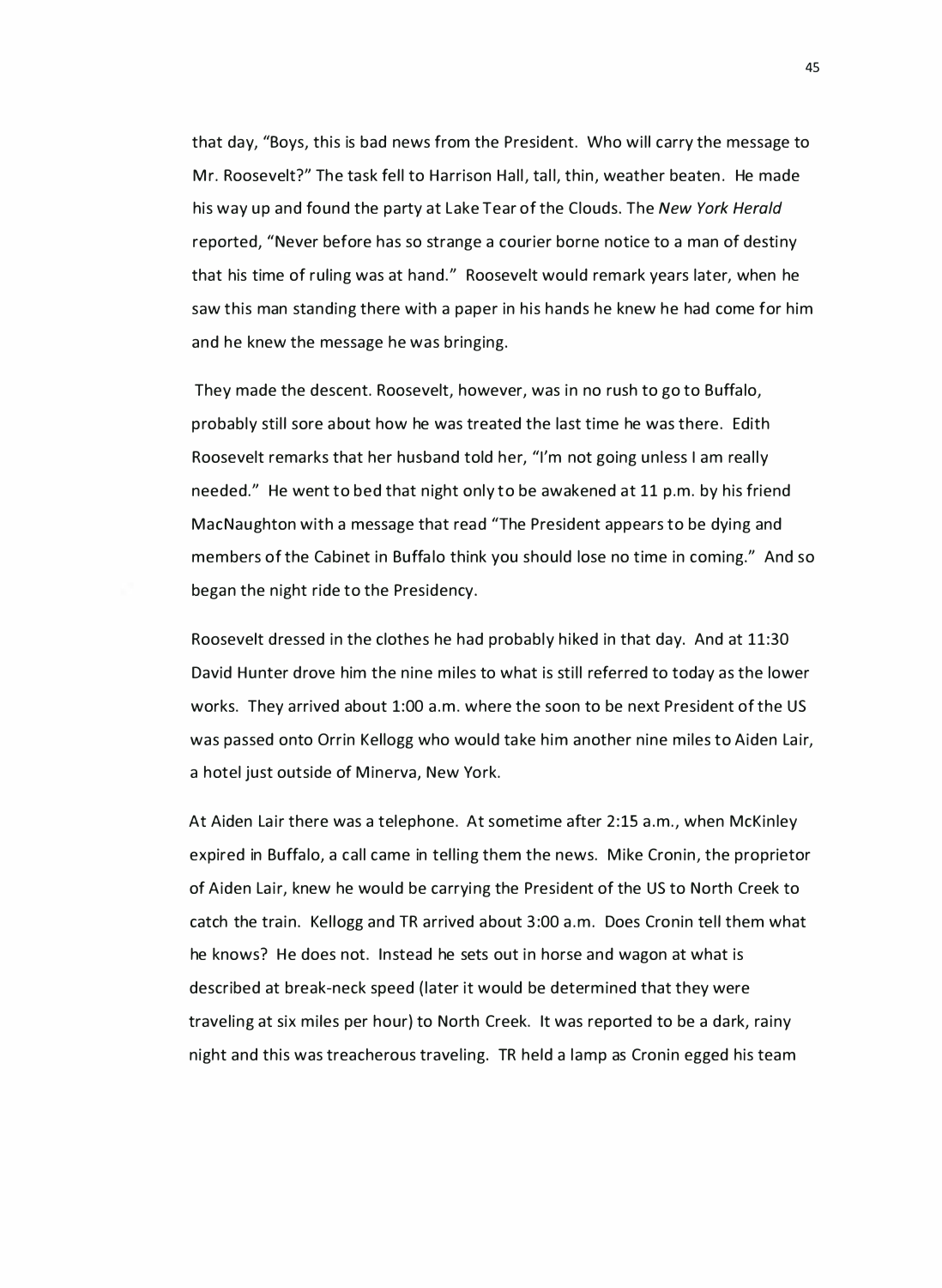that day, "Boys, this is bad news from the President. Who will carry the message to Mr. Roosevelt?" The task fell to Harrison Hall, tall, thin, weather beaten. He made his way up and found the party at Lake Tear of the Clouds. The *New York Herald* reported, "Never before has so strange a courier borne notice to a man of destiny that his time of ruling was at hand." Roosevelt would remark years later, when he saw this man standing there with a paper in his hands he knew he had come for him and he knew the message he was bringing.

They made the descent. Roosevelt, however, was in no rush to go to Buffalo, probably still sore about how he was treated the last time he was there. Edith Roosevelt remarks that her husband told her, "I'm not going unless I am really needed." He went to bed that night only to be awakened at 11 p.m. by his friend MacNaughton with a message that read "The President appears to be dying and members of the Cabinet in Buffalo think you should lose no time in coming." And so began the night ride to the Presidency.

Roosevelt dressed in the clothes he had probably hiked in that day. And at 11:30 David Hunter drove him the nine miles to what is still referred to today as the lower works. They arrived about 1:00 a.m. where the soon to be next President of the US was passed onto Orrin Kellogg who would take him another nine miles to Aiden Lair, a hotel just outside of Minerva, New York.

At Aiden Lair there was a telephone. At sometime after 2:15 a.m., when McKinley expired in Buffalo, a call came in telling them the news. Mike Cronin, the proprietor of Aiden Lair, knew he would be carrying the President of the US to North Creek to catch the train. Kellogg and TR arrived about 3:00 a.m. Does Cronin tell them what he knows? He does not. Instead he sets out in horse and wagon at what is described at break-neck speed (later it would be determined that they were traveling at six miles per hour) to North Creek. It was reported to be a dark, rainy night and this was treacherous traveling. TR held a lamp as Cronin egged his team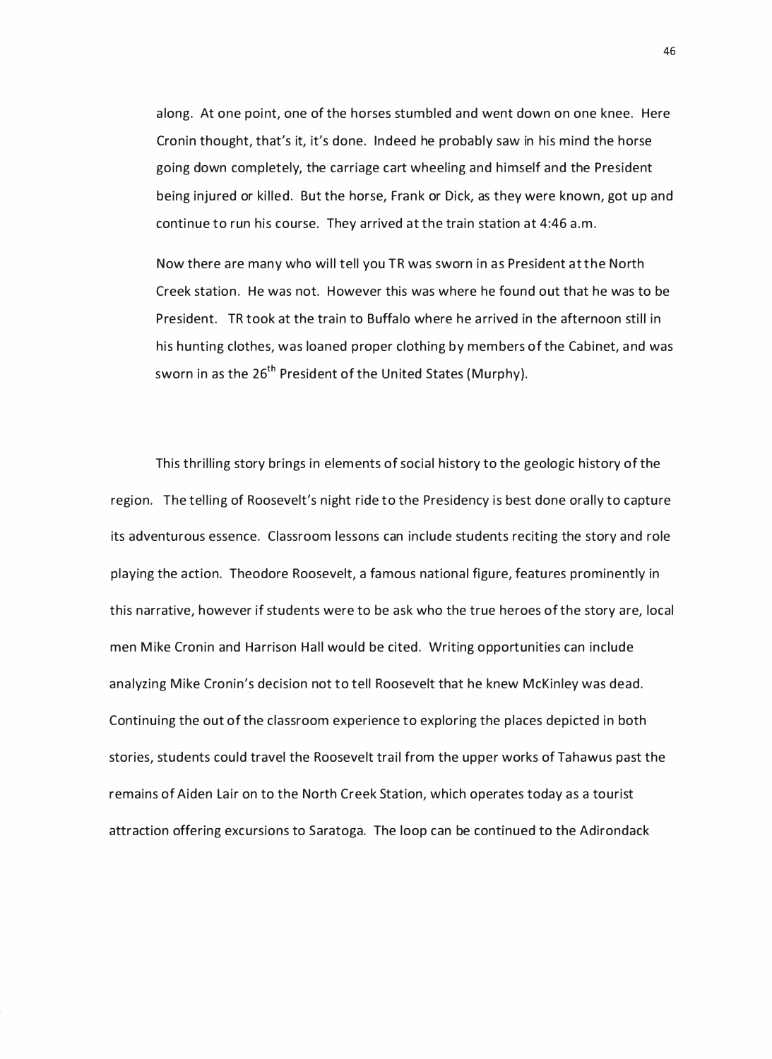> along. At one point, one of the horses stumbled and went down on one knee. Here Cronin thought, that's it, it's done. Indeed he probably saw in his mind the horse going down completely, the carriage cart wheeling and himself and the President being injured or killed. But the horse, Frank or Dick, as they were known, got up and continue to run his course. They arrived at the train station at 4:46 a.m.
>
> Now there are many who will tell you TR was sworn in as President at the North Creek station. He was not. However this was where he found out that he was to be President. TR took at the train to Buffalo where he arrived in the afternoon still in his hunting clothes, was loaned proper clothing by members of the Cabinet, and was sworn in as the 26th President of the United States (Murphy).

This thrilling story brings in elements of social history to the geologic history of the region. The telling of Roosevelt's night ride to the Presidency is best done orally to capture its adventurous essence. Classroom lessons can include students reciting the story and role playing the action. Theodore Roosevelt, a famous national figure, features prominently in this narrative, however if students were to be ask who the true heroes of the story are, local men Mike Cronin and Harrison Hall would be cited. Writing opportunities can include analyzing Mike Cronin's decision not to tell Roosevelt that he knew McKinley was dead. Continuing the out of the classroom experience to exploring the places depicted in both stories, students could travel the Roosevelt trail from the upper works of Tahawus past the remains of Aiden Lair on to the North Creek Station, which operates today as a tourist attraction offering excursions to Saratoga. The loop can be continued to the Adirondack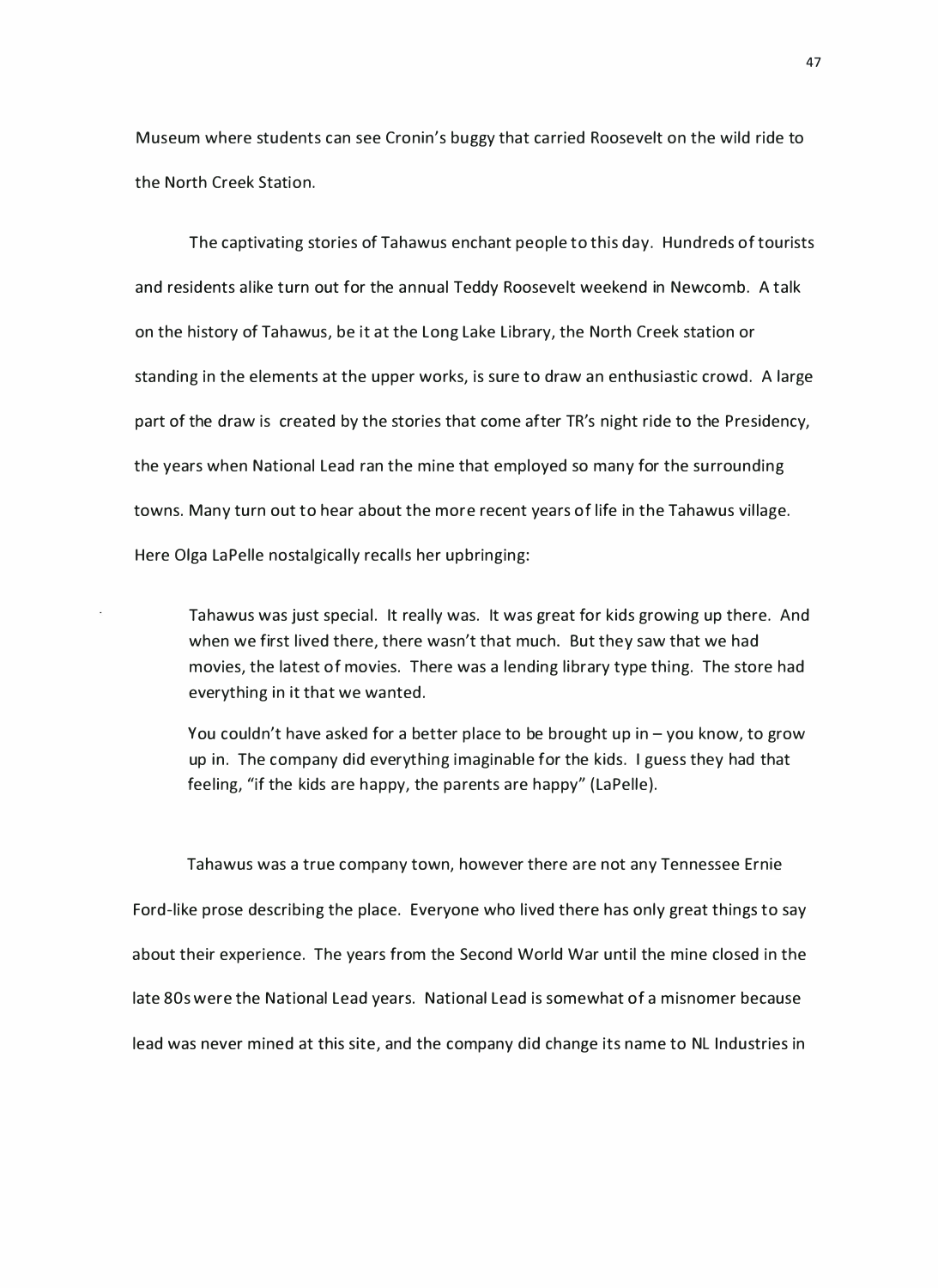Museum where students can see Cronin's buggy that carried Roosevelt on the wild ride to the North Creek Station.

The captivating stories of Tahawus enchant people to this day. Hundreds of tourists and residents alike turn out for the annual Teddy Roosevelt weekend in Newcomb. A talk on the history of Tahawus, be it at the Long Lake Library, the North Creek station or standing in the elements at the upper works, is sure to draw an enthusiastic crowd. A large part of the draw is created by the stories that come after TR's night ride to the Presidency, the years when National Lead ran the mine that employed so many for the surrounding towns. Many turn out to hear about the more recent years of life in the Tahawus village. Here Olga LaPelle nostalgically recalls her upbringing:

> Tahawus was just special. It really was. It was great for kids growing up there. And when we first lived there, there wasn't that much. But they saw that we had movies, the latest of movies. There was a lending library type thing. The store had everything in it that we wanted.
>
> You couldn't have asked for a better place to be brought up in – you know, to grow up in. The company did everything imaginable for the kids. I guess they had that feeling, "if the kids are happy, the parents are happy" (LaPelle).

Tahawus was a true company town, however there are not any Tennessee Ernie Ford-like prose describing the place. Everyone who lived there has only great things to say about their experience. The years from the Second World War until the mine closed in the late 80s were the National Lead years. National Lead is somewhat of a misnomer because lead was never mined at this site, and the company did change its name to NL Industries in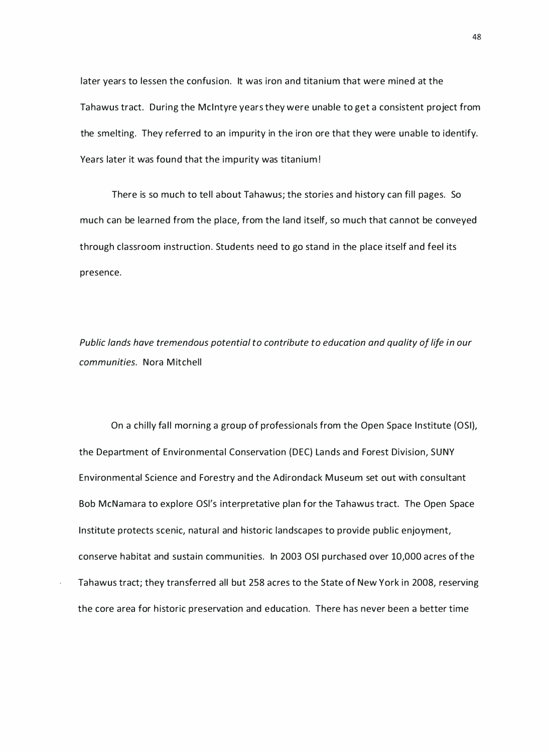later years to lessen the confusion. It was iron and titanium that were mined at the Tahawus tract. During the McIntyre years they were unable to get a consistent project from the smelting. They referred to an impurity in the iron ore that they were unable to identify. Years later it was found that the impurity was titanium!

There is so much to tell about Tahawus; the stories and history can fill pages. So much can be learned from the place, from the land itself, so much that cannot be conveyed through classroom instruction. Students need to go stand in the place itself and feel its presence.

*Public lands have tremendous potential to contribute to education and quality of life in our communities.* Nora Mitchell

On a chilly fall morning a group of professionals from the Open Space Institute (OSI), the Department of Environmental Conservation (DEC) Lands and Forest Division, SUNY Environmental Science and Forestry and the Adirondack Museum set out with consultant Bob McNamara to explore OSI's interpretative plan for the Tahawus tract. The Open Space Institute protects scenic, natural and historic landscapes to provide public enjoyment, conserve habitat and sustain communities. In 2003 OSI purchased over 10,000 acres of the Tahawus tract; they transferred all but 258 acres to the State of New York in 2008, reserving the core area for historic preservation and education. There has never been a better time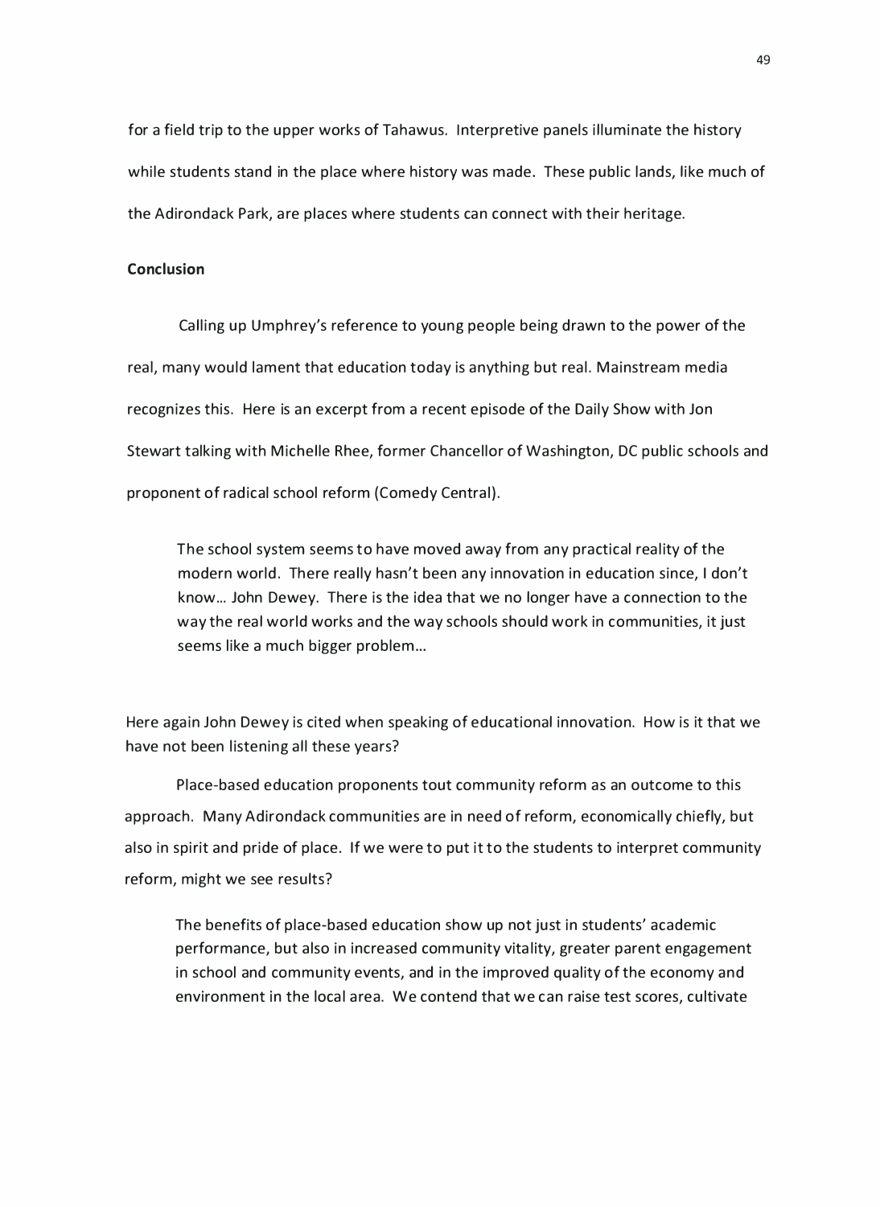for a field trip to the upper works of Tahawus. Interpretive panels illuminate the history while students stand in the place where history was made. These public lands, like much of the Adirondack Park, are places where students can connect with their heritage.

**Conclusion**

Calling up Umphrey's reference to young people being drawn to the power of the real, many would lament that education today is anything but real. Mainstream media recognizes this. Here is an excerpt from a recent episode of the Daily Show with Jon Stewart talking with Michelle Rhee, former Chancellor of Washington, DC public schools and proponent of radical school reform (Comedy Central).

> The school system seems to have moved away from any practical reality of the modern world. There really hasn't been any innovation in education since, I don't know… John Dewey. There is the idea that we no longer have a connection to the way the real world works and the way schools should work in communities, it just seems like a much bigger problem…

Here again John Dewey is cited when speaking of educational innovation. How is it that we have not been listening all these years?

Place-based education proponents tout community reform as an outcome to this approach. Many Adirondack communities are in need of reform, economically chiefly, but also in spirit and pride of place. If we were to put it to the students to interpret community reform, might we see results?

> The benefits of place-based education show up not just in students' academic performance, but also in increased community vitality, greater parent engagement in school and community events, and in the improved quality of the economy and environment in the local area. We contend that we can raise test scores, cultivate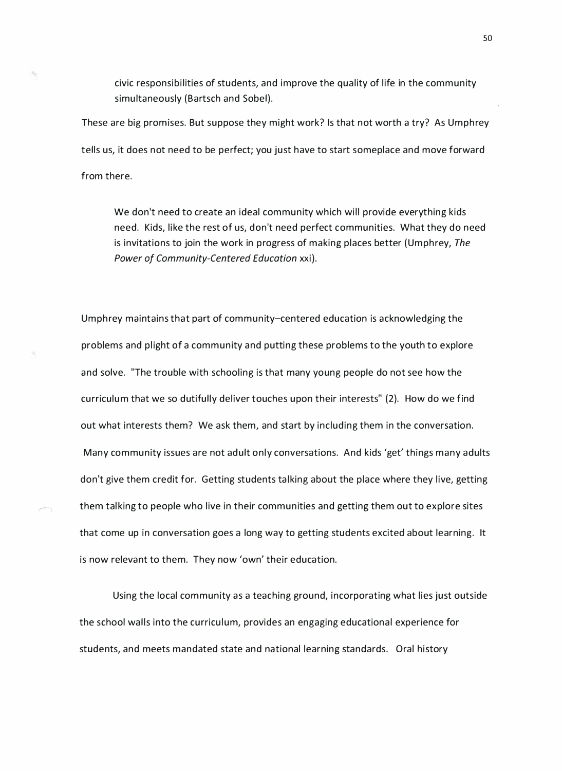> civic responsibilities of students, and improve the quality of life in the community simultaneously (Bartsch and Sobel).

These are big promises. But suppose they might work? Is that not worth a try? As Umphrey tells us, it does not need to be perfect; you just have to start someplace and move forward from there.

> We don't need to create an ideal community which will provide everything kids need. Kids, like the rest of us, don't need perfect communities. What they do need is invitations to join the work in progress of making places better (Umphrey, *The Power of Community-Centered Education* xxi).

Umphrey maintains that part of community–centered education is acknowledging the problems and plight of a community and putting these problems to the youth to explore and solve. "The trouble with schooling is that many young people do not see how the curriculum that we so dutifully deliver touches upon their interests" (2). How do we find out what interests them? We ask them, and start by including them in the conversation. Many community issues are not adult only conversations. And kids 'get' things many adults don't give them credit for. Getting students talking about the place where they live, getting them talking to people who live in their communities and getting them out to explore sites that come up in conversation goes a long way to getting students excited about learning. It is now relevant to them. They now 'own' their education.

Using the local community as a teaching ground, incorporating what lies just outside the school walls into the curriculum, provides an engaging educational experience for students, and meets mandated state and national learning standards. Oral history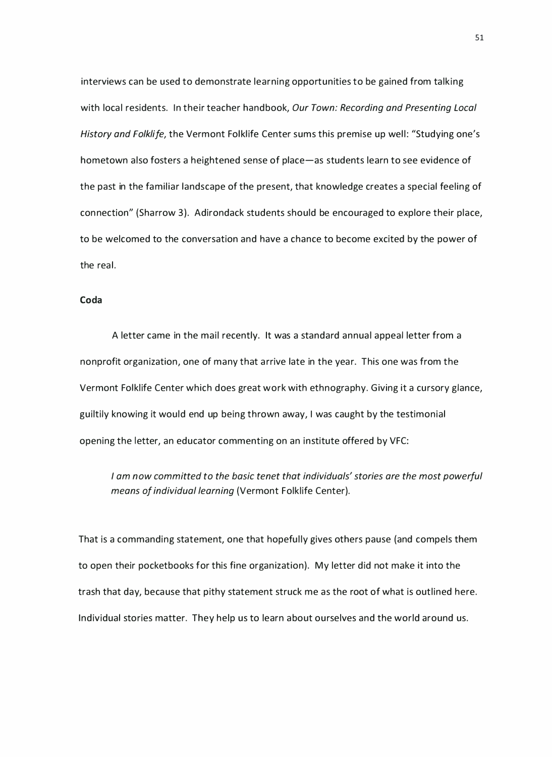interviews can be used to demonstrate learning opportunities to be gained from talking with local residents. In their teacher handbook, *Our Town: Recording and Presenting Local History and Folklife,* the Vermont Folklife Center sums this premise up well: "Studying one's hometown also fosters a heightened sense of place—as students learn to see evidence of the past in the familiar landscape of the present, that knowledge creates a special feeling of connection" (Sharrow 3). Adirondack students should be encouraged to explore their place, to be welcomed to the conversation and have a chance to become excited by the power of the real.

**Coda**

A letter came in the mail recently. It was a standard annual appeal letter from a nonprofit organization, one of many that arrive late in the year. This one was from the Vermont Folklife Center which does great work with ethnography. Giving it a cursory glance, guiltily knowing it would end up being thrown away, I was caught by the testimonial opening the letter, an educator commenting on an institute offered by VFC:

> *I am now committed to the basic tenet that individuals' stories are the most powerful means of individual learning* (Vermont Folklife Center).

That is a commanding statement, one that hopefully gives others pause (and compels them to open their pocketbooks for this fine organization). My letter did not make it into the trash that day, because that pithy statement struck me as the root of what is outlined here. Individual stories matter. They help us to learn about ourselves and the world around us.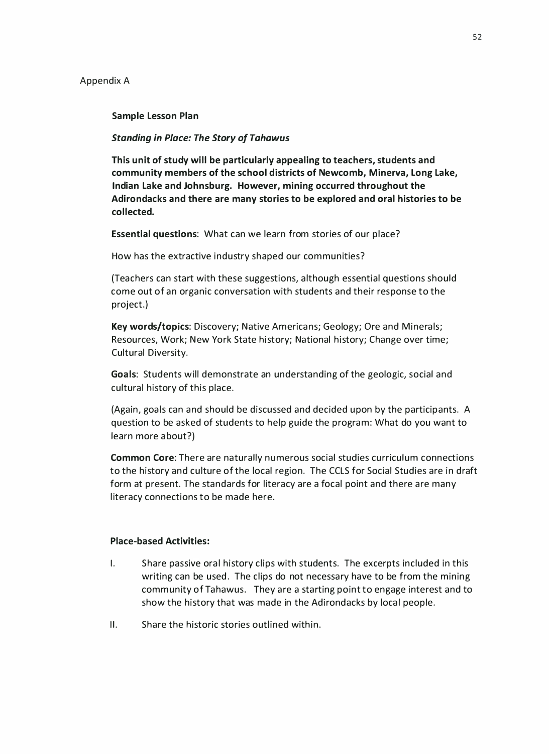Appendix A

**Sample Lesson Plan**

***Standing in Place: The Story of Tahawus***

**This unit of study will be particularly appealing to teachers, students and community members of the school districts of Newcomb, Minerva, Long Lake, Indian Lake and Johnsburg. However, mining occurred throughout the Adirondacks and there are many stories to be explored and oral histories to be collected.**

**Essential questions**: What can we learn from stories of our place?

How has the extractive industry shaped our communities?

(Teachers can start with these suggestions, although essential questions should come out of an organic conversation with students and their response to the project.)

**Key words/topics**: Discovery; Native Americans; Geology; Ore and Minerals; Resources, Work; New York State history; National history; Change over time; Cultural Diversity.

**Goals**: Students will demonstrate an understanding of the geologic, social and cultural history of this place.

(Again, goals can and should be discussed and decided upon by the participants. A question to be asked of students to help guide the program: What do you want to learn more about?)

**Common Core**: There are naturally numerous social studies curriculum connections to the history and culture of the local region. The CCLS for Social Studies are in draft form at present. The standards for literacy are a focal point and there are many literacy connections to be made here.

**Place-based Activities:**

I. Share passive oral history clips with students. The excerpts included in this writing can be used. The clips do not necessary have to be from the mining community of Tahawus. They are a starting point to engage interest and to show the history that was made in the Adirondacks by local people.

II. Share the historic stories outlined within.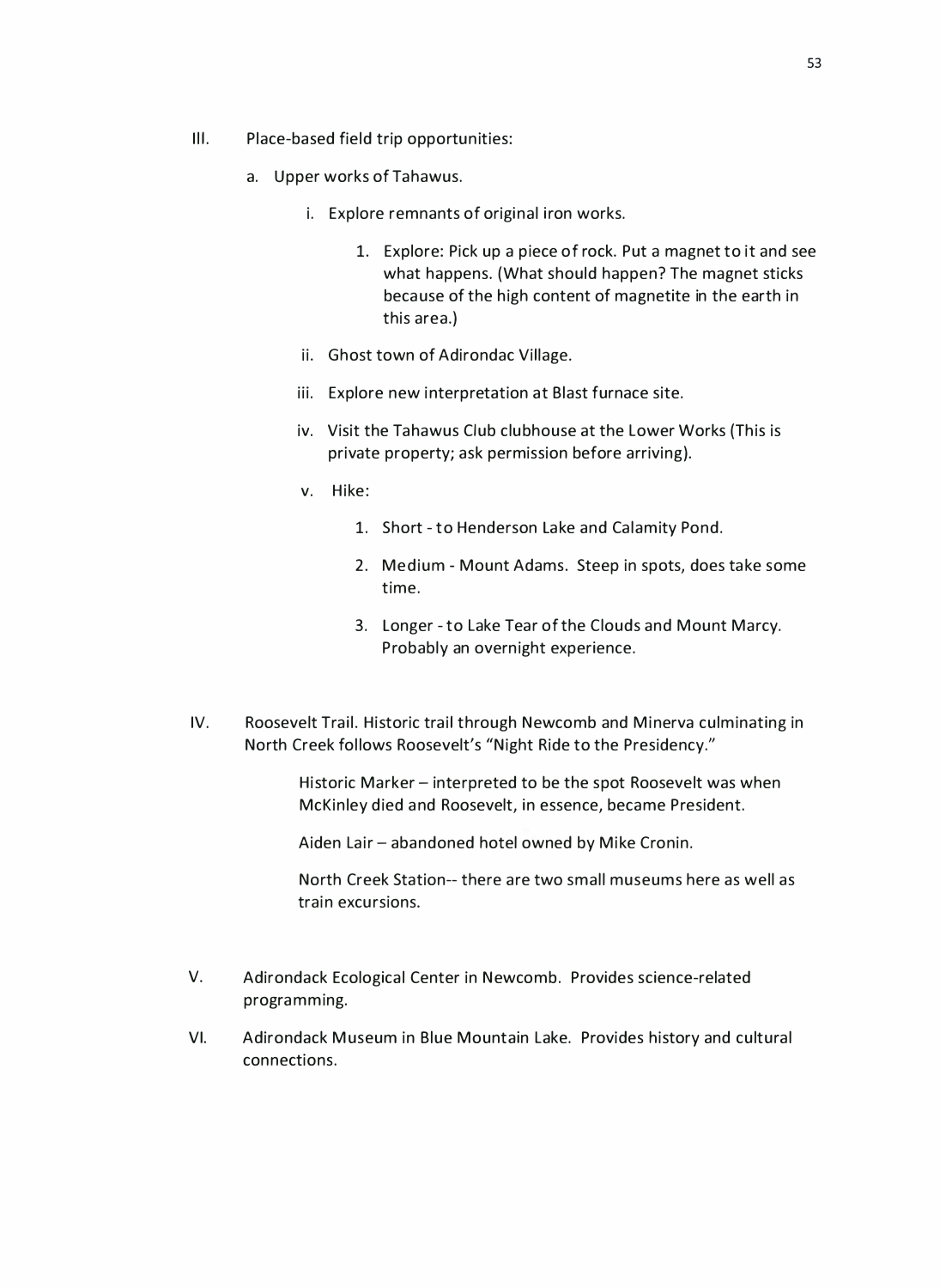III. Place-based field trip opportunities:

   a. Upper works of Tahawus.

      i. Explore remnants of original iron works.

         1. Explore: Pick up a piece of rock. Put a magnet to it and see what happens. (What should happen? The magnet sticks because of the high content of magnetite in the earth in this area.)

      ii. Ghost town of Adirondac Village.

      iii. Explore new interpretation at Blast furnace site.

      iv. Visit the Tahawus Club clubhouse at the Lower Works (This is private property; ask permission before arriving).

      v. Hike:

         1. Short - to Henderson Lake and Calamity Pond.

         2. Medium - Mount Adams. Steep in spots, does take some time.

         3. Longer - to Lake Tear of the Clouds and Mount Marcy. Probably an overnight experience.

IV. Roosevelt Trail. Historic trail through Newcomb and Minerva culminating in North Creek follows Roosevelt's "Night Ride to the Presidency."

   Historic Marker – interpreted to be the spot Roosevelt was when McKinley died and Roosevelt, in essence, became President.

   Aiden Lair – abandoned hotel owned by Mike Cronin.

   North Creek Station-- there are two small museums here as well as train excursions.

V. Adirondack Ecological Center in Newcomb. Provides science-related programming.

VI. Adirondack Museum in Blue Mountain Lake. Provides history and cultural connections.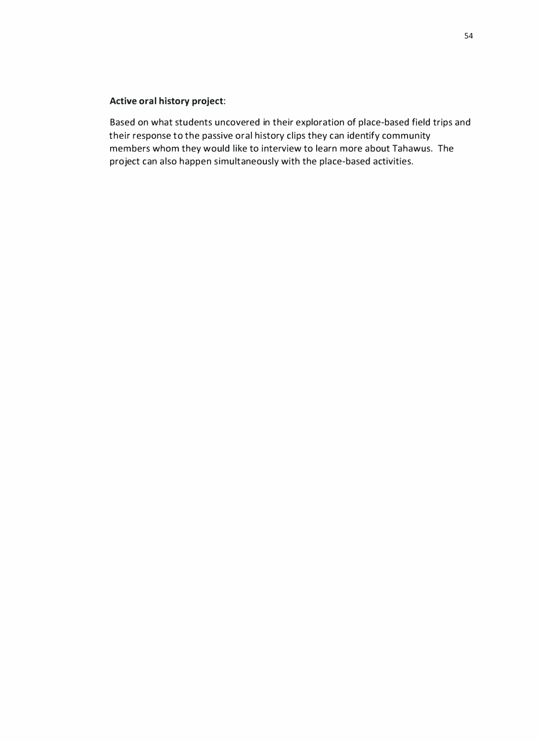**Active oral history project**:

Based on what students uncovered in their exploration of place-based field trips and their response to the passive oral history clips they can identify community members whom they would like to interview to learn more about Tahawus. The project can also happen simultaneously with the place-based activities.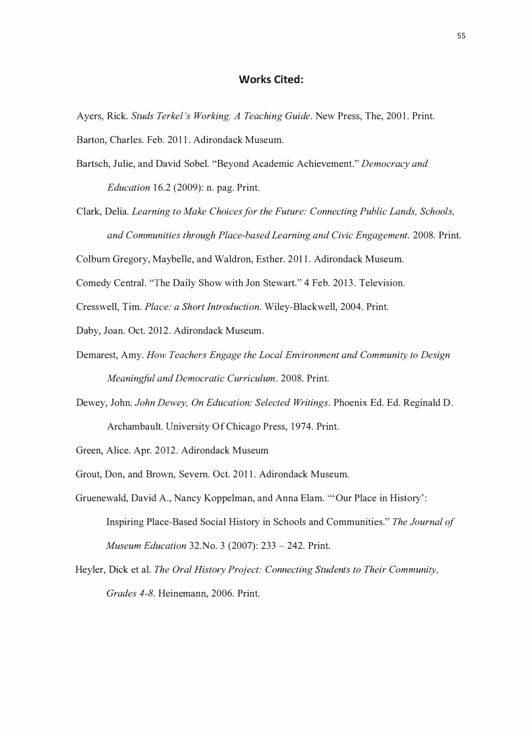## Works Cited:

Ayers, Rick. *Studs Terkel's Working: A Teaching Guide*. New Press, The, 2001. Print.

Barton, Charles. Feb. 2011. Adirondack Museum.

Bartsch, Julie, and David Sobel. "Beyond Academic Achievement." *Democracy and Education* 16.2 (2009): n. pag. Print.

Clark, Delia. *Learning to Make Choices for the Future: Connecting Public Lands, Schools, and Communities through Place-based Learning and Civic Engagement*. 2008. Print.

Colburn Gregory, Maybelle, and Waldron, Esther. 2011. Adirondack Museum.

Comedy Central. "The Daily Show with Jon Stewart." 4 Feb. 2013. Television.

Cresswell, Tim. *Place: a Short Introduction*. Wiley-Blackwell, 2004. Print.

Daby, Joan. Oct. 2012. Adirondack Museum.

Demarest, Amy. *How Teachers Engage the Local Environment and Community to Design Meaningful and Democratic Curriculum*. 2008. Print.

Dewey, John. *John Dewey, On Education: Selected Writings*. Phoenix Ed. Ed. Reginald D. Archambault. University Of Chicago Press, 1974. Print.

Green, Alice. Apr. 2012. Adirondack Museum

Grout, Don, and Brown, Severn. Oct. 2011. Adirondack Museum.

Gruenewald, David A., Nancy Koppelman, and Anna Elam. "'Our Place in History': Inspiring Place-Based Social History in Schools and Communities." *The Journal of Museum Education* 32.No. 3 (2007): 233 – 242. Print.

Heyler, Dick et al. *The Oral History Project: Connecting Students to Their Community, Grades 4-8*. Heinemann, 2006. Print.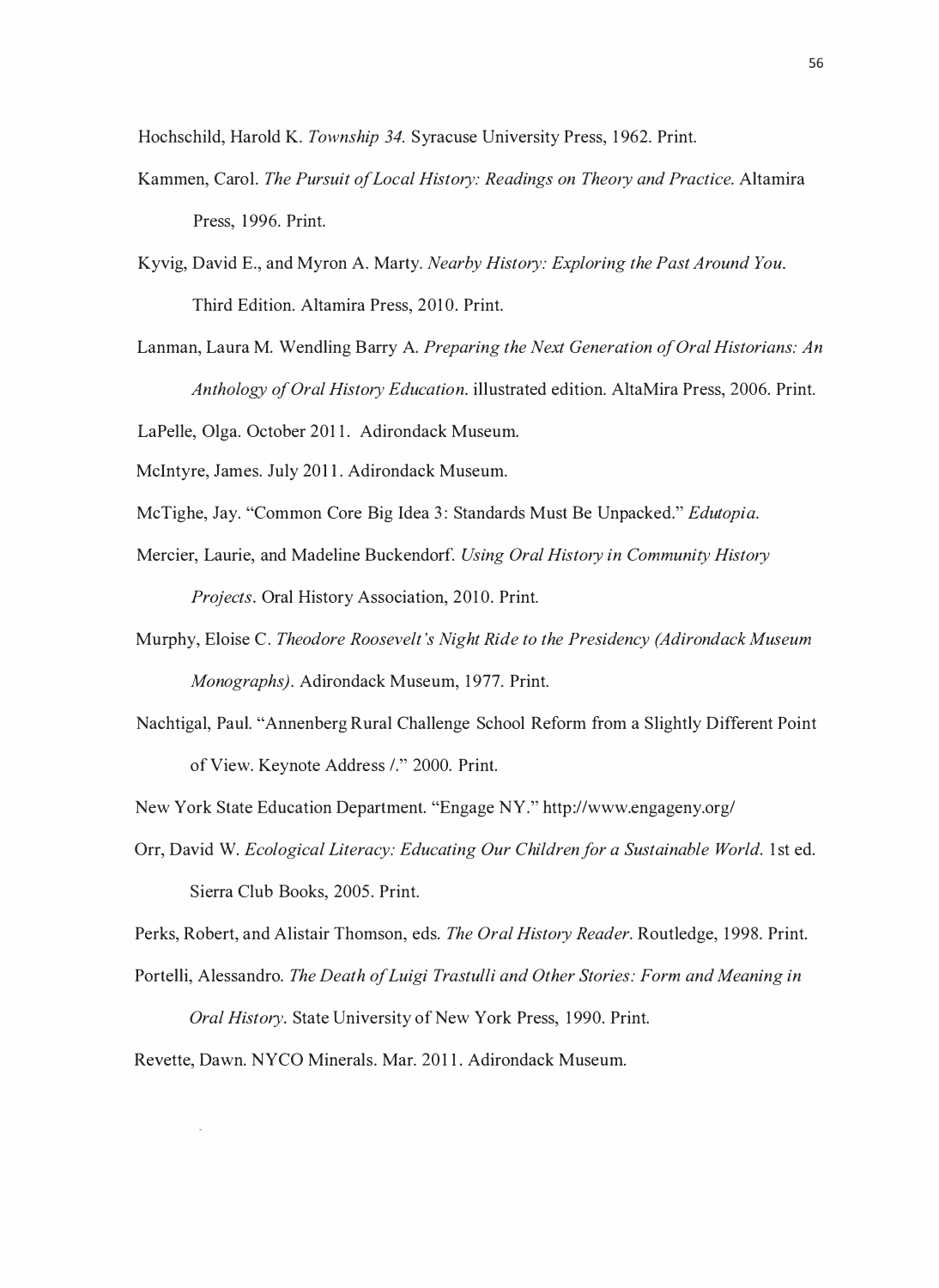Hochschild, Harold K. *Township 34*. Syracuse University Press, 1962. Print.

Kammen, Carol. *The Pursuit of Local History: Readings on Theory and Practice*. Altamira Press, 1996. Print.

Kyvig, David E., and Myron A. Marty. *Nearby History: Exploring the Past Around You*. Third Edition. Altamira Press, 2010. Print.

Lanman, Laura M. Wendling Barry A. *Preparing the Next Generation of Oral Historians: An Anthology of Oral History Education*. illustrated edition. AltaMira Press, 2006. Print.

LaPelle, Olga. October 2011. Adirondack Museum.

McIntyre, James. July 2011. Adirondack Museum.

McTighe, Jay. "Common Core Big Idea 3: Standards Must Be Unpacked." *Edutopia*.

Mercier, Laurie, and Madeline Buckendorf. *Using Oral History in Community History Projects*. Oral History Association, 2010. Print.

Murphy, Eloise C. *Theodore Roosevelt's Night Ride to the Presidency (Adirondack Museum Monographs)*. Adirondack Museum, 1977. Print.

Nachtigal, Paul. "Annenberg Rural Challenge School Reform from a Slightly Different Point of View. Keynote Address /." 2000. Print.

New York State Education Department. "Engage NY." http://www.engageny.org/

Orr, David W. *Ecological Literacy: Educating Our Children for a Sustainable World*. 1st ed. Sierra Club Books, 2005. Print.

Perks, Robert, and Alistair Thomson, eds. *The Oral History Reader*. Routledge, 1998. Print.

Portelli, Alessandro. *The Death of Luigi Trastulli and Other Stories: Form and Meaning in Oral History*. State University of New York Press, 1990. Print.

Revette, Dawn. NYCO Minerals. Mar. 2011. Adirondack Museum.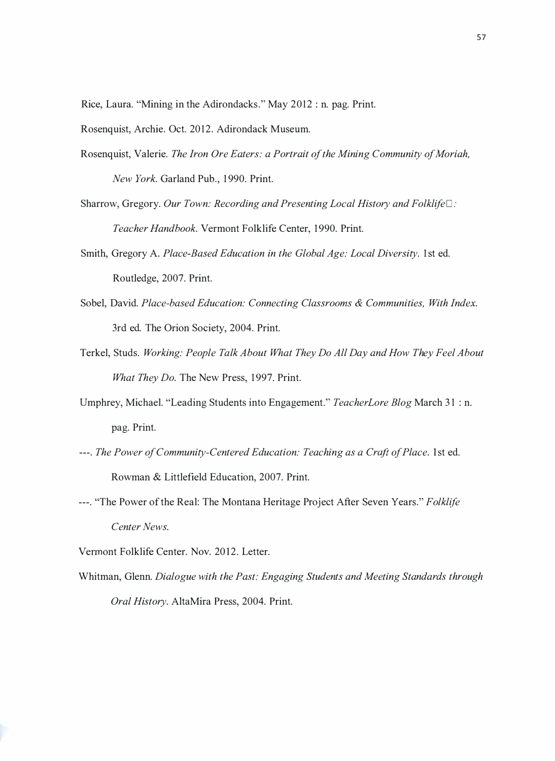Rice, Laura. "Mining in the Adirondacks." May 2012 : n. pag. Print.

Rosenquist, Archie. Oct. 2012. Adirondack Museum.

Rosenquist, Valerie. *The Iron Ore Eaters: a Portrait of the Mining Community of Moriah, New York*. Garland Pub., 1990. Print.

Sharrow, Gregory. *Our Town: Recording and Presenting Local History and Folklife□: Teacher Handbook*. Vermont Folklife Center, 1990. Print.

Smith, Gregory A. *Place-Based Education in the Global Age: Local Diversity*. 1st ed. Routledge, 2007. Print.

Sobel, David. *Place-based Education: Connecting Classrooms & Communities, With Index*. 3rd ed. The Orion Society, 2004. Print.

Terkel, Studs. *Working: People Talk About What They Do All Day and How They Feel About What They Do*. The New Press, 1997. Print.

Umphrey, Michael. "Leading Students into Engagement." *TeacherLore Blog* March 31 : n. pag. Print.

---. *The Power of Community-Centered Education: Teaching as a Craft of Place*. 1st ed. Rowman & Littlefield Education, 2007. Print.

---. "The Power of the Real: The Montana Heritage Project After Seven Years." *Folklife Center News*.

Vermont Folklife Center. Nov. 2012. Letter.

Whitman, Glenn. *Dialogue with the Past: Engaging Students and Meeting Standards through Oral History*. AltaMira Press, 2004. Print.